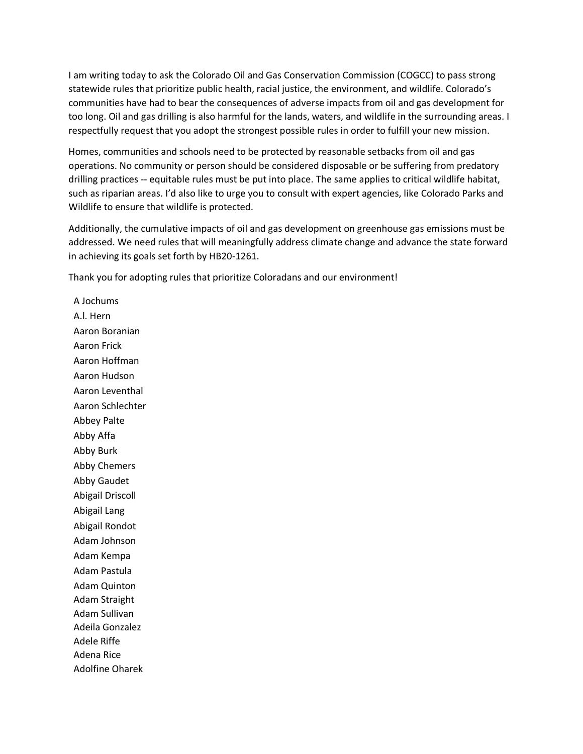I am writing today to ask the Colorado Oil and Gas Conservation Commission (COGCC) to pass strong statewide rules that prioritize public health, racial justice, the environment, and wildlife. Colorado's communities have had to bear the consequences of adverse impacts from oil and gas development for too long. Oil and gas drilling is also harmful for the lands, waters, and wildlife in the surrounding areas. I respectfully request that you adopt the strongest possible rules in order to fulfill your new mission.

Homes, communities and schools need to be protected by reasonable setbacks from oil and gas operations. No community or person should be considered disposable or be suffering from predatory drilling practices -- equitable rules must be put into place. The same applies to critical wildlife habitat, such as riparian areas. I'd also like to urge you to consult with expert agencies, like Colorado Parks and Wildlife to ensure that wildlife is protected.

Additionally, the cumulative impacts of oil and gas development on greenhouse gas emissions must be addressed. We need rules that will meaningfully address climate change and advance the state forward in achieving its goals set forth by HB20-1261.

Thank you for adopting rules that prioritize Coloradans and our environment!

A Jochums
A.l. Hern
Aaron Boranian
Aaron Frick
Aaron Hoffman
Aaron Hudson
Aaron Leventhal
Aaron Schlechter
Abbey Palte
Abby Affa
Abby Burk
Abby Chemers
Abby Gaudet
Abigail Driscoll
Abigail Lang
Abigail Rondot
Adam Johnson
Adam Kempa
Adam Pastula
Adam Quinton
Adam Straight
Adam Sullivan
Adeila Gonzalez
Adele Riffe
Adena Rice
Adolfine Oharek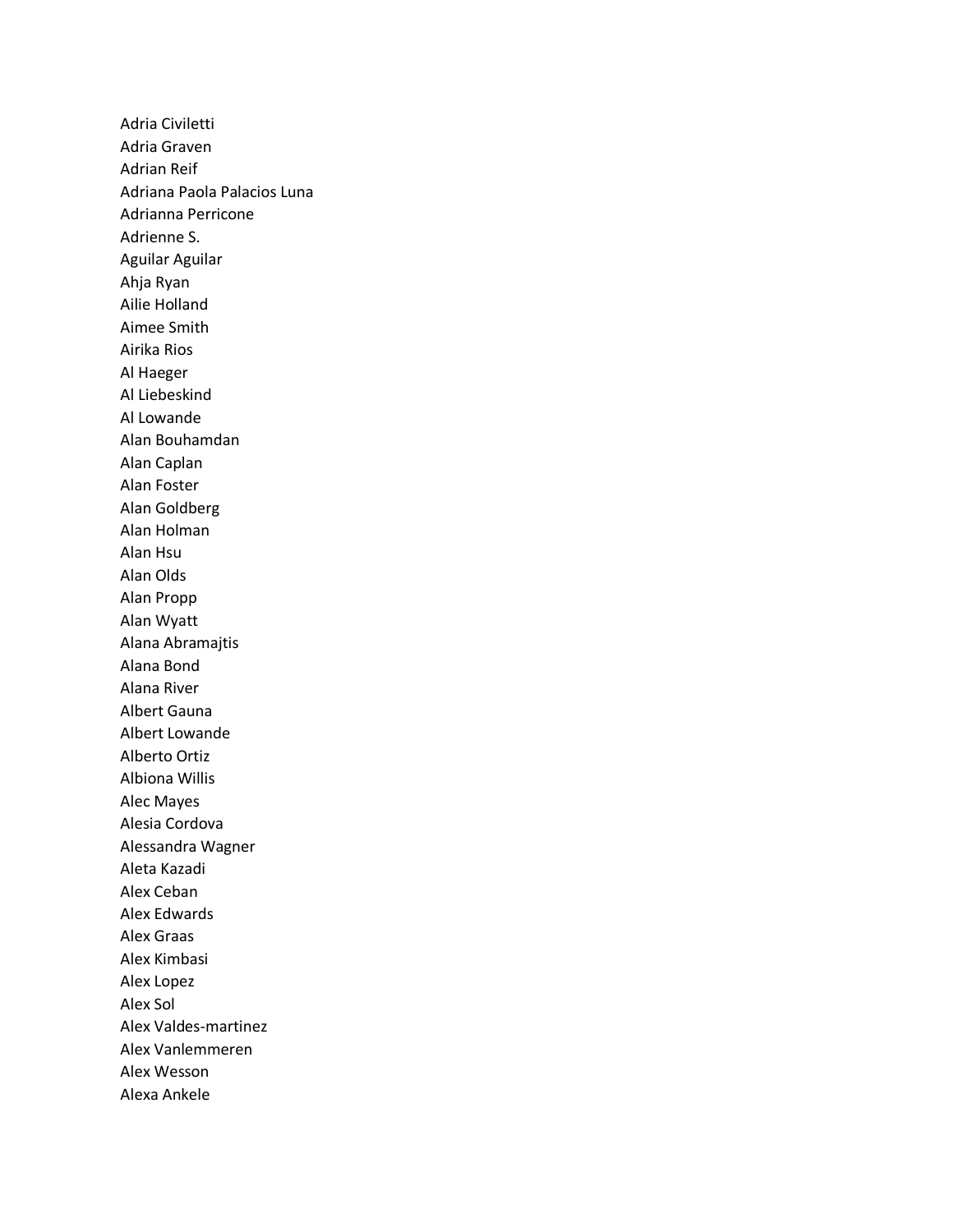Adria Civiletti
Adria Graven
Adrian Reif
Adriana Paola Palacios Luna
Adrianna Perricone
Adrienne S.
Aguilar Aguilar
Ahja Ryan
Ailie Holland
Aimee Smith
Airika Rios
Al Haeger
Al Liebeskind
Al Lowande
Alan Bouhamdan
Alan Caplan
Alan Foster
Alan Goldberg
Alan Holman
Alan Hsu
Alan Olds
Alan Propp
Alan Wyatt
Alana Abramajtis
Alana Bond
Alana River
Albert Gauna
Albert Lowande
Alberto Ortiz
Albiona Willis
Alec Mayes
Alesia Cordova
Alessandra Wagner
Aleta Kazadi
Alex Ceban
Alex Edwards
Alex Graas
Alex Kimbasi
Alex Lopez
Alex Sol
Alex Valdes-martinez
Alex Vanlemmeren
Alex Wesson
Alexa Ankele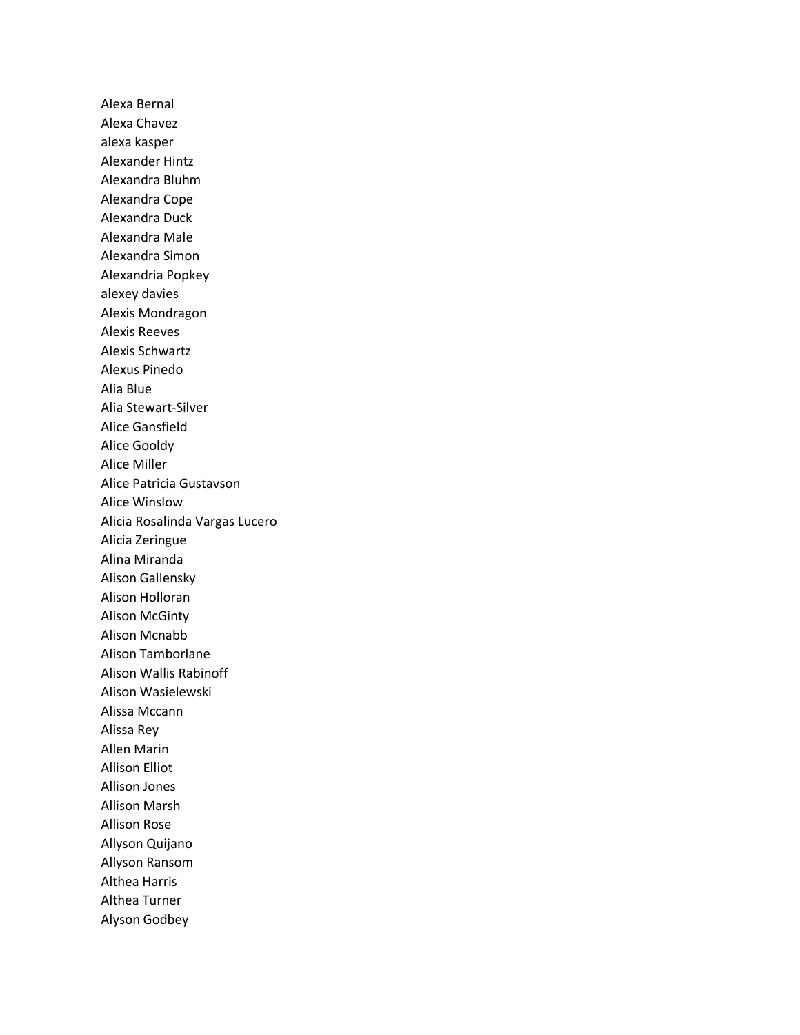Alexa Bernal
Alexa Chavez
alexa kasper
Alexander Hintz
Alexandra Bluhm
Alexandra Cope
Alexandra Duck
Alexandra Male
Alexandra Simon
Alexandria Popkey
alexey davies
Alexis Mondragon
Alexis Reeves
Alexis Schwartz
Alexus Pinedo
Alia Blue
Alia Stewart-Silver
Alice Gansfield
Alice Gooldy
Alice Miller
Alice Patricia Gustavson
Alice Winslow
Alicia Rosalinda Vargas Lucero
Alicia Zeringue
Alina Miranda
Alison Gallensky
Alison Holloran
Alison McGinty
Alison Mcnabb
Alison Tamborlane
Alison Wallis Rabinoff
Alison Wasielewski
Alissa Mccann
Alissa Rey
Allen Marin
Allison Elliot
Allison Jones
Allison Marsh
Allison Rose
Allyson Quijano
Allyson Ransom
Althea Harris
Althea Turner
Alyson Godbey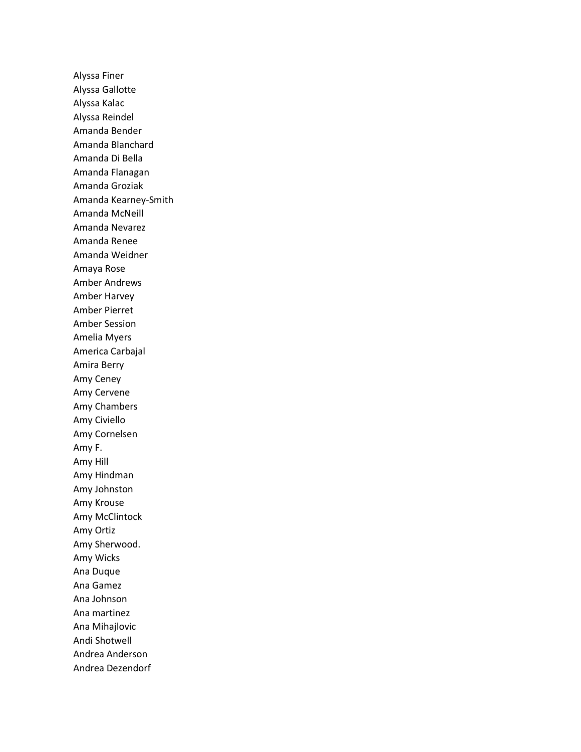Alyssa Finer
Alyssa Gallotte
Alyssa Kalac
Alyssa Reindel
Amanda Bender
Amanda Blanchard
Amanda Di Bella
Amanda Flanagan
Amanda Groziak
Amanda Kearney-Smith
Amanda McNeill
Amanda Nevarez
Amanda Renee
Amanda Weidner
Amaya Rose
Amber Andrews
Amber Harvey
Amber Pierret
Amber Session
Amelia Myers
America Carbajal
Amira Berry
Amy Ceney
Amy Cervene
Amy Chambers
Amy Civiello
Amy Cornelsen
Amy F.
Amy Hill
Amy Hindman
Amy Johnston
Amy Krouse
Amy McClintock
Amy Ortiz
Amy Sherwood.
Amy Wicks
Ana Duque
Ana Gamez
Ana Johnson
Ana martinez
Ana Mihajlovic
Andi Shotwell
Andrea Anderson
Andrea Dezendorf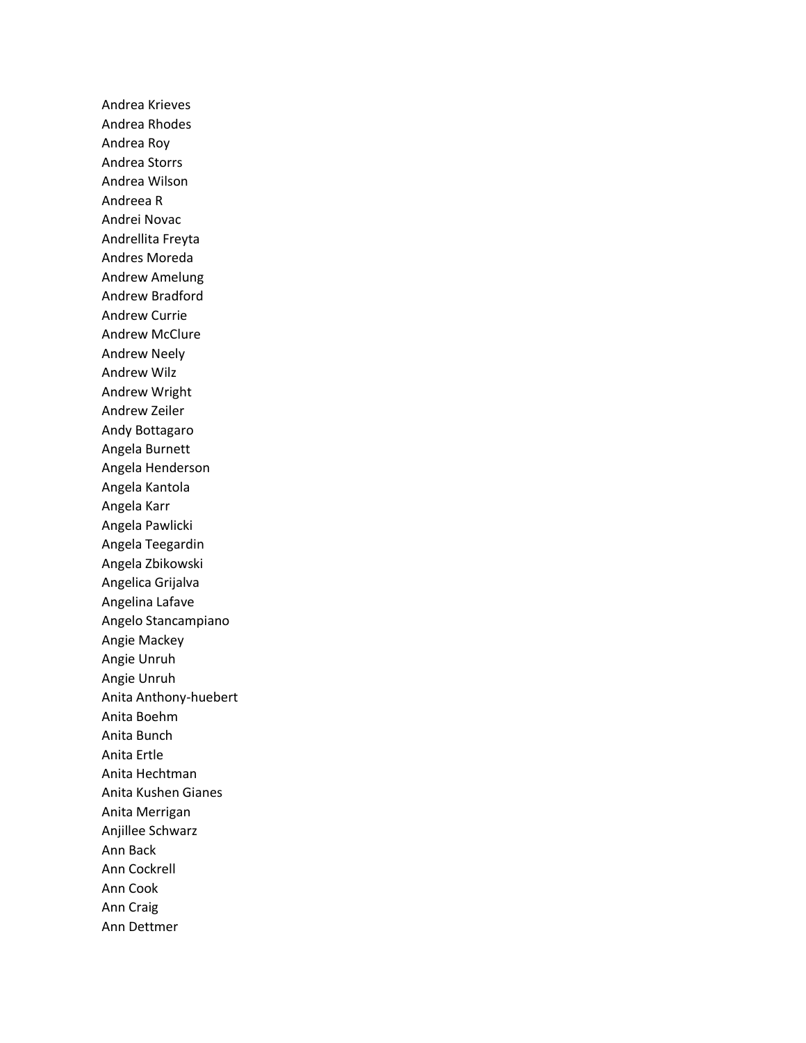Andrea Krieves
Andrea Rhodes
Andrea Roy
Andrea Storrs
Andrea Wilson
Andreea R
Andrei Novac
Andrellita Freyta
Andres Moreda
Andrew Amelung
Andrew Bradford
Andrew Currie
Andrew McClure
Andrew Neely
Andrew Wilz
Andrew Wright
Andrew Zeiler
Andy Bottagaro
Angela Burnett
Angela Henderson
Angela Kantola
Angela Karr
Angela Pawlicki
Angela Teegardin
Angela Zbikowski
Angelica Grijalva
Angelina Lafave
Angelo Stancampiano
Angie Mackey
Angie Unruh
Angie Unruh
Anita Anthony-huebert
Anita Boehm
Anita Bunch
Anita Ertle
Anita Hechtman
Anita Kushen Gianes
Anita Merrigan
Anjillee Schwarz
Ann Back
Ann Cockrell
Ann Cook
Ann Craig
Ann Dettmer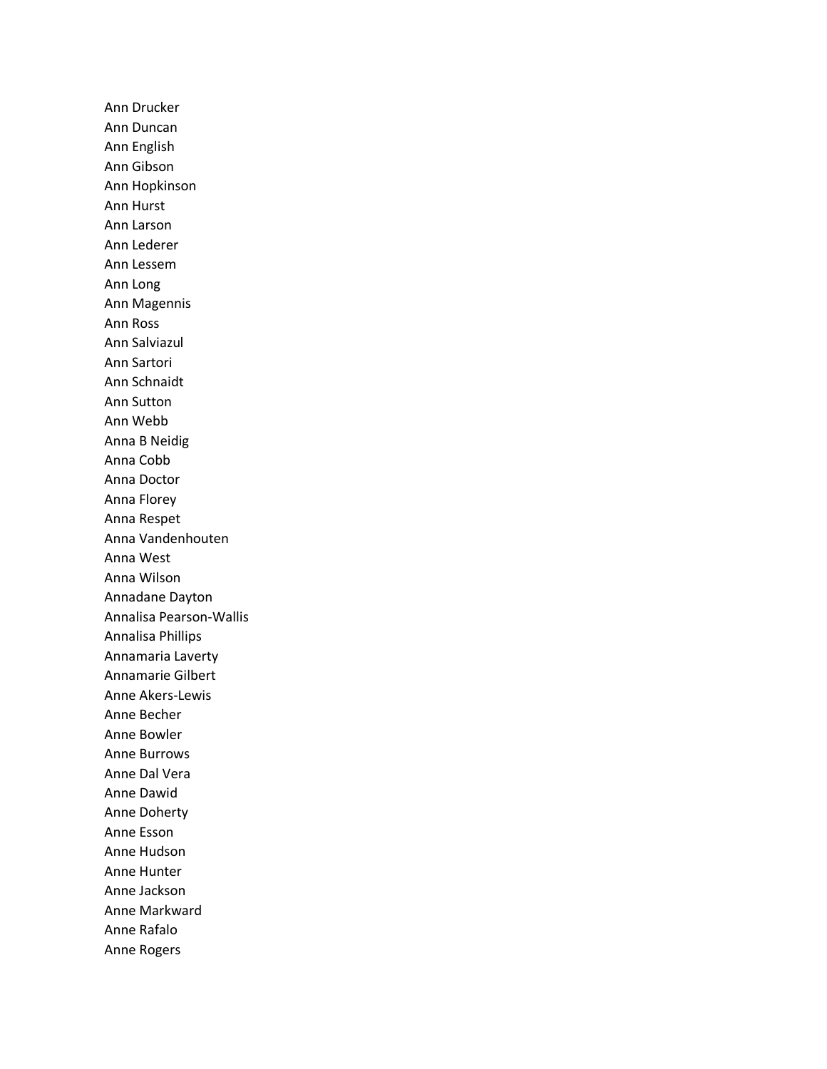Ann Drucker
Ann Duncan
Ann English
Ann Gibson
Ann Hopkinson
Ann Hurst
Ann Larson
Ann Lederer
Ann Lessem
Ann Long
Ann Magennis
Ann Ross
Ann Salviazul
Ann Sartori
Ann Schnaidt
Ann Sutton
Ann Webb
Anna B Neidig
Anna Cobb
Anna Doctor
Anna Florey
Anna Respet
Anna Vandenhouten
Anna West
Anna Wilson
Annadane Dayton
Annalisa Pearson-Wallis
Annalisa Phillips
Annamaria Laverty
Annamarie Gilbert
Anne Akers-Lewis
Anne Becher
Anne Bowler
Anne Burrows
Anne Dal Vera
Anne Dawid
Anne Doherty
Anne Esson
Anne Hudson
Anne Hunter
Anne Jackson
Anne Markward
Anne Rafalo
Anne Rogers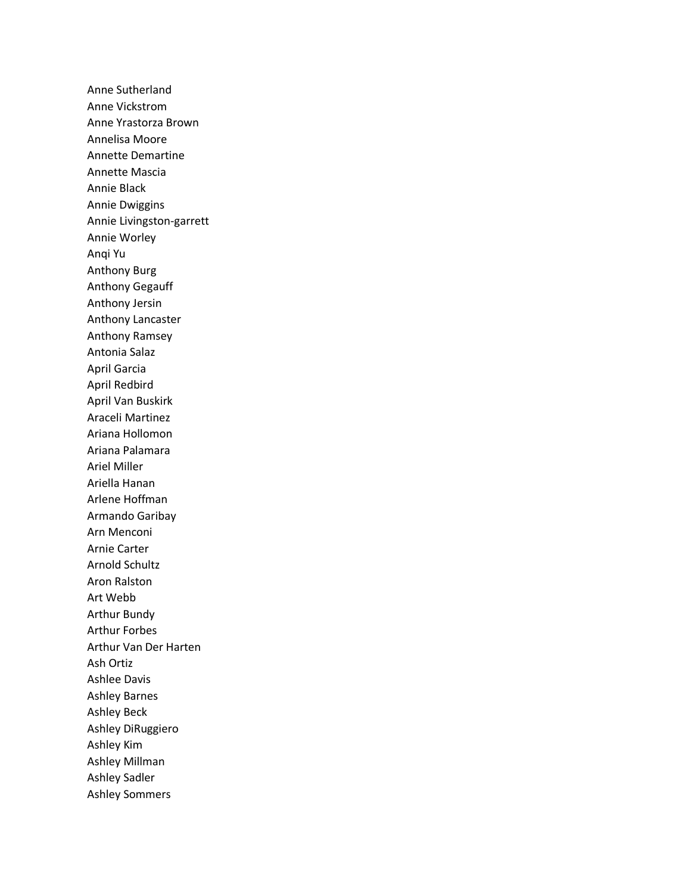Anne Sutherland
Anne Vickstrom
Anne Yrastorza Brown
Annelisa Moore
Annette Demartine
Annette Mascia
Annie Black
Annie Dwiggins
Annie Livingston-garrett
Annie Worley
Anqi Yu
Anthony Burg
Anthony Gegauff
Anthony Jersin
Anthony Lancaster
Anthony Ramsey
Antonia Salaz
April Garcia
April Redbird
April Van Buskirk
Araceli Martinez
Ariana Hollomon
Ariana Palamara
Ariel Miller
Ariella Hanan
Arlene Hoffman
Armando Garibay
Arn Menconi
Arnie Carter
Arnold Schultz
Aron Ralston
Art Webb
Arthur Bundy
Arthur Forbes
Arthur Van Der Harten
Ash Ortiz
Ashlee Davis
Ashley Barnes
Ashley Beck
Ashley DiRuggiero
Ashley Kim
Ashley Millman
Ashley Sadler
Ashley Sommers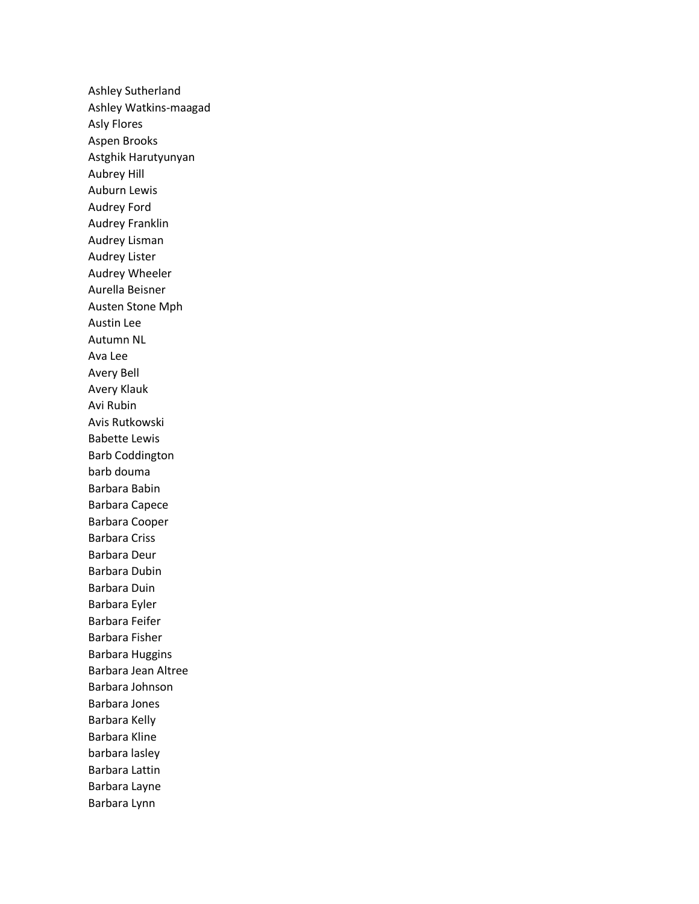Ashley Sutherland
Ashley Watkins-maagad
Asly Flores
Aspen Brooks
Astghik Harutyunyan
Aubrey Hill
Auburn Lewis
Audrey Ford
Audrey Franklin
Audrey Lisman
Audrey Lister
Audrey Wheeler
Aurella Beisner
Austen Stone Mph
Austin Lee
Autumn NL
Ava Lee
Avery Bell
Avery Klauk
Avi Rubin
Avis Rutkowski
Babette Lewis
Barb Coddington
barb douma
Barbara Babin
Barbara Capece
Barbara Cooper
Barbara Criss
Barbara Deur
Barbara Dubin
Barbara Duin
Barbara Eyler
Barbara Feifer
Barbara Fisher
Barbara Huggins
Barbara Jean Altree
Barbara Johnson
Barbara Jones
Barbara Kelly
Barbara Kline
barbara lasley
Barbara Lattin
Barbara Layne
Barbara Lynn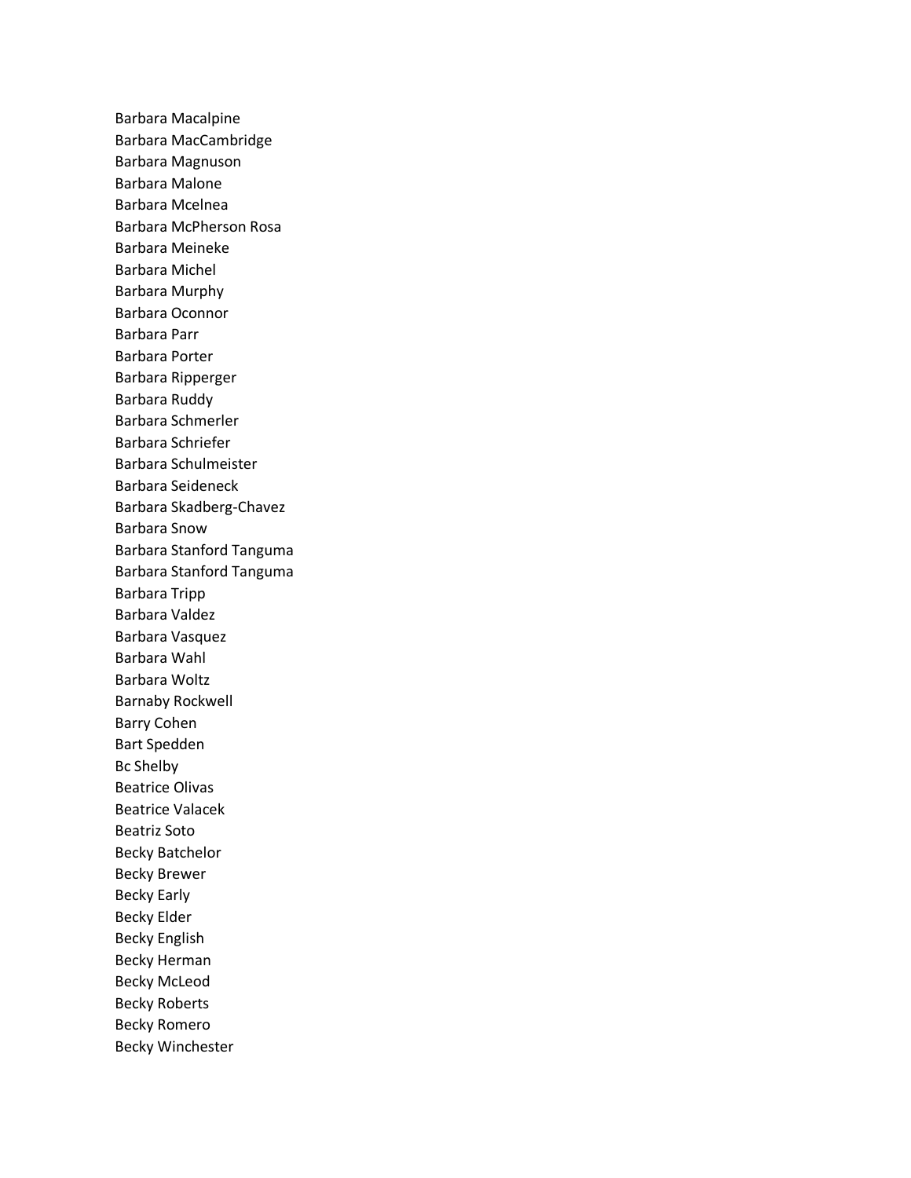Barbara Macalpine
Barbara MacCambridge
Barbara Magnuson
Barbara Malone
Barbara Mcelnea
Barbara McPherson Rosa
Barbara Meineke
Barbara Michel
Barbara Murphy
Barbara Oconnor
Barbara Parr
Barbara Porter
Barbara Ripperger
Barbara Ruddy
Barbara Schmerler
Barbara Schriefer
Barbara Schulmeister
Barbara Seideneck
Barbara Skadberg-Chavez
Barbara Snow
Barbara Stanford Tanguma
Barbara Stanford Tanguma
Barbara Tripp
Barbara Valdez
Barbara Vasquez
Barbara Wahl
Barbara Woltz
Barnaby Rockwell
Barry Cohen
Bart Spedden
Bc Shelby
Beatrice Olivas
Beatrice Valacek
Beatriz Soto
Becky Batchelor
Becky Brewer
Becky Early
Becky Elder
Becky English
Becky Herman
Becky McLeod
Becky Roberts
Becky Romero
Becky Winchester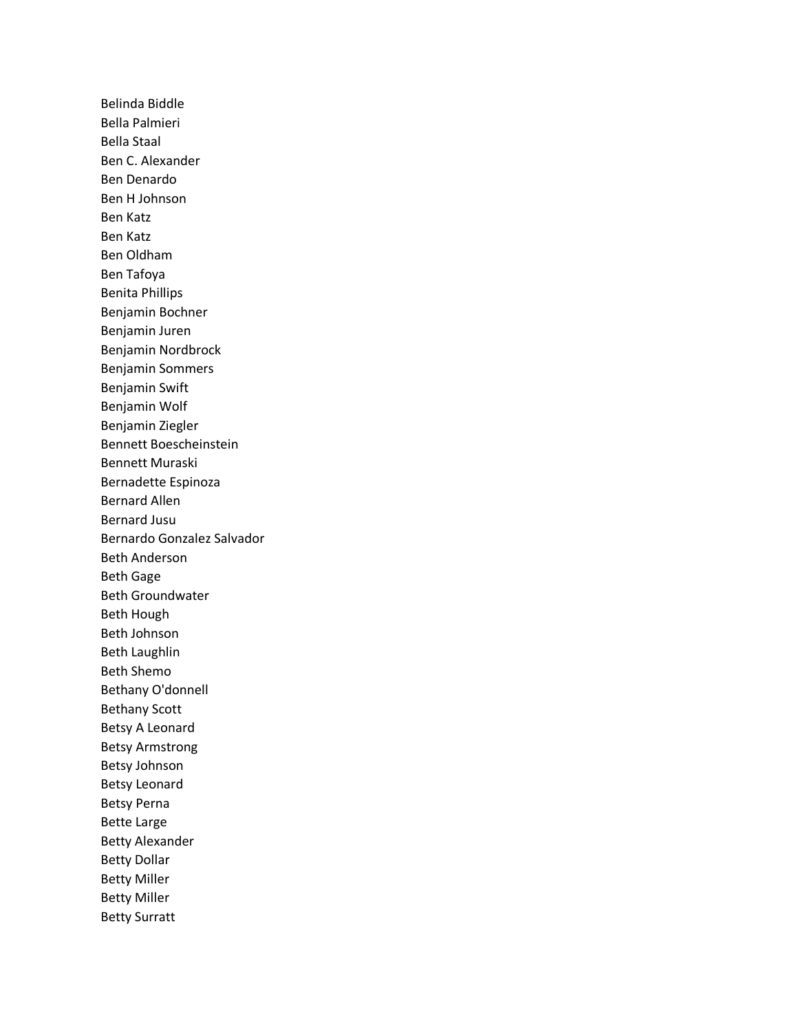Belinda Biddle
Bella Palmieri
Bella Staal
Ben C. Alexander
Ben Denardo
Ben H Johnson
Ben Katz
Ben Katz
Ben Oldham
Ben Tafoya
Benita Phillips
Benjamin Bochner
Benjamin Juren
Benjamin Nordbrock
Benjamin Sommers
Benjamin Swift
Benjamin Wolf
Benjamin Ziegler
Bennett Boescheinstein
Bennett Muraski
Bernadette Espinoza
Bernard Allen
Bernard Jusu
Bernardo Gonzalez Salvador
Beth Anderson
Beth Gage
Beth Groundwater
Beth Hough
Beth Johnson
Beth Laughlin
Beth Shemo
Bethany O'donnell
Bethany Scott
Betsy A Leonard
Betsy Armstrong
Betsy Johnson
Betsy Leonard
Betsy Perna
Bette Large
Betty Alexander
Betty Dollar
Betty Miller
Betty Miller
Betty Surratt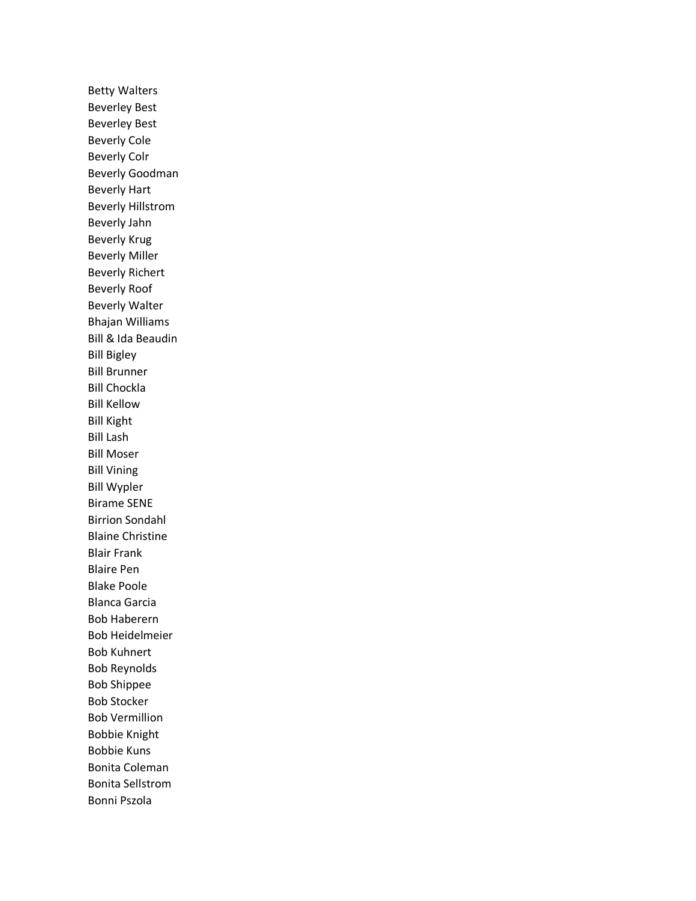Betty Walters
Beverley Best
Beverley Best
Beverly Cole
Beverly Colr
Beverly Goodman
Beverly Hart
Beverly Hillstrom
Beverly Jahn
Beverly Krug
Beverly Miller
Beverly Richert
Beverly Roof
Beverly Walter
Bhajan Williams
Bill & Ida Beaudin
Bill Bigley
Bill Brunner
Bill Chockla
Bill Kellow
Bill Kight
Bill Lash
Bill Moser
Bill Vining
Bill Wypler
Birame SENE
Birrion Sondahl
Blaine Christine
Blair Frank
Blaire Pen
Blake Poole
Blanca Garcia
Bob Haberern
Bob Heidelmeier
Bob Kuhnert
Bob Reynolds
Bob Shippee
Bob Stocker
Bob Vermillion
Bobbie Knight
Bobbie Kuns
Bonita Coleman
Bonita Sellstrom
Bonni Pszola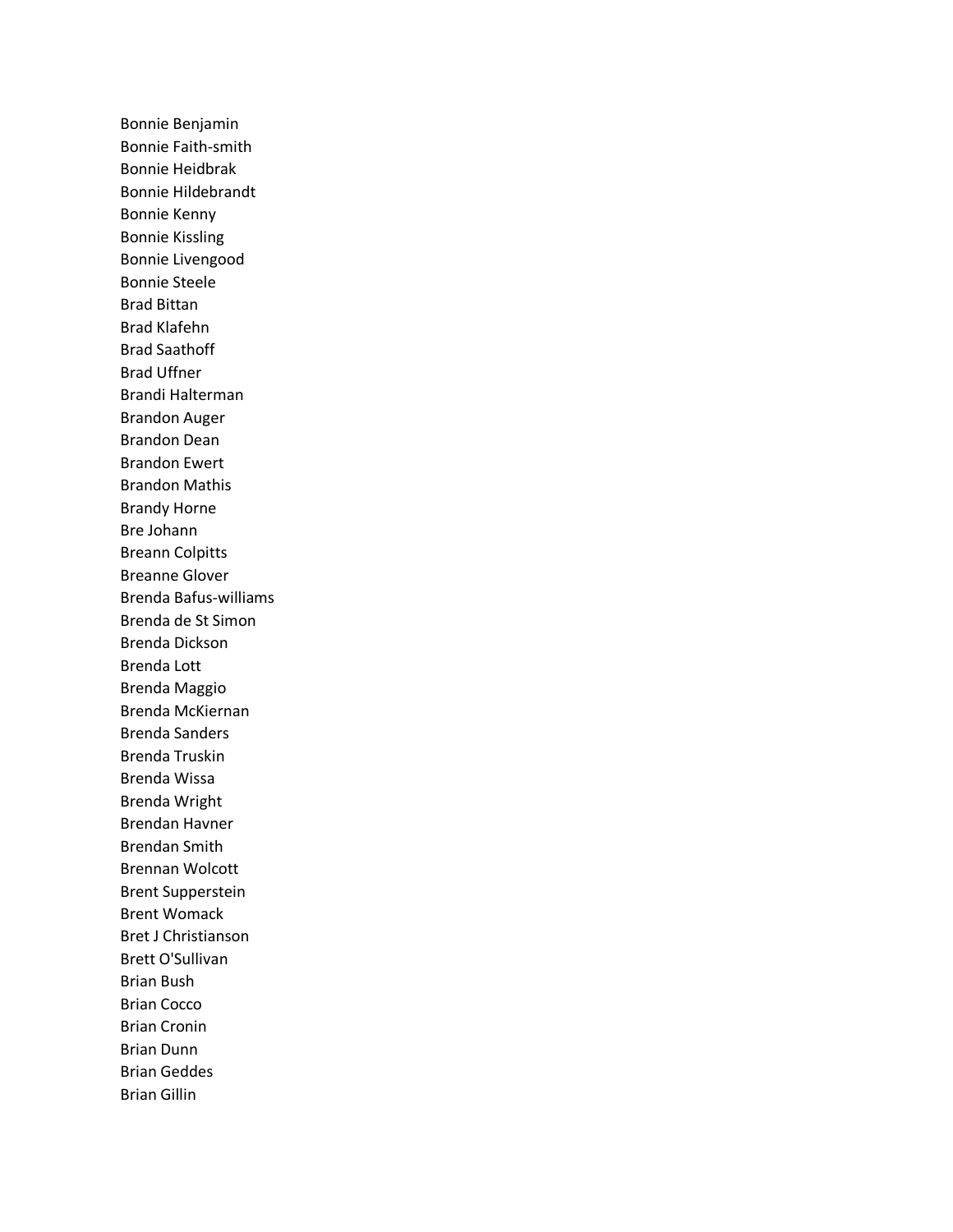Bonnie Benjamin
Bonnie Faith-smith
Bonnie Heidbrak
Bonnie Hildebrandt
Bonnie Kenny
Bonnie Kissling
Bonnie Livengood
Bonnie Steele
Brad Bittan
Brad Klafehn
Brad Saathoff
Brad Uffner
Brandi Halterman
Brandon Auger
Brandon Dean
Brandon Ewert
Brandon Mathis
Brandy Horne
Bre Johann
Breann Colpitts
Breanne Glover
Brenda Bafus-williams
Brenda de St Simon
Brenda Dickson
Brenda Lott
Brenda Maggio
Brenda McKiernan
Brenda Sanders
Brenda Truskin
Brenda Wissa
Brenda Wright
Brendan Havner
Brendan Smith
Brennan Wolcott
Brent Supperstein
Brent Womack
Bret J Christianson
Brett O'Sullivan
Brian Bush
Brian Cocco
Brian Cronin
Brian Dunn
Brian Geddes
Brian Gillin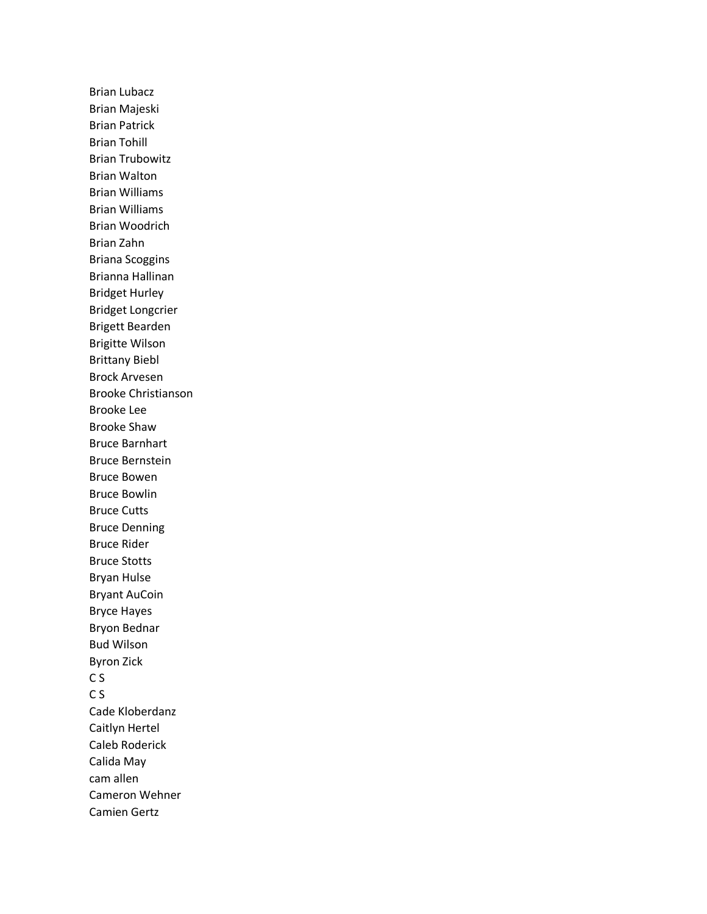Brian Lubacz
Brian Majeski
Brian Patrick
Brian Tohill
Brian Trubowitz
Brian Walton
Brian Williams
Brian Williams
Brian Woodrich
Brian Zahn
Briana Scoggins
Brianna Hallinan
Bridget Hurley
Bridget Longcrier
Brigett Bearden
Brigitte Wilson
Brittany Biebl
Brock Arvesen
Brooke Christianson
Brooke Lee
Brooke Shaw
Bruce Barnhart
Bruce Bernstein
Bruce Bowen
Bruce Bowlin
Bruce Cutts
Bruce Denning
Bruce Rider
Bruce Stotts
Bryan Hulse
Bryant AuCoin
Bryce Hayes
Bryon Bednar
Bud Wilson
Byron Zick
C S
C S
Cade Kloberdanz
Caitlyn Hertel
Caleb Roderick
Calida May
cam allen
Cameron Wehner
Camien Gertz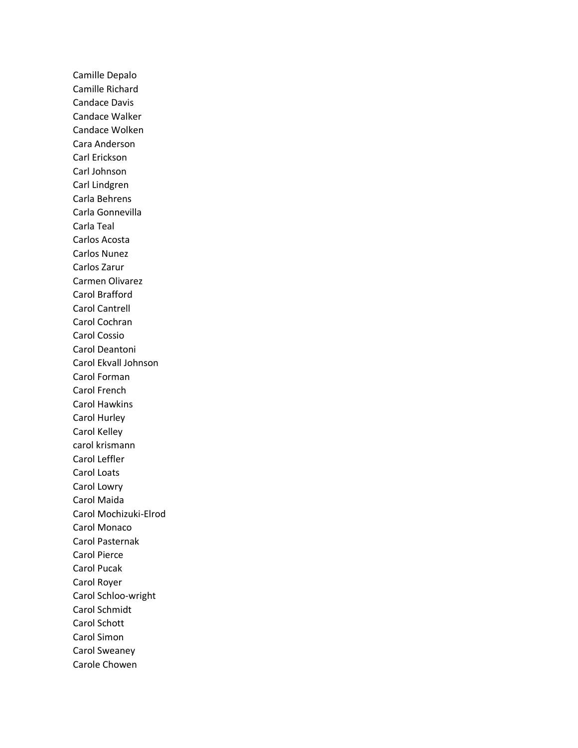Camille Depalo
Camille Richard
Candace Davis
Candace Walker
Candace Wolken
Cara Anderson
Carl Erickson
Carl Johnson
Carl Lindgren
Carla Behrens
Carla Gonnevilla
Carla Teal
Carlos Acosta
Carlos Nunez
Carlos Zarur
Carmen Olivarez
Carol Brafford
Carol Cantrell
Carol Cochran
Carol Cossio
Carol Deantoni
Carol Ekvall Johnson
Carol Forman
Carol French
Carol Hawkins
Carol Hurley
Carol Kelley
carol krismann
Carol Leffler
Carol Loats
Carol Lowry
Carol Maida
Carol Mochizuki-Elrod
Carol Monaco
Carol Pasternak
Carol Pierce
Carol Pucak
Carol Royer
Carol Schloo-wright
Carol Schmidt
Carol Schott
Carol Simon
Carol Sweaney
Carole Chowen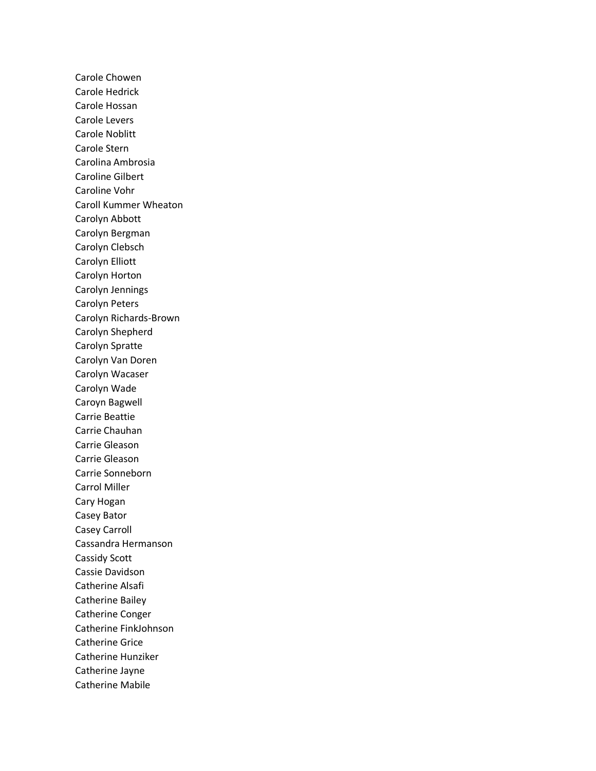Carole Chowen
Carole Hedrick
Carole Hossan
Carole Levers
Carole Noblitt
Carole Stern
Carolina Ambrosia
Caroline Gilbert
Caroline Vohr
Caroll Kummer Wheaton
Carolyn Abbott
Carolyn Bergman
Carolyn Clebsch
Carolyn Elliott
Carolyn Horton
Carolyn Jennings
Carolyn Peters
Carolyn Richards-Brown
Carolyn Shepherd
Carolyn Spratte
Carolyn Van Doren
Carolyn Wacaser
Carolyn Wade
Caroyn Bagwell
Carrie Beattie
Carrie Chauhan
Carrie Gleason
Carrie Gleason
Carrie Sonneborn
Carrol Miller
Cary Hogan
Casey Bator
Casey Carroll
Cassandra Hermanson
Cassidy Scott
Cassie Davidson
Catherine Alsafi
Catherine Bailey
Catherine Conger
Catherine FinkJohnson
Catherine Grice
Catherine Hunziker
Catherine Jayne
Catherine Mabile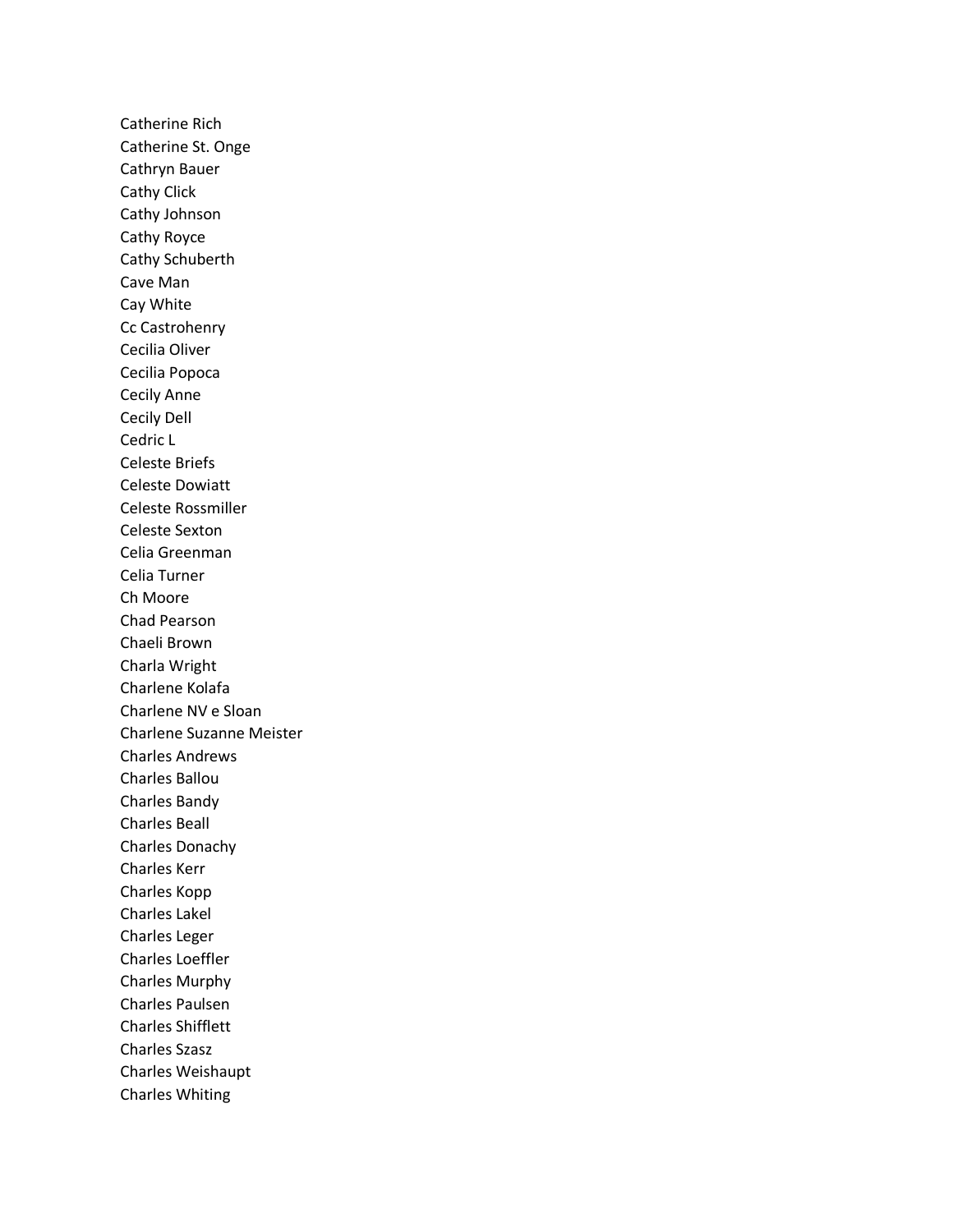Catherine Rich
Catherine St. Onge
Cathryn Bauer
Cathy Click
Cathy Johnson
Cathy Royce
Cathy Schuberth
Cave Man
Cay White
Cc Castrohenry
Cecilia Oliver
Cecilia Popoca
Cecily Anne
Cecily Dell
Cedric L
Celeste Briefs
Celeste Dowiatt
Celeste Rossmiller
Celeste Sexton
Celia Greenman
Celia Turner
Ch Moore
Chad Pearson
Chaeli Brown
Charla Wright
Charlene Kolafa
Charlene NV e Sloan
Charlene Suzanne Meister
Charles Andrews
Charles Ballou
Charles Bandy
Charles Beall
Charles Donachy
Charles Kerr
Charles Kopp
Charles Lakel
Charles Leger
Charles Loeffler
Charles Murphy
Charles Paulsen
Charles Shifflett
Charles Szasz
Charles Weishaupt
Charles Whiting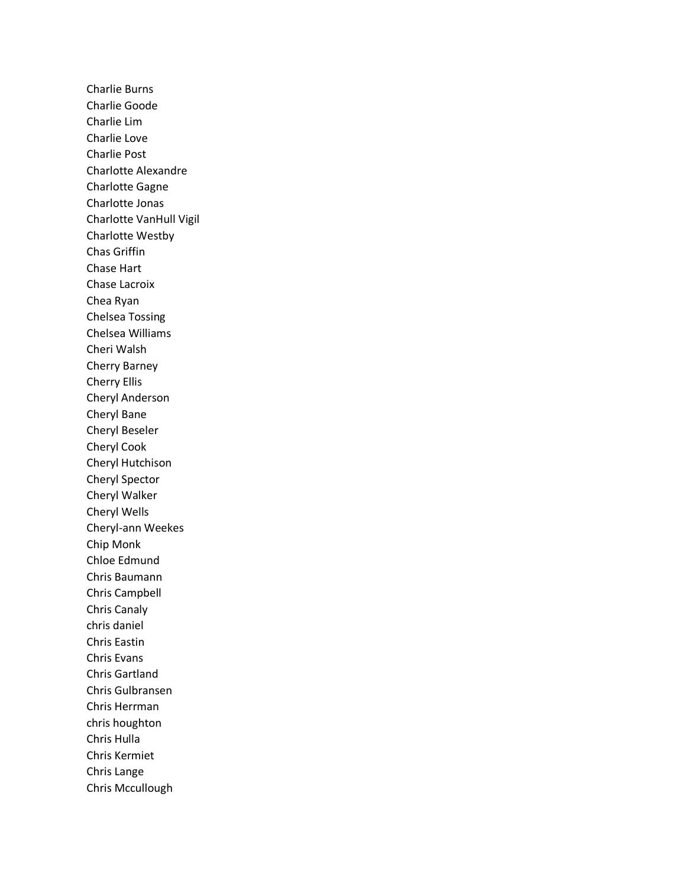Charlie Burns
Charlie Goode
Charlie Lim
Charlie Love
Charlie Post
Charlotte Alexandre
Charlotte Gagne
Charlotte Jonas
Charlotte VanHull Vigil
Charlotte Westby
Chas Griffin
Chase Hart
Chase Lacroix
Chea Ryan
Chelsea Tossing
Chelsea Williams
Cheri Walsh
Cherry Barney
Cherry Ellis
Cheryl Anderson
Cheryl Bane
Cheryl Beseler
Cheryl Cook
Cheryl Hutchison
Cheryl Spector
Cheryl Walker
Cheryl Wells
Cheryl-ann Weekes
Chip Monk
Chloe Edmund
Chris Baumann
Chris Campbell
Chris Canaly
chris daniel
Chris Eastin
Chris Evans
Chris Gartland
Chris Gulbransen
Chris Herrman
chris houghton
Chris Hulla
Chris Kermiet
Chris Lange
Chris Mccullough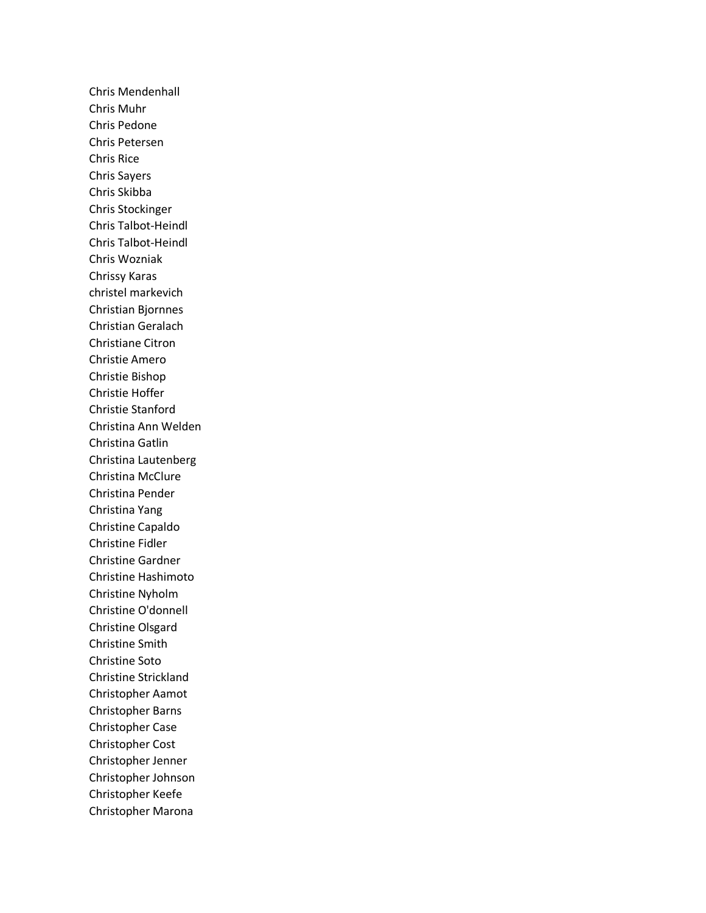Chris Mendenhall
Chris Muhr
Chris Pedone
Chris Petersen
Chris Rice
Chris Sayers
Chris Skibba
Chris Stockinger
Chris Talbot-Heindl
Chris Talbot-Heindl
Chris Wozniak
Chrissy Karas
christel markevich
Christian Bjornnes
Christian Geralach
Christiane Citron
Christie Amero
Christie Bishop
Christie Hoffer
Christie Stanford
Christina Ann Welden
Christina Gatlin
Christina Lautenberg
Christina McClure
Christina Pender
Christina Yang
Christine Capaldo
Christine Fidler
Christine Gardner
Christine Hashimoto
Christine Nyholm
Christine O'donnell
Christine Olsgard
Christine Smith
Christine Soto
Christine Strickland
Christopher Aamot
Christopher Barns
Christopher Case
Christopher Cost
Christopher Jenner
Christopher Johnson
Christopher Keefe
Christopher Marona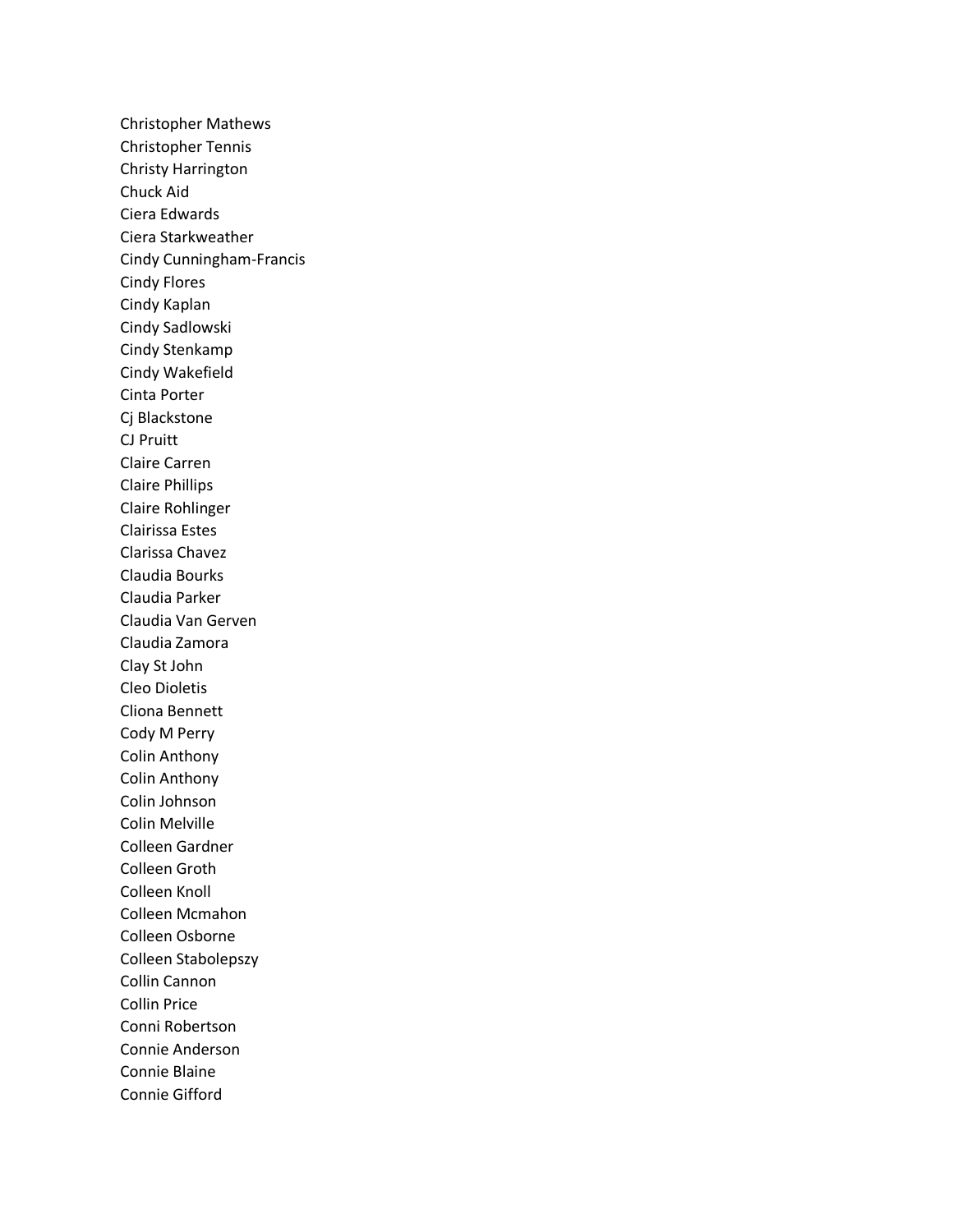Christopher Mathews
Christopher Tennis
Christy Harrington
Chuck Aid
Ciera Edwards
Ciera Starkweather
Cindy Cunningham-Francis
Cindy Flores
Cindy Kaplan
Cindy Sadlowski
Cindy Stenkamp
Cindy Wakefield
Cinta Porter
Cj Blackstone
CJ Pruitt
Claire Carren
Claire Phillips
Claire Rohlinger
Clairissa Estes
Clarissa Chavez
Claudia Bourks
Claudia Parker
Claudia Van Gerven
Claudia Zamora
Clay St John
Cleo Dioletis
Cliona Bennett
Cody M Perry
Colin Anthony
Colin Anthony
Colin Johnson
Colin Melville
Colleen Gardner
Colleen Groth
Colleen Knoll
Colleen Mcmahon
Colleen Osborne
Colleen Stabolepszy
Collin Cannon
Collin Price
Conni Robertson
Connie Anderson
Connie Blaine
Connie Gifford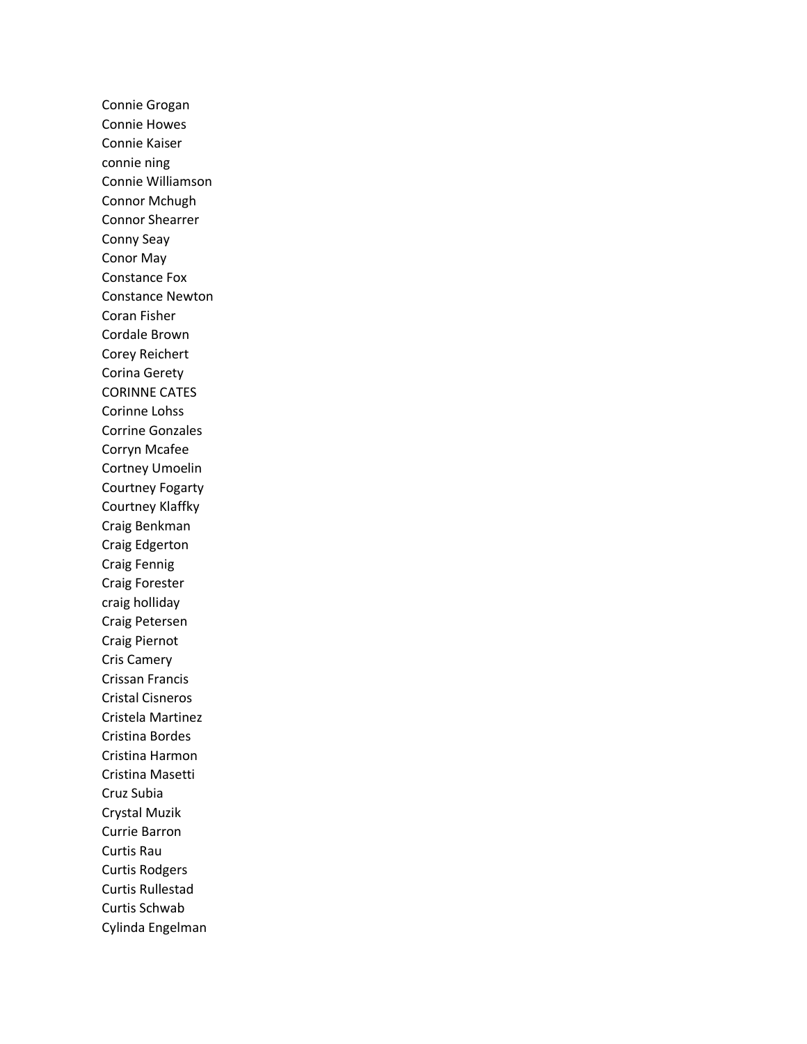Connie Grogan
Connie Howes
Connie Kaiser
connie ning
Connie Williamson
Connor Mchugh
Connor Shearrer
Conny Seay
Conor May
Constance Fox
Constance Newton
Coran Fisher
Cordale Brown
Corey Reichert
Corina Gerety
CORINNE CATES
Corinne Lohss
Corrine Gonzales
Corryn Mcafee
Cortney Umoelin
Courtney Fogarty
Courtney Klaffky
Craig Benkman
Craig Edgerton
Craig Fennig
Craig Forester
craig holliday
Craig Petersen
Craig Piernot
Cris Camery
Crissan Francis
Cristal Cisneros
Cristela Martinez
Cristina Bordes
Cristina Harmon
Cristina Masetti
Cruz Subia
Crystal Muzik
Currie Barron
Curtis Rau
Curtis Rodgers
Curtis Rullestad
Curtis Schwab
Cylinda Engelman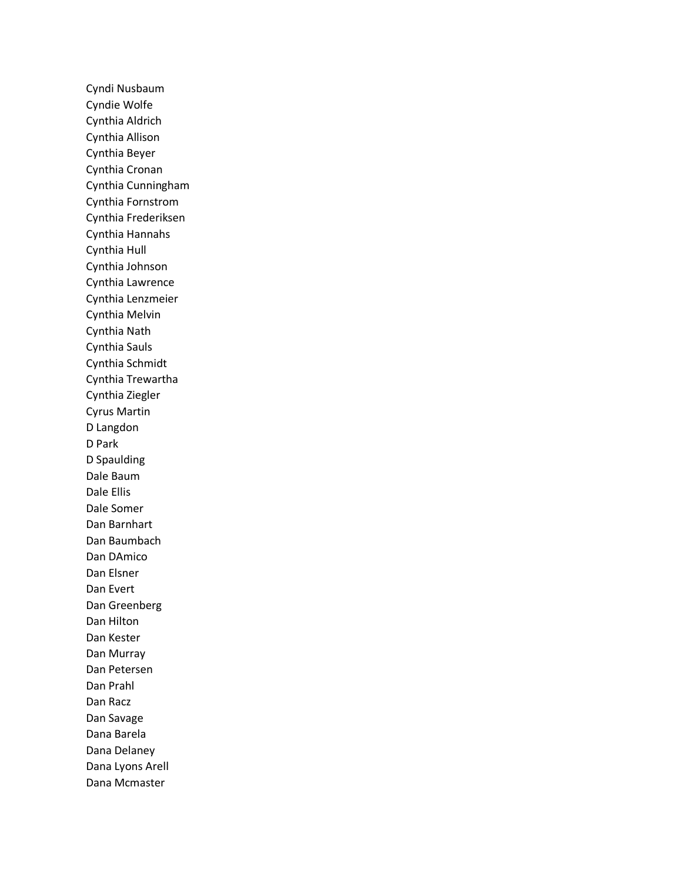Cyndi Nusbaum
Cyndie Wolfe
Cynthia Aldrich
Cynthia Allison
Cynthia Beyer
Cynthia Cronan
Cynthia Cunningham
Cynthia Fornstrom
Cynthia Frederiksen
Cynthia Hannahs
Cynthia Hull
Cynthia Johnson
Cynthia Lawrence
Cynthia Lenzmeier
Cynthia Melvin
Cynthia Nath
Cynthia Sauls
Cynthia Schmidt
Cynthia Trewartha
Cynthia Ziegler
Cyrus Martin
D Langdon
D Park
D Spaulding
Dale Baum
Dale Ellis
Dale Somer
Dan Barnhart
Dan Baumbach
Dan DAmico
Dan Elsner
Dan Evert
Dan Greenberg
Dan Hilton
Dan Kester
Dan Murray
Dan Petersen
Dan Prahl
Dan Racz
Dan Savage
Dana Barela
Dana Delaney
Dana Lyons Arell
Dana Mcmaster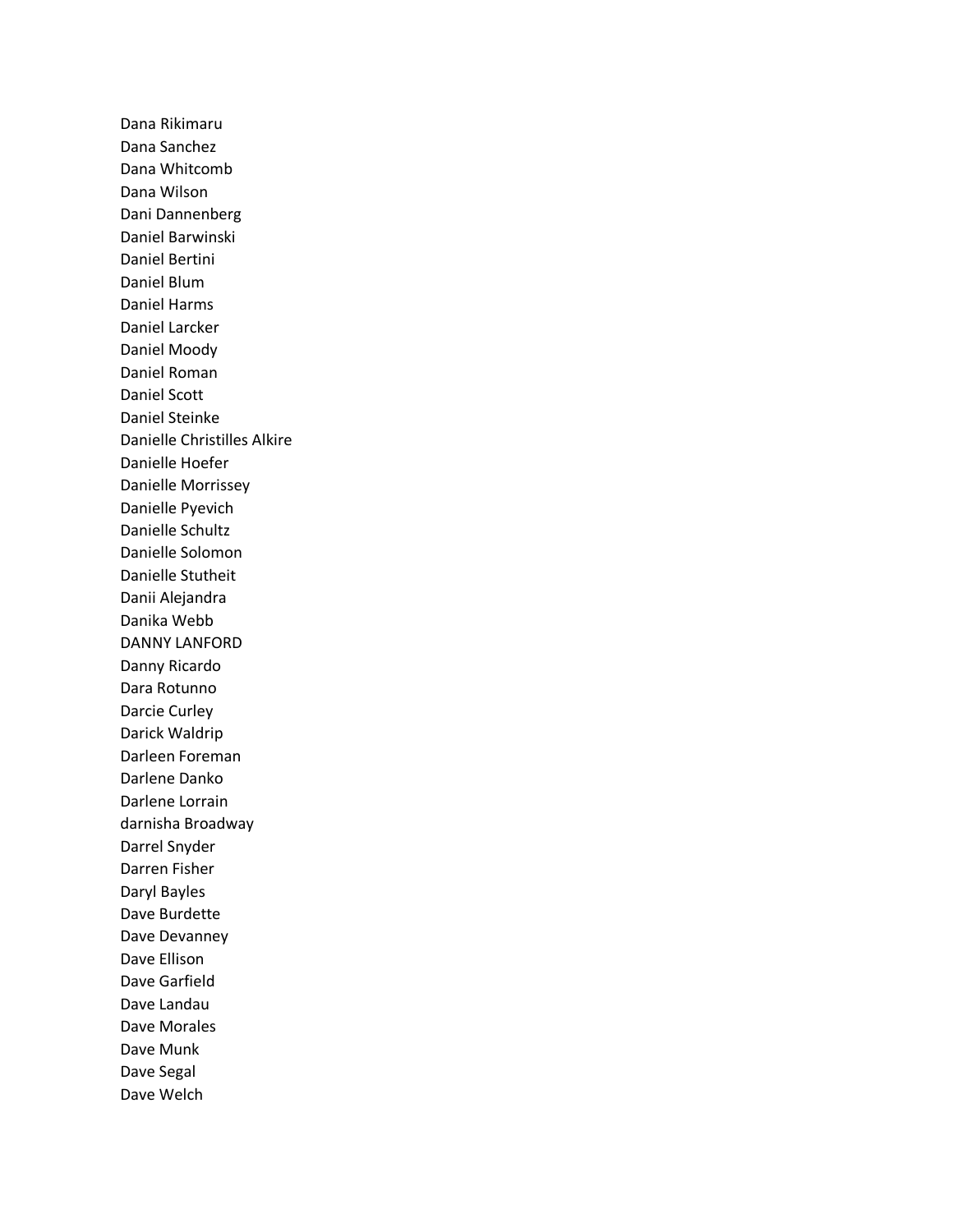Dana Rikimaru
Dana Sanchez
Dana Whitcomb
Dana Wilson
Dani Dannenberg
Daniel Barwinski
Daniel Bertini
Daniel Blum
Daniel Harms
Daniel Larcker
Daniel Moody
Daniel Roman
Daniel Scott
Daniel Steinke
Danielle Christilles Alkire
Danielle Hoefer
Danielle Morrissey
Danielle Pyevich
Danielle Schultz
Danielle Solomon
Danielle Stutheit
Danii Alejandra
Danika Webb
DANNY LANFORD
Danny Ricardo
Dara Rotunno
Darcie Curley
Darick Waldrip
Darleen Foreman
Darlene Danko
Darlene Lorrain
darnisha Broadway
Darrel Snyder
Darren Fisher
Daryl Bayles
Dave Burdette
Dave Devanney
Dave Ellison
Dave Garfield
Dave Landau
Dave Morales
Dave Munk
Dave Segal
Dave Welch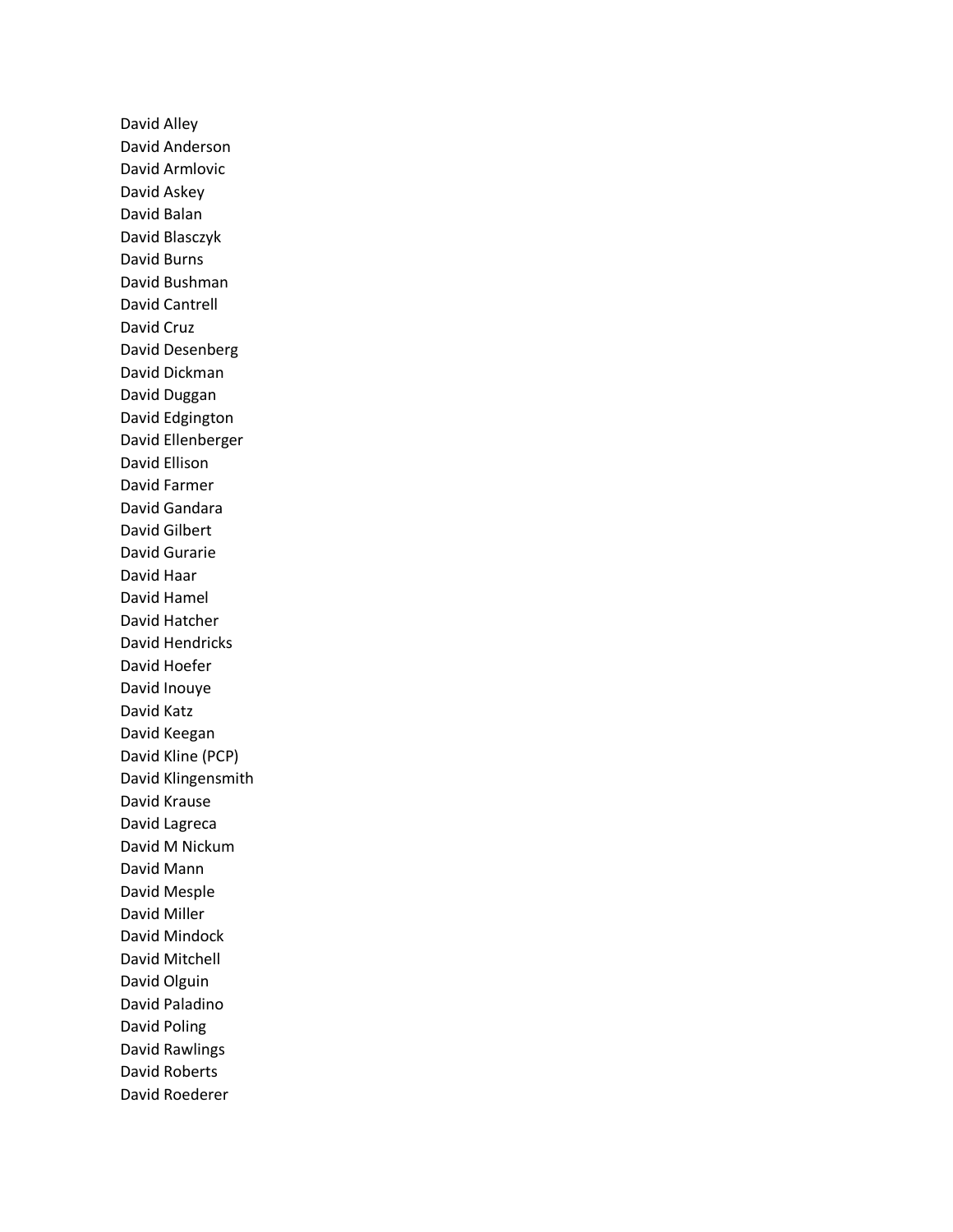David Alley
David Anderson
David Armlovic
David Askey
David Balan
David Blasczyk
David Burns
David Bushman
David Cantrell
David Cruz
David Desenberg
David Dickman
David Duggan
David Edgington
David Ellenberger
David Ellison
David Farmer
David Gandara
David Gilbert
David Gurarie
David Haar
David Hamel
David Hatcher
David Hendricks
David Hoefer
David Inouye
David Katz
David Keegan
David Kline (PCP)
David Klingensmith
David Krause
David Lagreca
David M Nickum
David Mann
David Mesple
David Miller
David Mindock
David Mitchell
David Olguin
David Paladino
David Poling
David Rawlings
David Roberts
David Roederer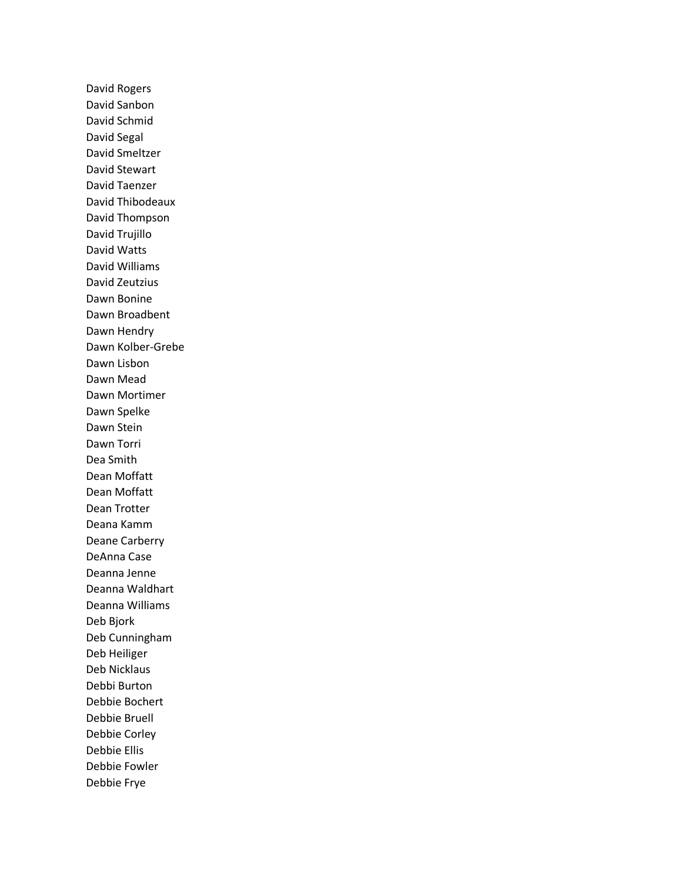David Rogers
David Sanbon
David Schmid
David Segal
David Smeltzer
David Stewart
David Taenzer
David Thibodeaux
David Thompson
David Trujillo
David Watts
David Williams
David Zeutzius
Dawn Bonine
Dawn Broadbent
Dawn Hendry
Dawn Kolber-Grebe
Dawn Lisbon
Dawn Mead
Dawn Mortimer
Dawn Spelke
Dawn Stein
Dawn Torri
Dea Smith
Dean Moffatt
Dean Moffatt
Dean Trotter
Deana Kamm
Deane Carberry
DeAnna Case
Deanna Jenne
Deanna Waldhart
Deanna Williams
Deb Bjork
Deb Cunningham
Deb Heiliger
Deb Nicklaus
Debbi Burton
Debbie Bochert
Debbie Bruell
Debbie Corley
Debbie Ellis
Debbie Fowler
Debbie Frye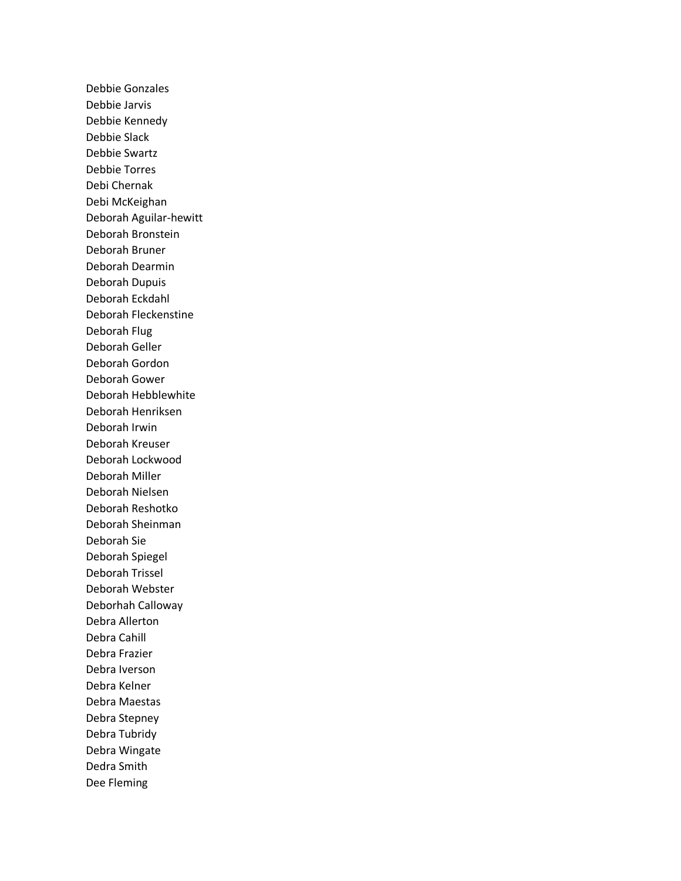Debbie Gonzales
Debbie Jarvis
Debbie Kennedy
Debbie Slack
Debbie Swartz
Debbie Torres
Debi Chernak
Debi McKeighan
Deborah Aguilar-hewitt
Deborah Bronstein
Deborah Bruner
Deborah Dearmin
Deborah Dupuis
Deborah Eckdahl
Deborah Fleckenstine
Deborah Flug
Deborah Geller
Deborah Gordon
Deborah Gower
Deborah Hebblewhite
Deborah Henriksen
Deborah Irwin
Deborah Kreuser
Deborah Lockwood
Deborah Miller
Deborah Nielsen
Deborah Reshotko
Deborah Sheinman
Deborah Sie
Deborah Spiegel
Deborah Trissel
Deborah Webster
Deborhah Calloway
Debra Allerton
Debra Cahill
Debra Frazier
Debra Iverson
Debra Kelner
Debra Maestas
Debra Stepney
Debra Tubridy
Debra Wingate
Dedra Smith
Dee Fleming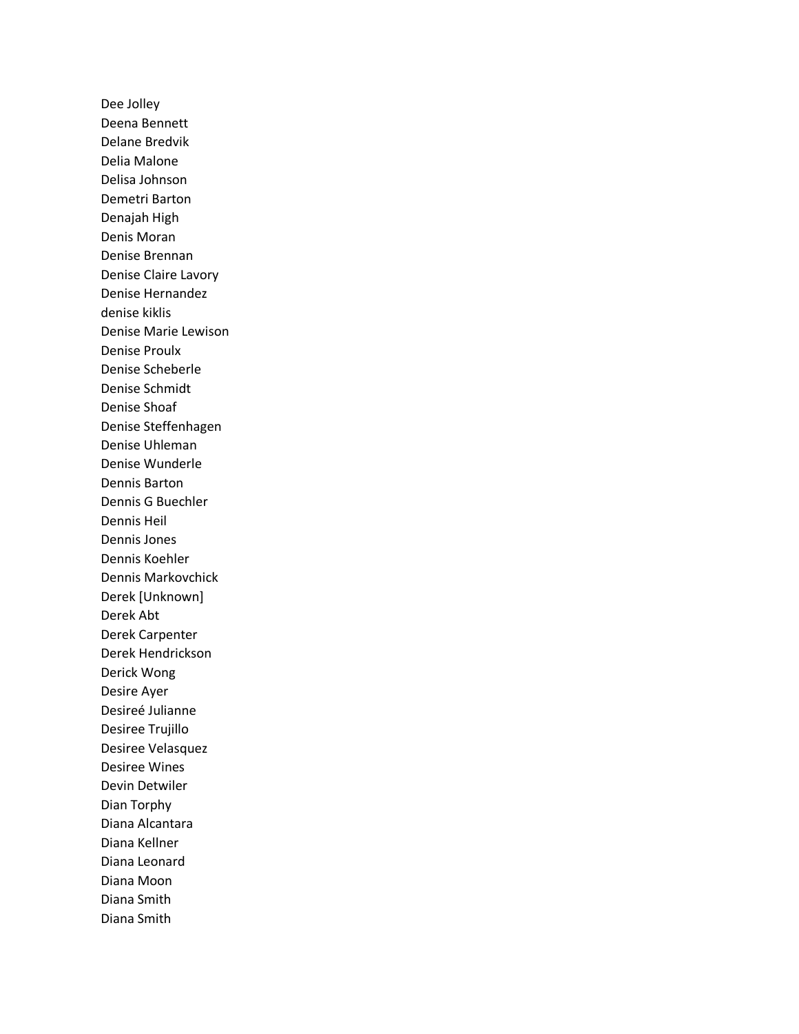Dee Jolley
Deena Bennett
Delane Bredvik
Delia Malone
Delisa Johnson
Demetri Barton
Denajah High
Denis Moran
Denise Brennan
Denise Claire Lavory
Denise Hernandez
denise kiklis
Denise Marie Lewison
Denise Proulx
Denise Scheberle
Denise Schmidt
Denise Shoaf
Denise Steffenhagen
Denise Uhleman
Denise Wunderle
Dennis Barton
Dennis G Buechler
Dennis Heil
Dennis Jones
Dennis Koehler
Dennis Markovchick
Derek [Unknown]
Derek Abt
Derek Carpenter
Derek Hendrickson
Derick Wong
Desire Ayer
Desireé Julianne
Desiree Trujillo
Desiree Velasquez
Desiree Wines
Devin Detwiler
Dian Torphy
Diana Alcantara
Diana Kellner
Diana Leonard
Diana Moon
Diana Smith
Diana Smith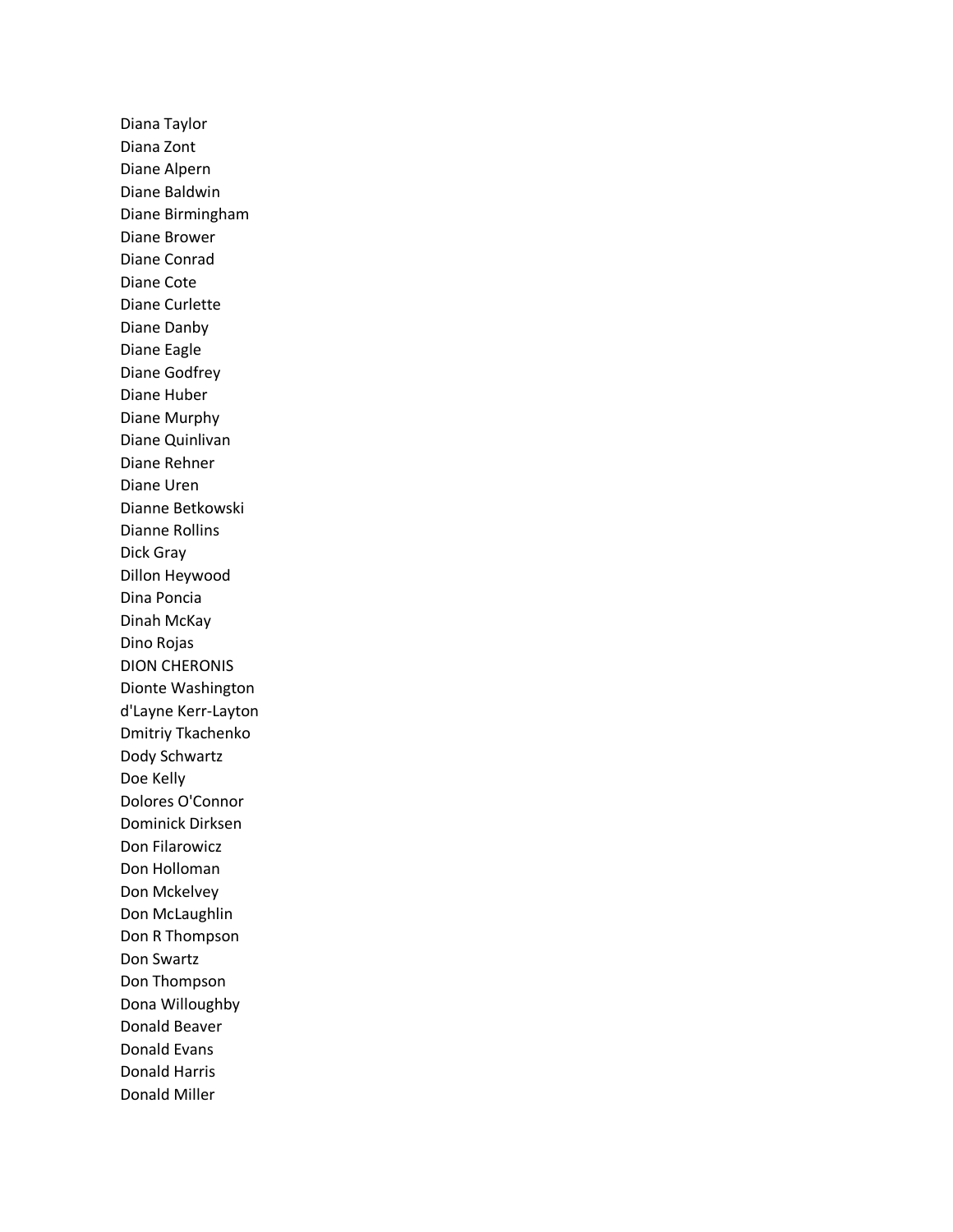Diana Taylor
Diana Zont
Diane Alpern
Diane Baldwin
Diane Birmingham
Diane Brower
Diane Conrad
Diane Cote
Diane Curlette
Diane Danby
Diane Eagle
Diane Godfrey
Diane Huber
Diane Murphy
Diane Quinlivan
Diane Rehner
Diane Uren
Dianne Betkowski
Dianne Rollins
Dick Gray
Dillon Heywood
Dina Poncia
Dinah McKay
Dino Rojas
DION CHERONIS
Dionte Washington
d'Layne Kerr-Layton
Dmitriy Tkachenko
Dody Schwartz
Doe Kelly
Dolores O'Connor
Dominick Dirksen
Don Filarowicz
Don Holloman
Don Mckelvey
Don McLaughlin
Don R Thompson
Don Swartz
Don Thompson
Dona Willoughby
Donald Beaver
Donald Evans
Donald Harris
Donald Miller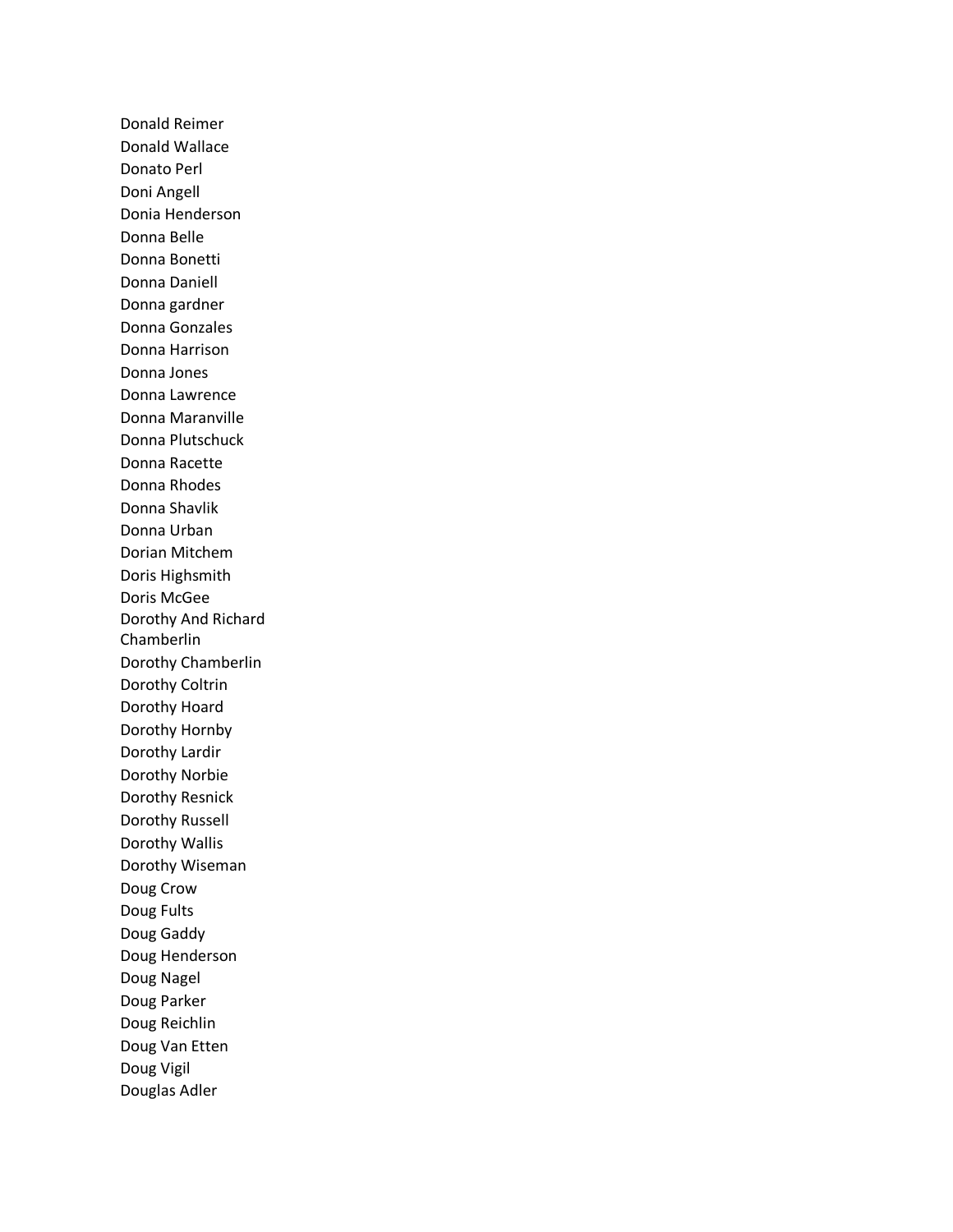Donald Reimer
Donald Wallace
Donato Perl
Doni Angell
Donia Henderson
Donna Belle
Donna Bonetti
Donna Daniell
Donna gardner
Donna Gonzales
Donna Harrison
Donna Jones
Donna Lawrence
Donna Maranville
Donna Plutschuck
Donna Racette
Donna Rhodes
Donna Shavlik
Donna Urban
Dorian Mitchem
Doris Highsmith
Doris McGee
Dorothy And Richard Chamberlin
Dorothy Chamberlin
Dorothy Coltrin
Dorothy Hoard
Dorothy Hornby
Dorothy Lardir
Dorothy Norbie
Dorothy Resnick
Dorothy Russell
Dorothy Wallis
Dorothy Wiseman
Doug Crow
Doug Fults
Doug Gaddy
Doug Henderson
Doug Nagel
Doug Parker
Doug Reichlin
Doug Van Etten
Doug Vigil
Douglas Adler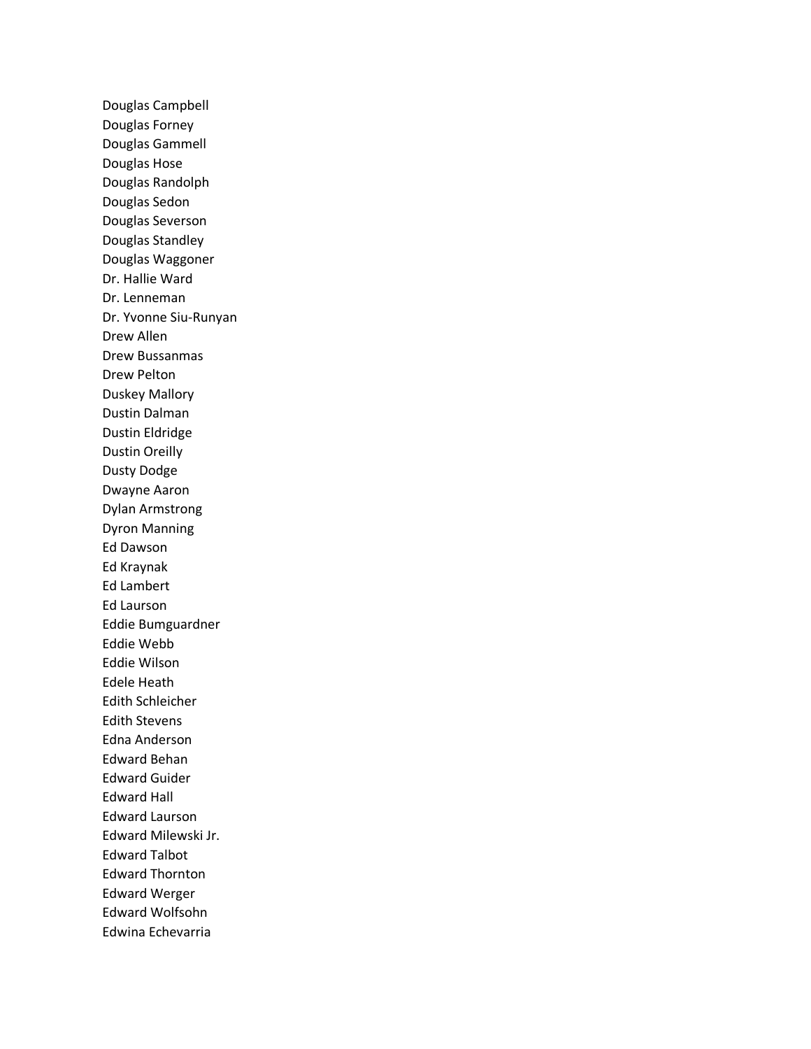Douglas Campbell
Douglas Forney
Douglas Gammell
Douglas Hose
Douglas Randolph
Douglas Sedon
Douglas Severson
Douglas Standley
Douglas Waggoner
Dr. Hallie Ward
Dr. Lenneman
Dr. Yvonne Siu-Runyan
Drew Allen
Drew Bussanmas
Drew Pelton
Duskey Mallory
Dustin Dalman
Dustin Eldridge
Dustin Oreilly
Dusty Dodge
Dwayne Aaron
Dylan Armstrong
Dyron Manning
Ed Dawson
Ed Kraynak
Ed Lambert
Ed Laurson
Eddie Bumguardner
Eddie Webb
Eddie Wilson
Edele Heath
Edith Schleicher
Edith Stevens
Edna Anderson
Edward Behan
Edward Guider
Edward Hall
Edward Laurson
Edward Milewski Jr.
Edward Talbot
Edward Thornton
Edward Werger
Edward Wolfsohn
Edwina Echevarria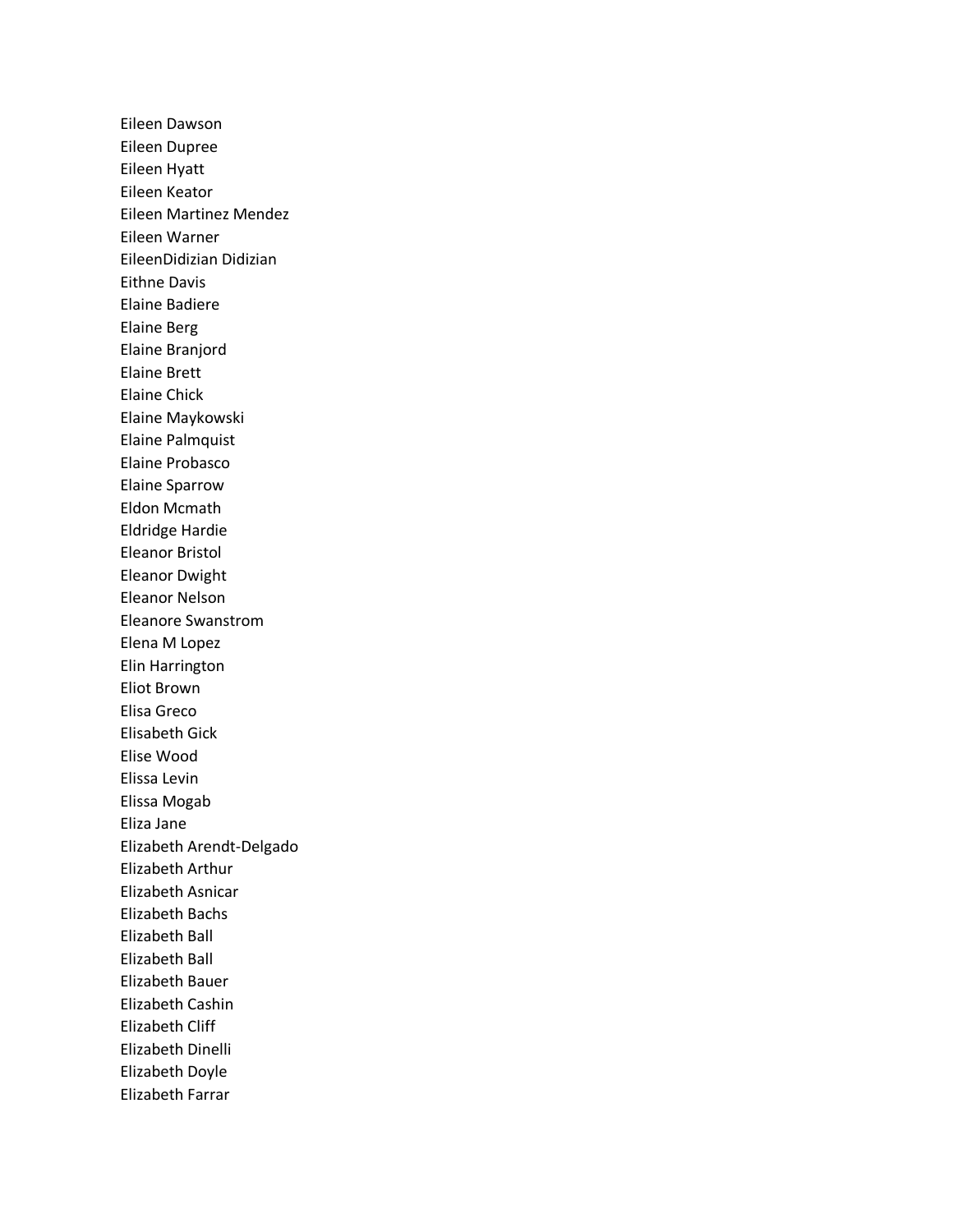Eileen Dawson
Eileen Dupree
Eileen Hyatt
Eileen Keator
Eileen Martinez Mendez
Eileen Warner
EileenDidizian Didizian
Eithne Davis
Elaine Badiere
Elaine Berg
Elaine Branjord
Elaine Brett
Elaine Chick
Elaine Maykowski
Elaine Palmquist
Elaine Probasco
Elaine Sparrow
Eldon Mcmath
Eldridge Hardie
Eleanor Bristol
Eleanor Dwight
Eleanor Nelson
Eleanore Swanstrom
Elena M Lopez
Elin Harrington
Eliot Brown
Elisa Greco
Elisabeth Gick
Elise Wood
Elissa Levin
Elissa Mogab
Eliza Jane
Elizabeth Arendt-Delgado
Elizabeth Arthur
Elizabeth Asnicar
Elizabeth Bachs
Elizabeth Ball
Elizabeth Ball
Elizabeth Bauer
Elizabeth Cashin
Elizabeth Cliff
Elizabeth Dinelli
Elizabeth Doyle
Elizabeth Farrar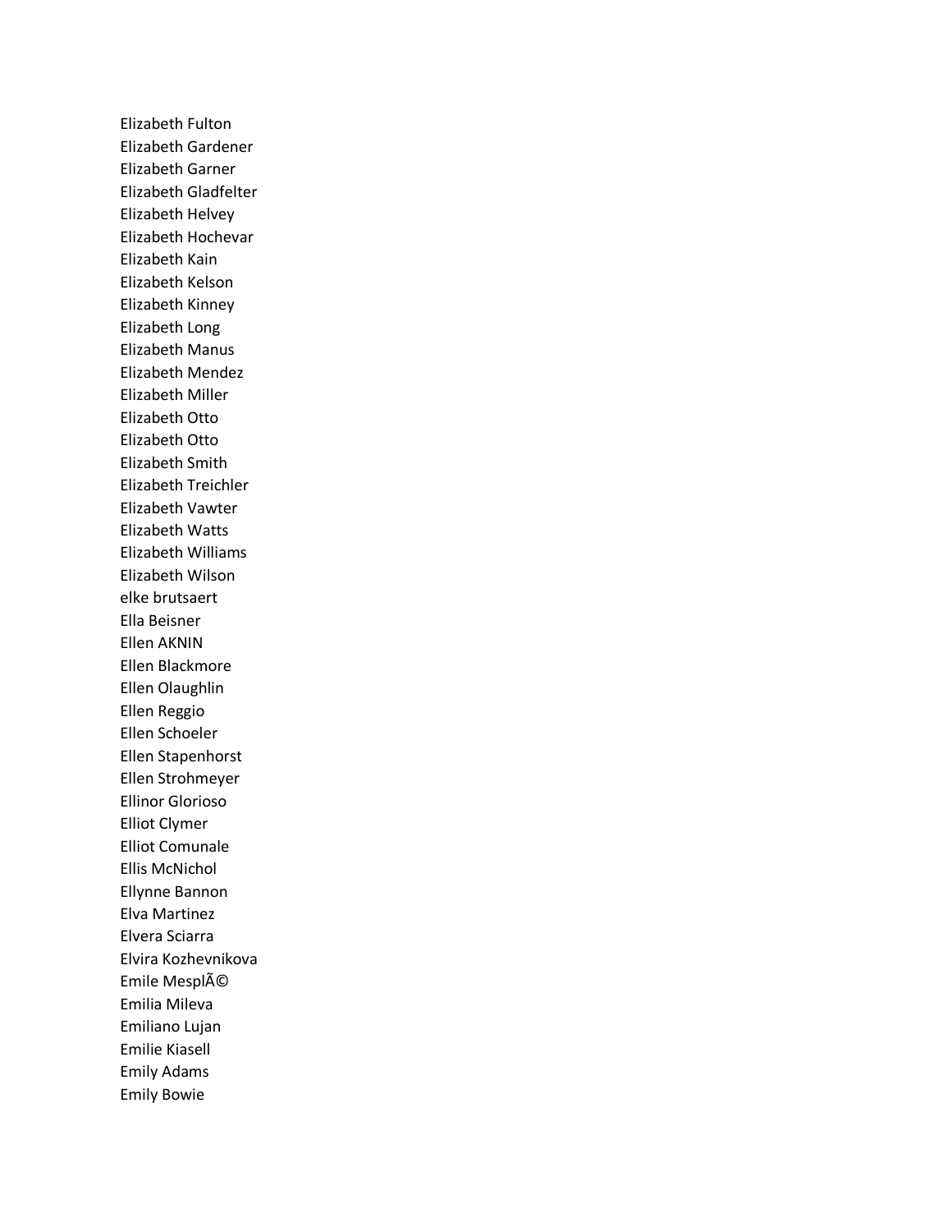Elizabeth Fulton
Elizabeth Gardener
Elizabeth Garner
Elizabeth Gladfelter
Elizabeth Helvey
Elizabeth Hochevar
Elizabeth Kain
Elizabeth Kelson
Elizabeth Kinney
Elizabeth Long
Elizabeth Manus
Elizabeth Mendez
Elizabeth Miller
Elizabeth Otto
Elizabeth Otto
Elizabeth Smith
Elizabeth Treichler
Elizabeth Vawter
Elizabeth Watts
Elizabeth Williams
Elizabeth Wilson
elke brutsaert
Ella Beisner
Ellen AKNIN
Ellen Blackmore
Ellen Olaughlin
Ellen Reggio
Ellen Schoeler
Ellen Stapenhorst
Ellen Strohmeyer
Ellinor Glorioso
Elliot Clymer
Elliot Comunale
Ellis McNichol
Ellynne Bannon
Elva Martinez
Elvera Sciarra
Elvira Kozhevnikova
Emile MesplÃ©
Emilia Mileva
Emiliano Lujan
Emilie Kiasell
Emily Adams
Emily Bowie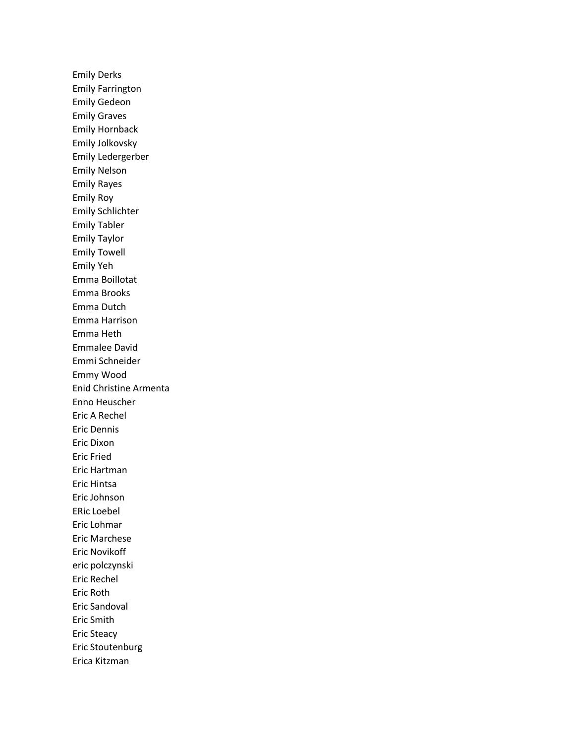Emily Derks
Emily Farrington
Emily Gedeon
Emily Graves
Emily Hornback
Emily Jolkovsky
Emily Ledergerber
Emily Nelson
Emily Rayes
Emily Roy
Emily Schlichter
Emily Tabler
Emily Taylor
Emily Towell
Emily Yeh
Emma Boillotat
Emma Brooks
Emma Dutch
Emma Harrison
Emma Heth
Emmalee David
Emmi Schneider
Emmy Wood
Enid Christine Armenta
Enno Heuscher
Eric A Rechel
Eric Dennis
Eric Dixon
Eric Fried
Eric Hartman
Eric Hintsa
Eric Johnson
ERic Loebel
Eric Lohmar
Eric Marchese
Eric Novikoff
eric polczynski
Eric Rechel
Eric Roth
Eric Sandoval
Eric Smith
Eric Steacy
Eric Stoutenburg
Erica Kitzman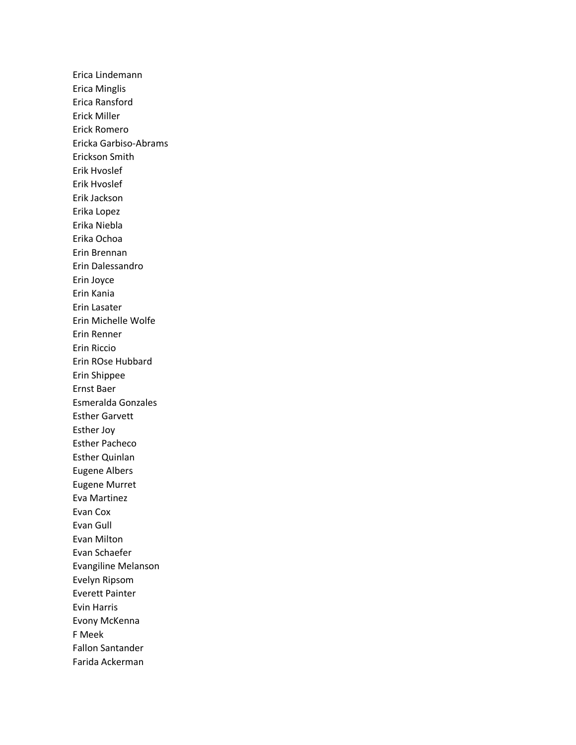Erica Lindemann
Erica Minglis
Erica Ransford
Erick Miller
Erick Romero
Ericka Garbiso-Abrams
Erickson Smith
Erik Hvoslef
Erik Hvoslef
Erik Jackson
Erika Lopez
Erika Niebla
Erika Ochoa
Erin Brennan
Erin Dalessandro
Erin Joyce
Erin Kania
Erin Lasater
Erin Michelle Wolfe
Erin Renner
Erin Riccio
Erin ROse Hubbard
Erin Shippee
Ernst Baer
Esmeralda Gonzales
Esther Garvett
Esther Joy
Esther Pacheco
Esther Quinlan
Eugene Albers
Eugene Murret
Eva Martinez
Evan Cox
Evan Gull
Evan Milton
Evan Schaefer
Evangiline Melanson
Evelyn Ripsom
Everett Painter
Evin Harris
Evony McKenna
F Meek
Fallon Santander
Farida Ackerman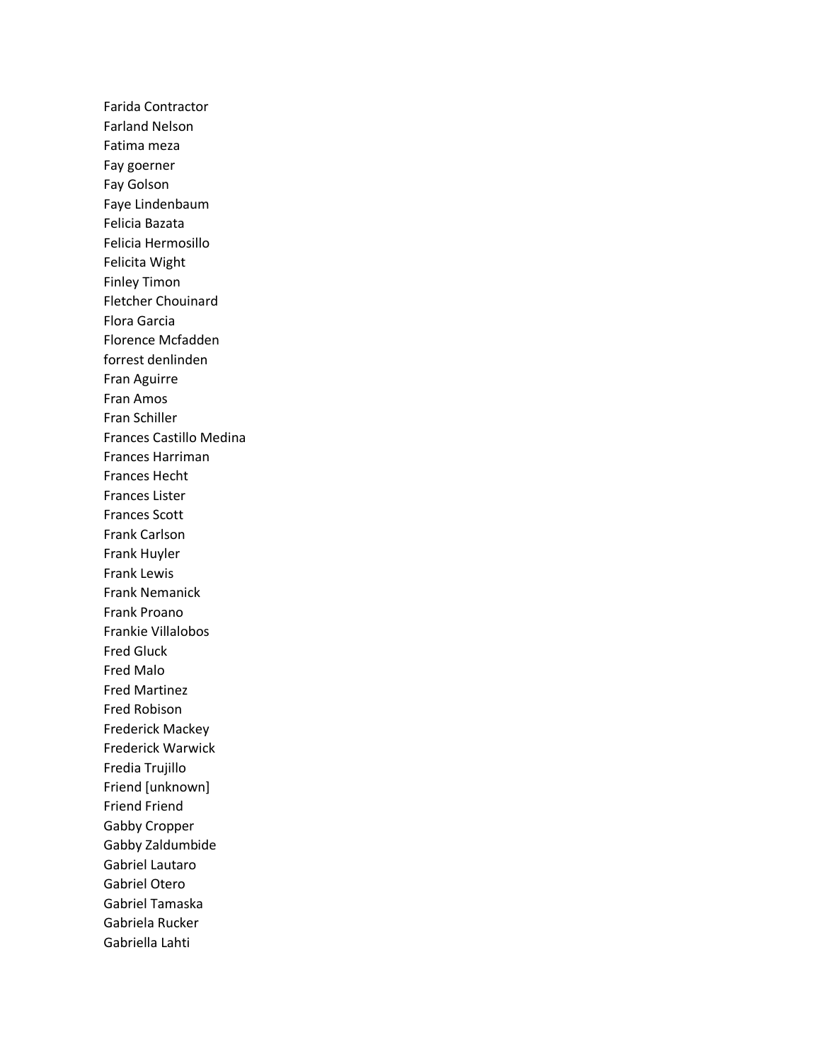Farida Contractor
Farland Nelson
Fatima meza
Fay goerner
Fay Golson
Faye Lindenbaum
Felicia Bazata
Felicia Hermosillo
Felicita Wight
Finley Timon
Fletcher Chouinard
Flora Garcia
Florence Mcfadden
forrest denlinden
Fran Aguirre
Fran Amos
Fran Schiller
Frances Castillo Medina
Frances Harriman
Frances Hecht
Frances Lister
Frances Scott
Frank Carlson
Frank Huyler
Frank Lewis
Frank Nemanick
Frank Proano
Frankie Villalobos
Fred Gluck
Fred Malo
Fred Martinez
Fred Robison
Frederick Mackey
Frederick Warwick
Fredia Trujillo
Friend [unknown]
Friend Friend
Gabby Cropper
Gabby Zaldumbide
Gabriel Lautaro
Gabriel Otero
Gabriel Tamaska
Gabriela Rucker
Gabriella Lahti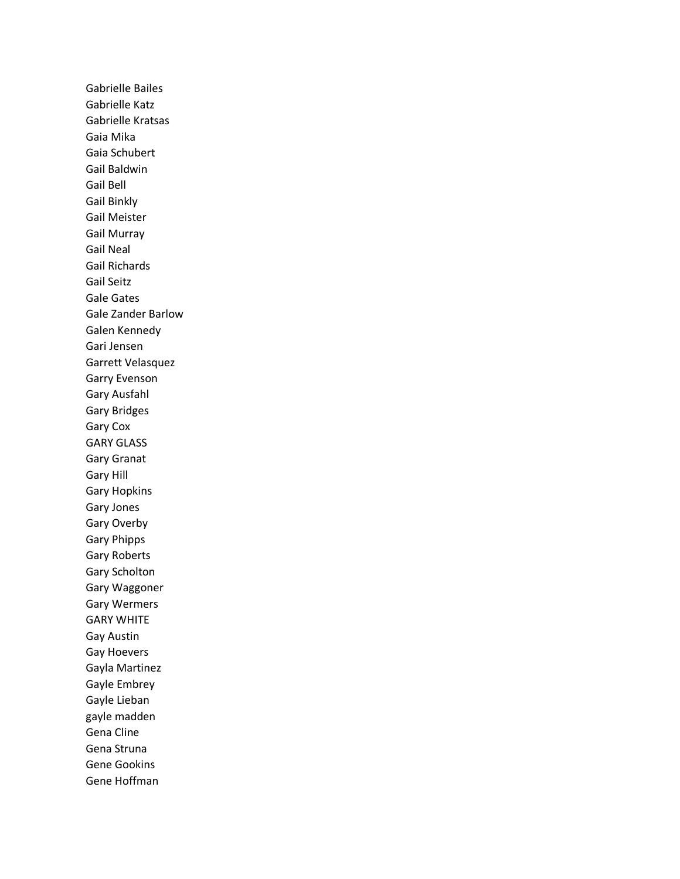Gabrielle Bailes
Gabrielle Katz
Gabrielle Kratsas
Gaia Mika
Gaia Schubert
Gail Baldwin
Gail Bell
Gail Binkly
Gail Meister
Gail Murray
Gail Neal
Gail Richards
Gail Seitz
Gale Gates
Gale Zander Barlow
Galen Kennedy
Gari Jensen
Garrett Velasquez
Garry Evenson
Gary Ausfahl
Gary Bridges
Gary Cox
GARY GLASS
Gary Granat
Gary Hill
Gary Hopkins
Gary Jones
Gary Overby
Gary Phipps
Gary Roberts
Gary Scholton
Gary Waggoner
Gary Wermers
GARY WHITE
Gay Austin
Gay Hoevers
Gayla Martinez
Gayle Embrey
Gayle Lieban
gayle madden
Gena Cline
Gena Struna
Gene Gookins
Gene Hoffman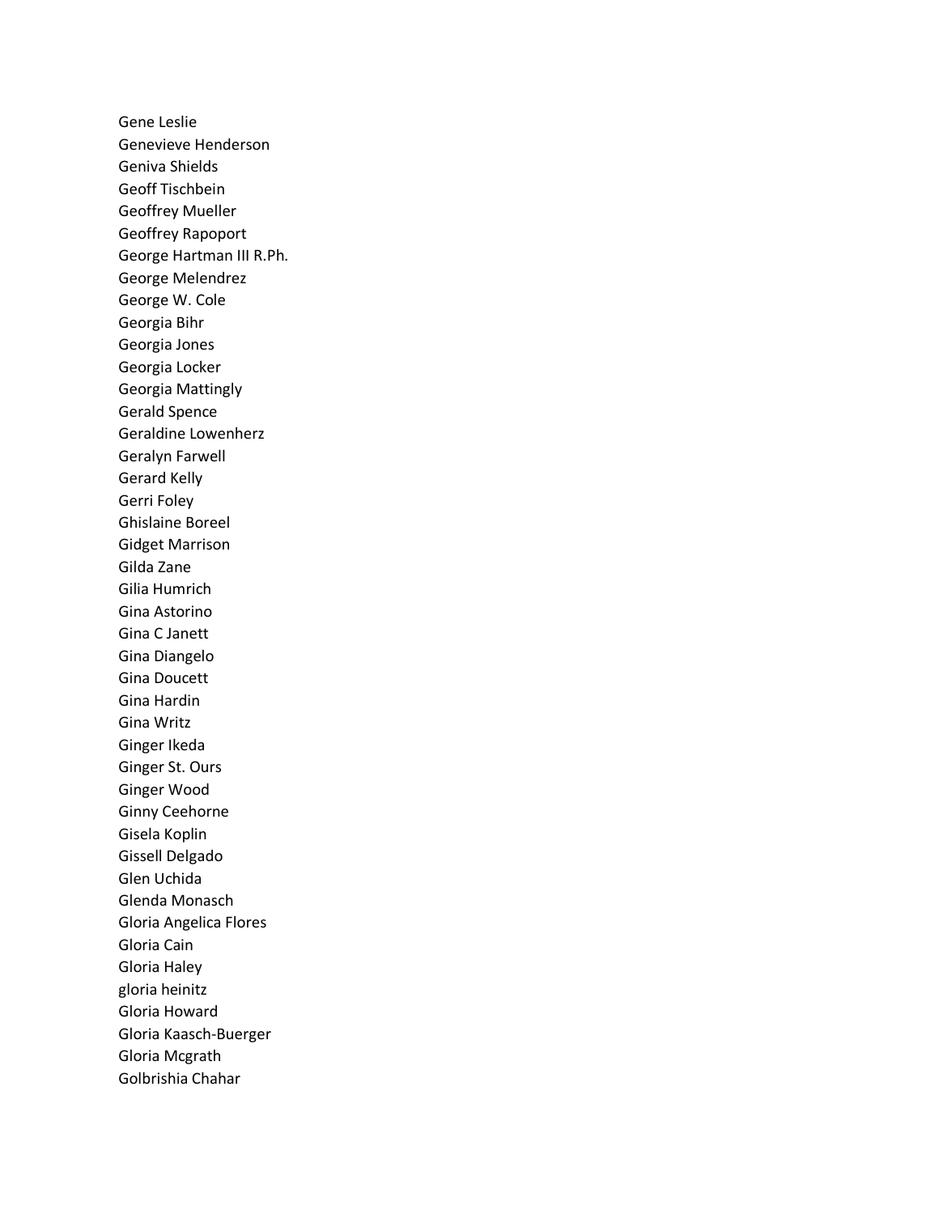Gene Leslie
Genevieve Henderson
Geniva Shields
Geoff Tischbein
Geoffrey Mueller
Geoffrey Rapoport
George Hartman III R.Ph.
George Melendrez
George W. Cole
Georgia Bihr
Georgia Jones
Georgia Locker
Georgia Mattingly
Gerald Spence
Geraldine Lowenherz
Geralyn Farwell
Gerard Kelly
Gerri Foley
Ghislaine Boreel
Gidget Marrison
Gilda Zane
Gilia Humrich
Gina Astorino
Gina C Janett
Gina Diangelo
Gina Doucett
Gina Hardin
Gina Writz
Ginger Ikeda
Ginger St. Ours
Ginger Wood
Ginny Ceehorne
Gisela Koplin
Gissell Delgado
Glen Uchida
Glenda Monasch
Gloria Angelica Flores
Gloria Cain
Gloria Haley
gloria heinitz
Gloria Howard
Gloria Kaasch-Buerger
Gloria Mcgrath
Golbrishia Chahar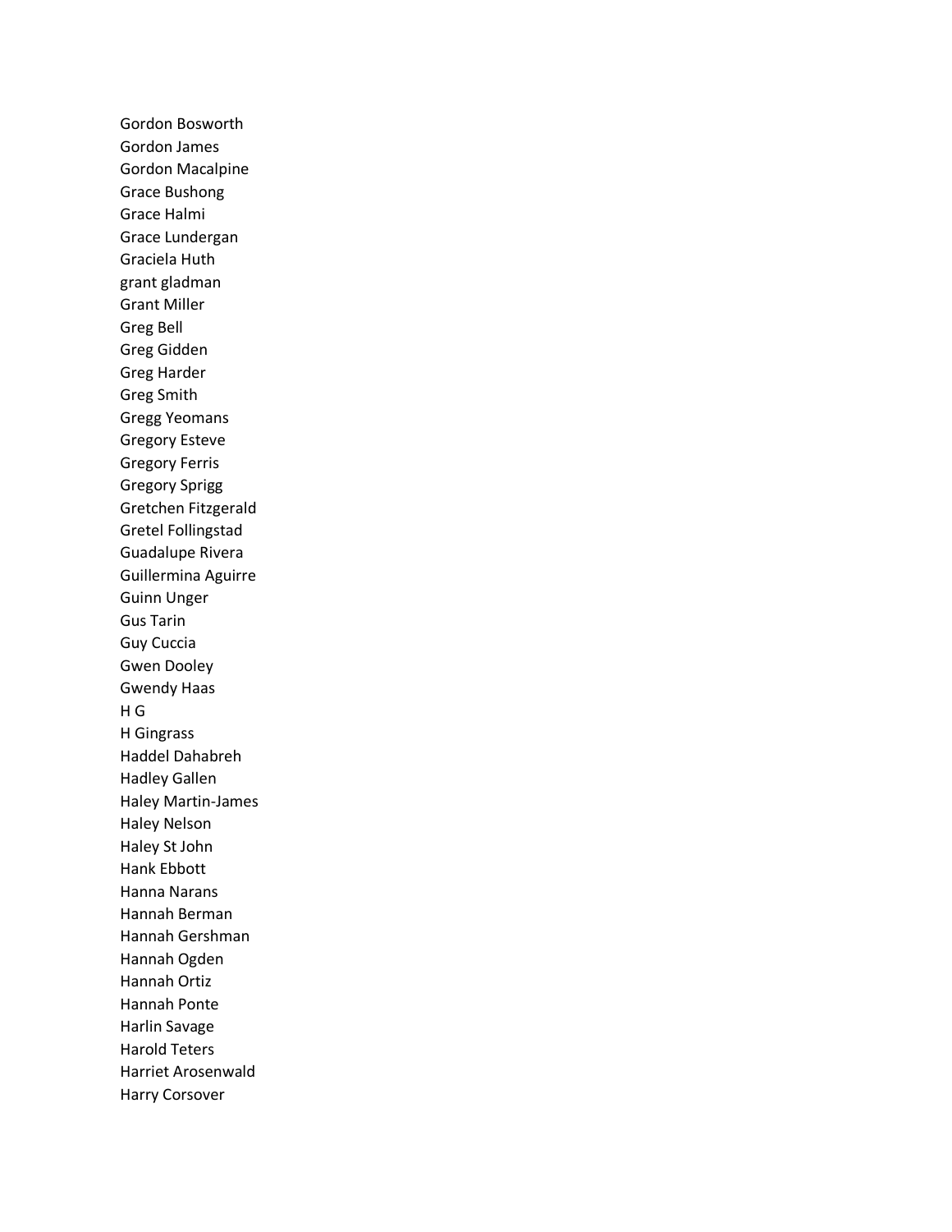Gordon Bosworth
Gordon James
Gordon Macalpine
Grace Bushong
Grace Halmi
Grace Lundergan
Graciela Huth
grant gladman
Grant Miller
Greg Bell
Greg Gidden
Greg Harder
Greg Smith
Gregg Yeomans
Gregory Esteve
Gregory Ferris
Gregory Sprigg
Gretchen Fitzgerald
Gretel Follingstad
Guadalupe Rivera
Guillermina Aguirre
Guinn Unger
Gus Tarin
Guy Cuccia
Gwen Dooley
Gwendy Haas
H G
H Gingrass
Haddel Dahabreh
Hadley Gallen
Haley Martin-James
Haley Nelson
Haley St John
Hank Ebbott
Hanna Narans
Hannah Berman
Hannah Gershman
Hannah Ogden
Hannah Ortiz
Hannah Ponte
Harlin Savage
Harold Teters
Harriet Arosenwald
Harry Corsover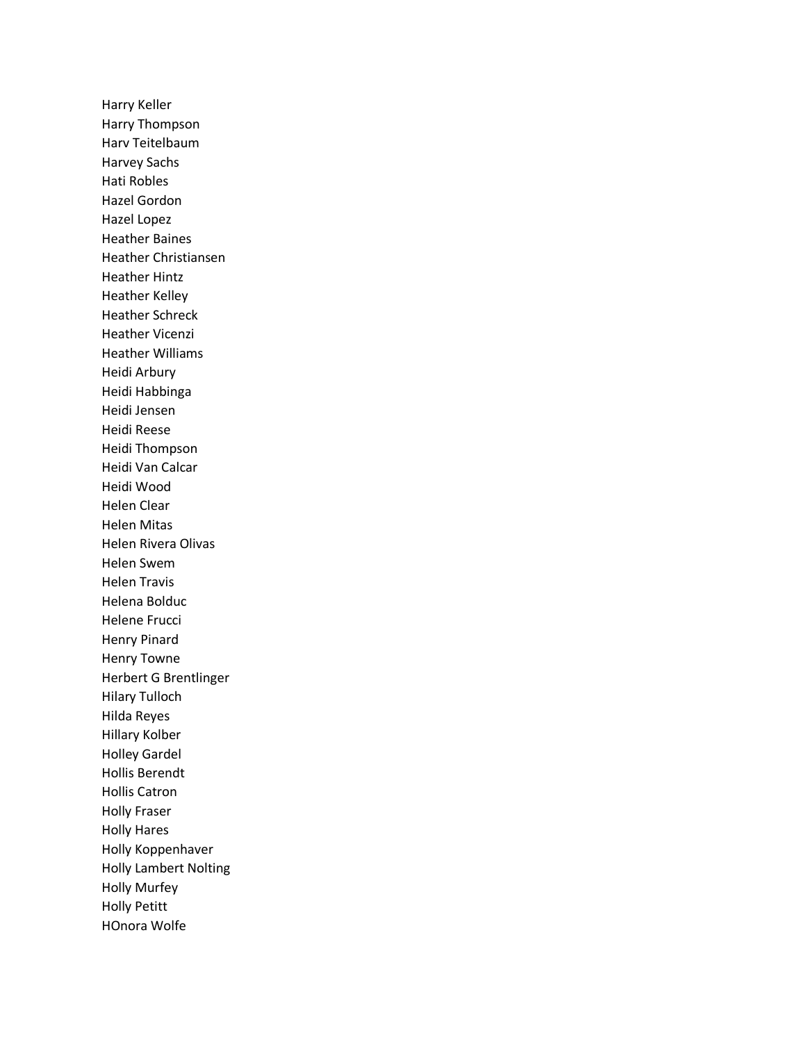Harry Keller
Harry Thompson
Harv Teitelbaum
Harvey Sachs
Hati Robles
Hazel Gordon
Hazel Lopez
Heather Baines
Heather Christiansen
Heather Hintz
Heather Kelley
Heather Schreck
Heather Vicenzi
Heather Williams
Heidi Arbury
Heidi Habbinga
Heidi Jensen
Heidi Reese
Heidi Thompson
Heidi Van Calcar
Heidi Wood
Helen Clear
Helen Mitas
Helen Rivera Olivas
Helen Swem
Helen Travis
Helena Bolduc
Helene Frucci
Henry Pinard
Henry Towne
Herbert G Brentlinger
Hilary Tulloch
Hilda Reyes
Hillary Kolber
Holley Gardel
Hollis Berendt
Hollis Catron
Holly Fraser
Holly Hares
Holly Koppenhaver
Holly Lambert Nolting
Holly Murfey
Holly Petitt
HOnora Wolfe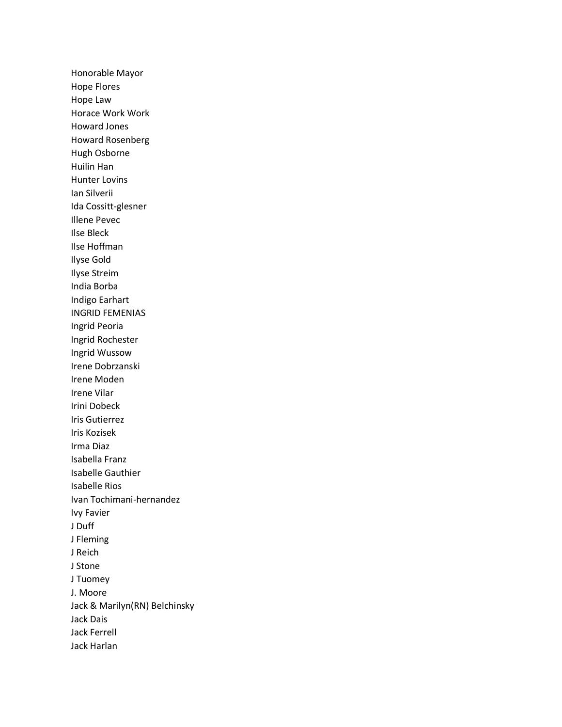Honorable Mayor
Hope Flores
Hope Law
Horace Work Work
Howard Jones
Howard Rosenberg
Hugh Osborne
Huilin Han
Hunter Lovins
Ian Silverii
Ida Cossitt-glesner
Illene Pevec
Ilse Bleck
Ilse Hoffman
Ilyse Gold
Ilyse Streim
India Borba
Indigo Earhart
INGRID FEMENIAS
Ingrid Peoria
Ingrid Rochester
Ingrid Wussow
Irene Dobrzanski
Irene Moden
Irene Vilar
Irini Dobeck
Iris Gutierrez
Iris Kozisek
Irma Diaz
Isabella Franz
Isabelle Gauthier
Isabelle Rios
Ivan Tochimani-hernandez
Ivy Favier
J Duff
J Fleming
J Reich
J Stone
J Tuomey
J. Moore
Jack & Marilyn(RN) Belchinsky
Jack Dais
Jack Ferrell
Jack Harlan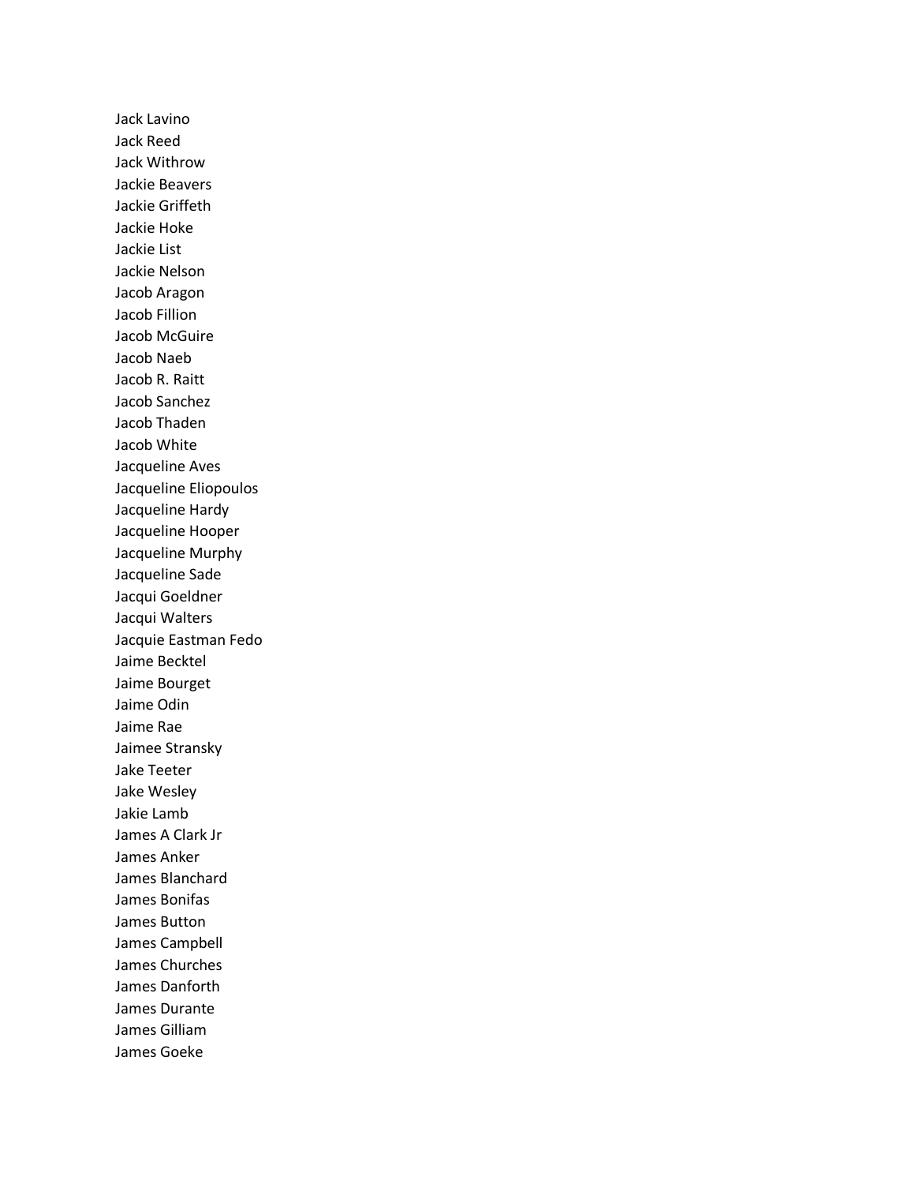Jack Lavino
Jack Reed
Jack Withrow
Jackie Beavers
Jackie Griffeth
Jackie Hoke
Jackie List
Jackie Nelson
Jacob Aragon
Jacob Fillion
Jacob McGuire
Jacob Naeb
Jacob R. Raitt
Jacob Sanchez
Jacob Thaden
Jacob White
Jacqueline Aves
Jacqueline Eliopoulos
Jacqueline Hardy
Jacqueline Hooper
Jacqueline Murphy
Jacqueline Sade
Jacqui Goeldner
Jacqui Walters
Jacquie Eastman Fedo
Jaime Becktel
Jaime Bourget
Jaime Odin
Jaime Rae
Jaimee Stransky
Jake Teeter
Jake Wesley
Jakie Lamb
James A Clark Jr
James Anker
James Blanchard
James Bonifas
James Button
James Campbell
James Churches
James Danforth
James Durante
James Gilliam
James Goeke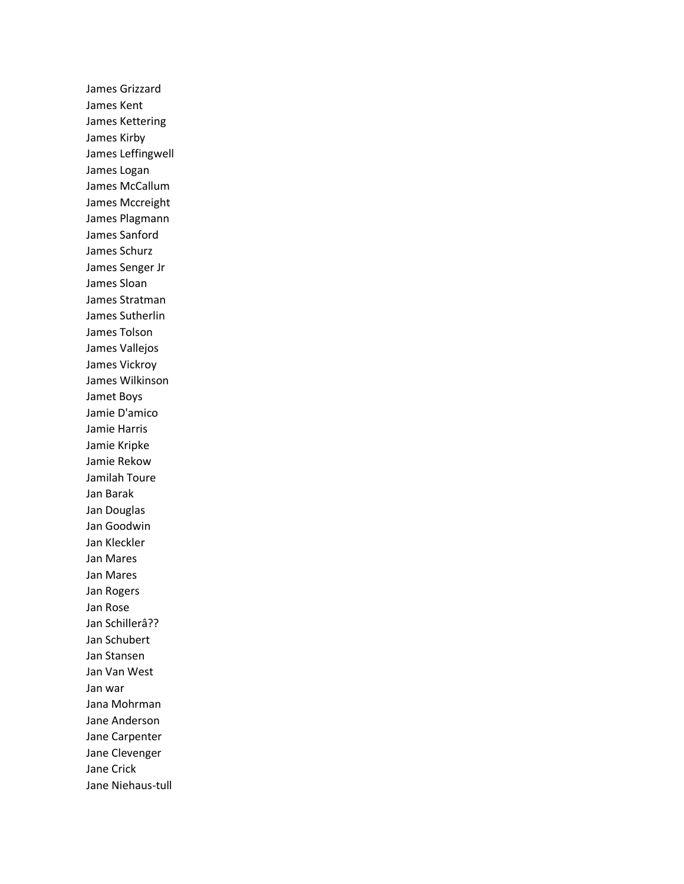James Grizzard
James Kent
James Kettering
James Kirby
James Leffingwell
James Logan
James McCallum
James Mccreight
James Plagmann
James Sanford
James Schurz
James Senger Jr
James Sloan
James Stratman
James Sutherlin
James Tolson
James Vallejos
James Vickroy
James Wilkinson
Jamet Boys
Jamie D'amico
Jamie Harris
Jamie Kripke
Jamie Rekow
Jamilah Toure
Jan Barak
Jan Douglas
Jan Goodwin
Jan Kleckler
Jan Mares
Jan Mares
Jan Rogers
Jan Rose
Jan Schillerâ??
Jan Schubert
Jan Stansen
Jan Van West
Jan war
Jana Mohrman
Jane Anderson
Jane Carpenter
Jane Clevenger
Jane Crick
Jane Niehaus-tull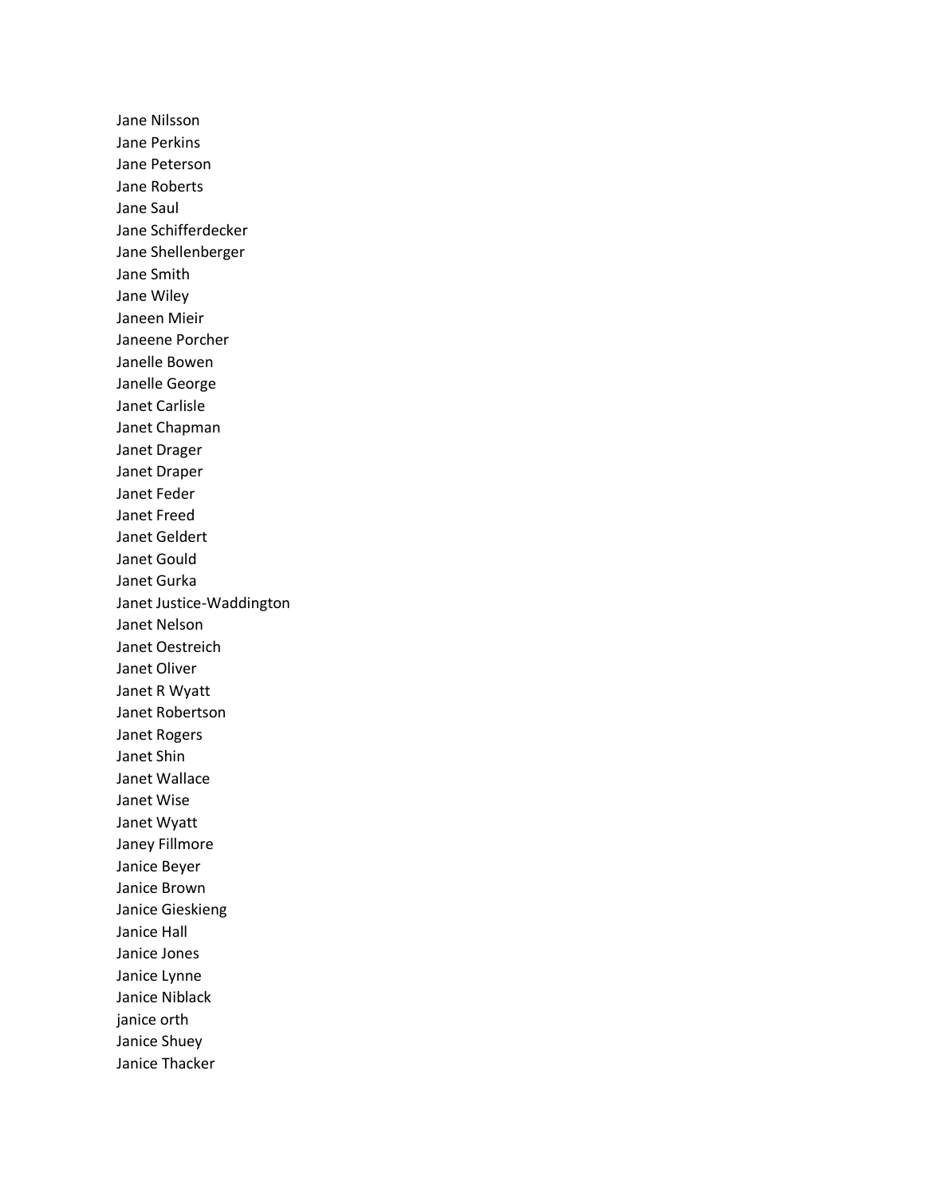Jane Nilsson
Jane Perkins
Jane Peterson
Jane Roberts
Jane Saul
Jane Schifferdecker
Jane Shellenberger
Jane Smith
Jane Wiley
Janeen Mieir
Janeene Porcher
Janelle Bowen
Janelle George
Janet Carlisle
Janet Chapman
Janet Drager
Janet Draper
Janet Feder
Janet Freed
Janet Geldert
Janet Gould
Janet Gurka
Janet Justice-Waddington
Janet Nelson
Janet Oestreich
Janet Oliver
Janet R Wyatt
Janet Robertson
Janet Rogers
Janet Shin
Janet Wallace
Janet Wise
Janet Wyatt
Janey Fillmore
Janice Beyer
Janice Brown
Janice Gieskieng
Janice Hall
Janice Jones
Janice Lynne
Janice Niblack
janice orth
Janice Shuey
Janice Thacker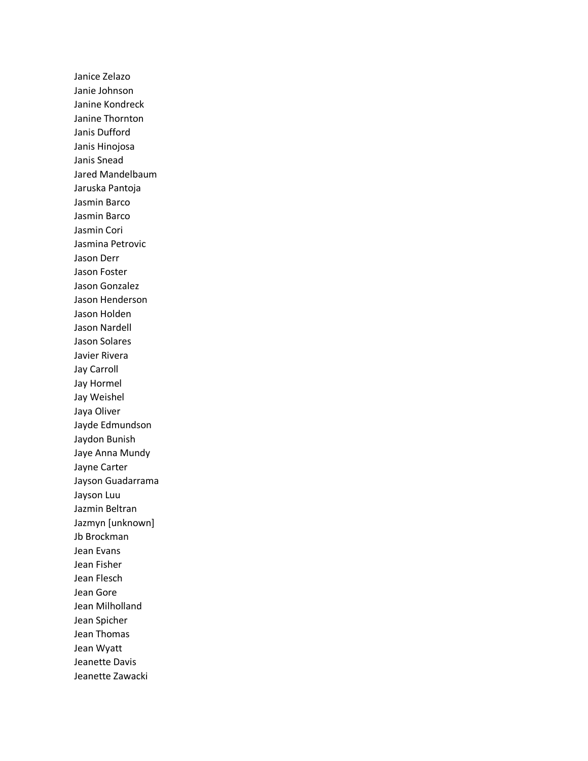Janice Zelazo
Janie Johnson
Janine Kondreck
Janine Thornton
Janis Dufford
Janis Hinojosa
Janis Snead
Jared Mandelbaum
Jaruska Pantoja
Jasmin Barco
Jasmin Barco
Jasmin Cori
Jasmina Petrovic
Jason Derr
Jason Foster
Jason Gonzalez
Jason Henderson
Jason Holden
Jason Nardell
Jason Solares
Javier Rivera
Jay Carroll
Jay Hormel
Jay Weishel
Jaya Oliver
Jayde Edmundson
Jaydon Bunish
Jaye Anna Mundy
Jayne Carter
Jayson Guadarrama
Jayson Luu
Jazmin Beltran
Jazmyn [unknown]
Jb Brockman
Jean Evans
Jean Fisher
Jean Flesch
Jean Gore
Jean Milholland
Jean Spicher
Jean Thomas
Jean Wyatt
Jeanette Davis
Jeanette Zawacki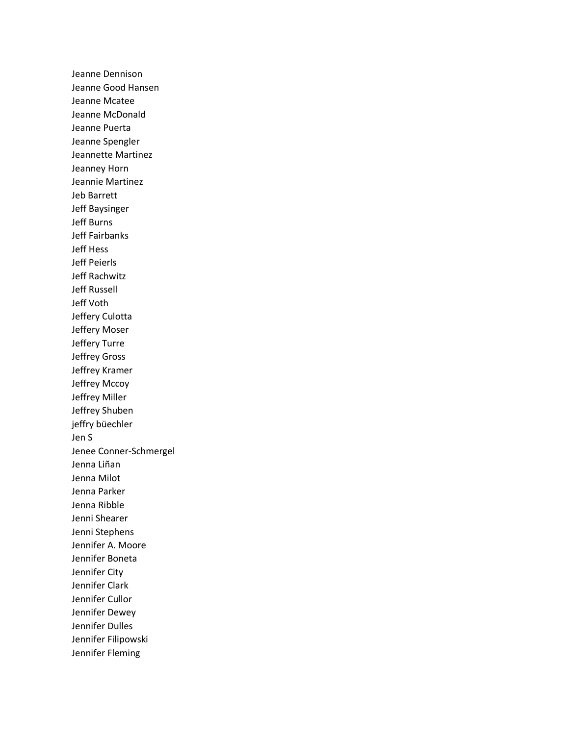Jeanne Dennison
Jeanne Good Hansen
Jeanne Mcatee
Jeanne McDonald
Jeanne Puerta
Jeanne Spengler
Jeannette Martinez
Jeanney Horn
Jeannie Martinez
Jeb Barrett
Jeff Baysinger
Jeff Burns
Jeff Fairbanks
Jeff Hess
Jeff Peierls
Jeff Rachwitz
Jeff Russell
Jeff Voth
Jeffery Culotta
Jeffery Moser
Jeffery Turre
Jeffrey Gross
Jeffrey Kramer
Jeffrey Mccoy
Jeffrey Miller
Jeffrey Shuben
jeffry büechler
Jen S
Jenee Conner-Schmergel
Jenna Liñan
Jenna Milot
Jenna Parker
Jenna Ribble
Jenni Shearer
Jenni Stephens
Jennifer A. Moore
Jennifer Boneta
Jennifer City
Jennifer Clark
Jennifer Cullor
Jennifer Dewey
Jennifer Dulles
Jennifer Filipowski
Jennifer Fleming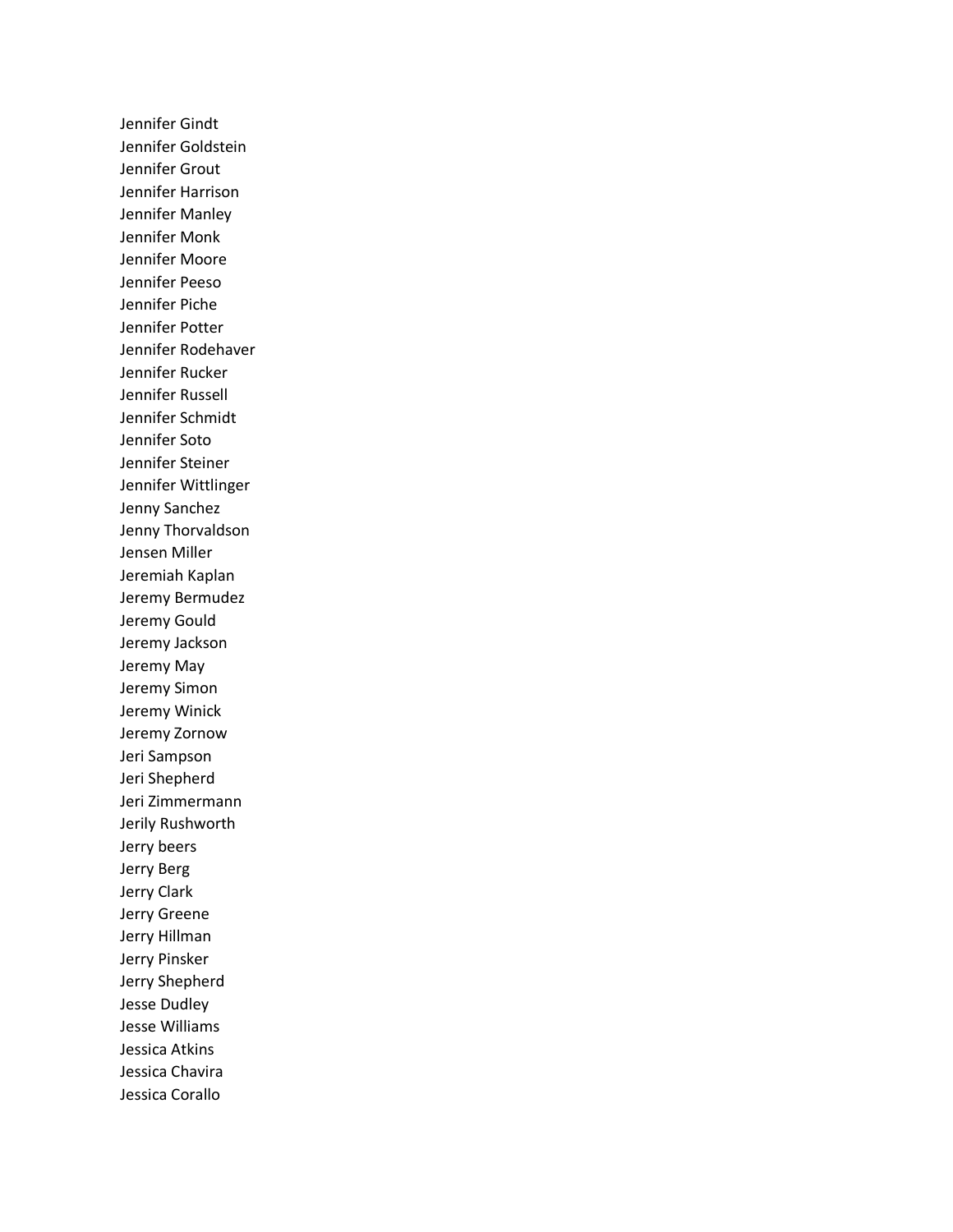Jennifer Gindt
Jennifer Goldstein
Jennifer Grout
Jennifer Harrison
Jennifer Manley
Jennifer Monk
Jennifer Moore
Jennifer Peeso
Jennifer Piche
Jennifer Potter
Jennifer Rodehaver
Jennifer Rucker
Jennifer Russell
Jennifer Schmidt
Jennifer Soto
Jennifer Steiner
Jennifer Wittlinger
Jenny Sanchez
Jenny Thorvaldson
Jensen Miller
Jeremiah Kaplan
Jeremy Bermudez
Jeremy Gould
Jeremy Jackson
Jeremy May
Jeremy Simon
Jeremy Winick
Jeremy Zornow
Jeri Sampson
Jeri Shepherd
Jeri Zimmermann
Jerily Rushworth
Jerry beers
Jerry Berg
Jerry Clark
Jerry Greene
Jerry Hillman
Jerry Pinsker
Jerry Shepherd
Jesse Dudley
Jesse Williams
Jessica Atkins
Jessica Chavira
Jessica Corallo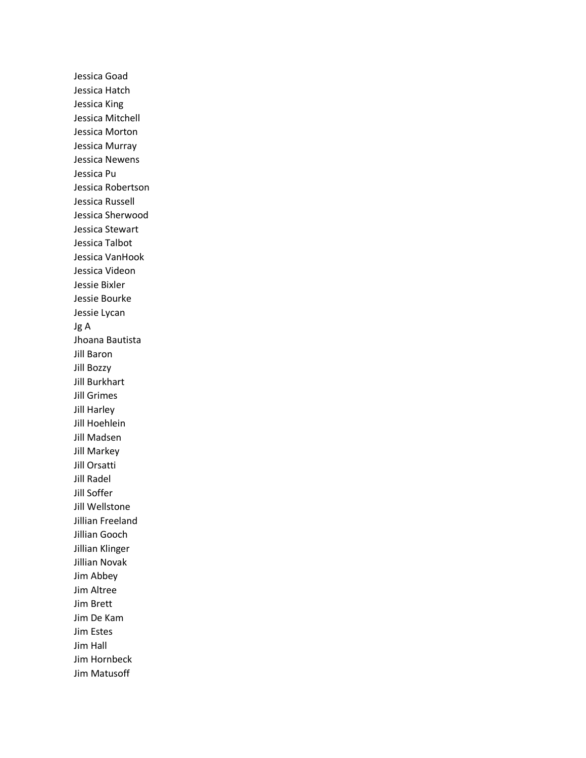Jessica Goad
Jessica Hatch
Jessica King
Jessica Mitchell
Jessica Morton
Jessica Murray
Jessica Newens
Jessica Pu
Jessica Robertson
Jessica Russell
Jessica Sherwood
Jessica Stewart
Jessica Talbot
Jessica VanHook
Jessica Videon
Jessie Bixler
Jessie Bourke
Jessie Lycan
Jg A
Jhoana Bautista
Jill Baron
Jill Bozzy
Jill Burkhart
Jill Grimes
Jill Harley
Jill Hoehlein
Jill Madsen
Jill Markey
Jill Orsatti
Jill Radel
Jill Soffer
Jill Wellstone
Jillian Freeland
Jillian Gooch
Jillian Klinger
Jillian Novak
Jim Abbey
Jim Altree
Jim Brett
Jim De Kam
Jim Estes
Jim Hall
Jim Hornbeck
Jim Matusoff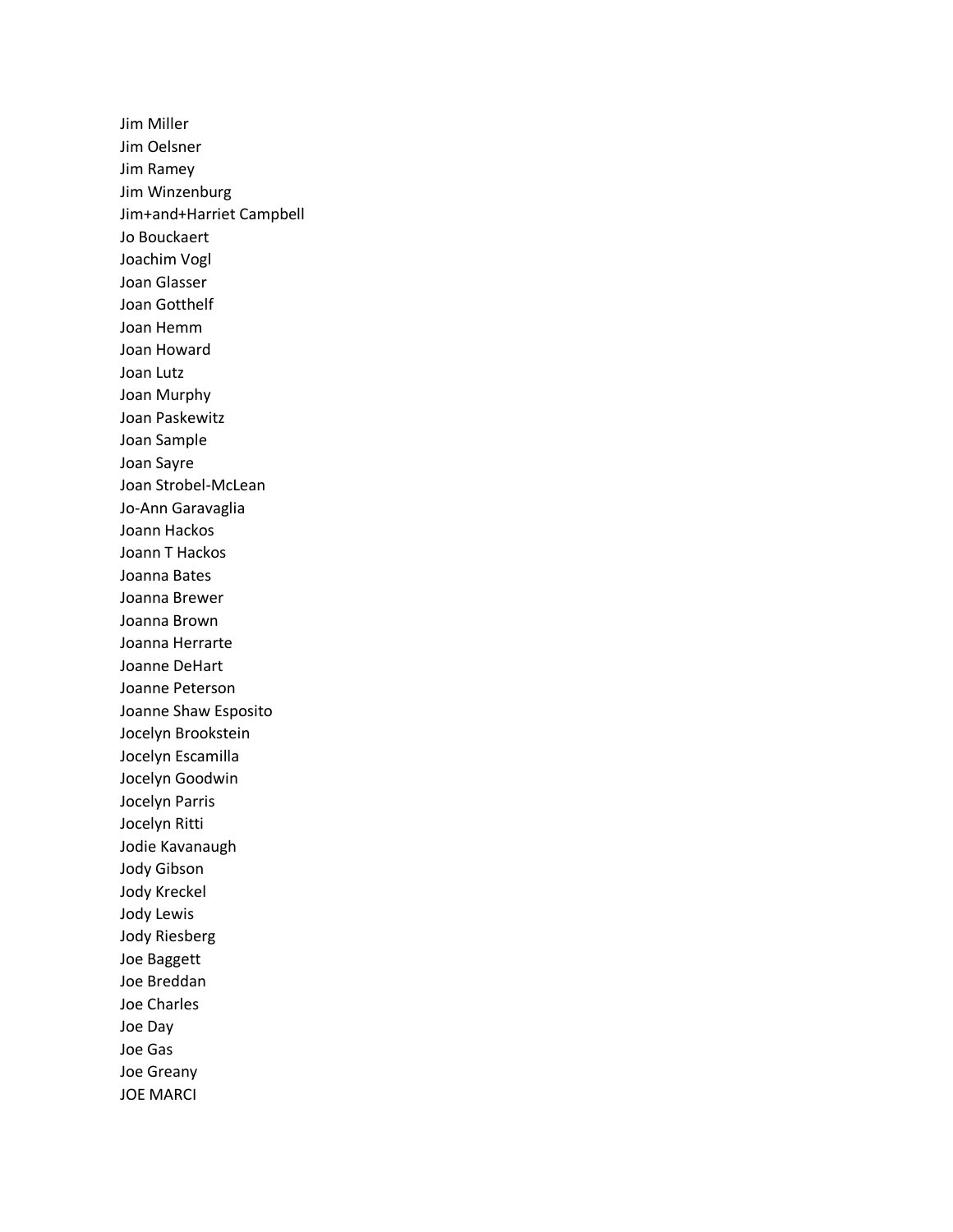Jim Miller
Jim Oelsner
Jim Ramey
Jim Winzenburg
Jim+and+Harriet Campbell
Jo Bouckaert
Joachim Vogl
Joan Glasser
Joan Gotthelf
Joan Hemm
Joan Howard
Joan Lutz
Joan Murphy
Joan Paskewitz
Joan Sample
Joan Sayre
Joan Strobel-McLean
Jo-Ann Garavaglia
Joann Hackos
Joann T Hackos
Joanna Bates
Joanna Brewer
Joanna Brown
Joanna Herrarte
Joanne DeHart
Joanne Peterson
Joanne Shaw Esposito
Jocelyn Brookstein
Jocelyn Escamilla
Jocelyn Goodwin
Jocelyn Parris
Jocelyn Ritti
Jodie Kavanaugh
Jody Gibson
Jody Kreckel
Jody Lewis
Jody Riesberg
Joe Baggett
Joe Breddan
Joe Charles
Joe Day
Joe Gas
Joe Greany
JOE MARCI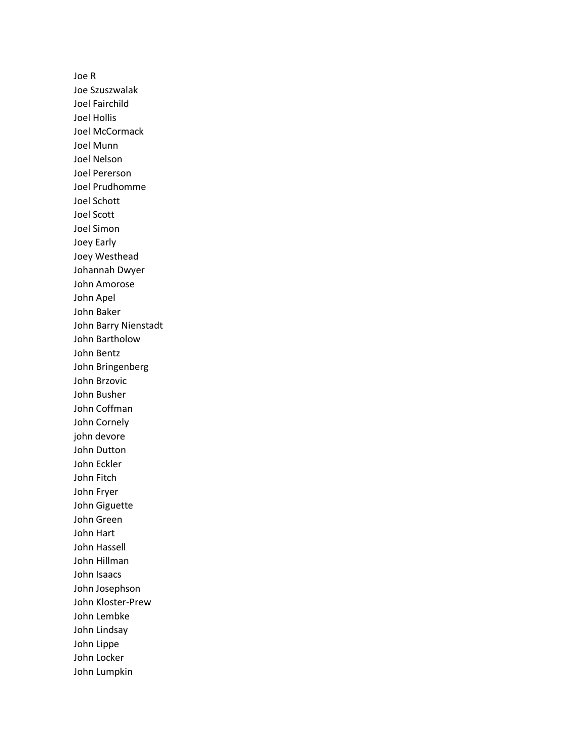Joe R
Joe Szuszwalak
Joel Fairchild
Joel Hollis
Joel McCormack
Joel Munn
Joel Nelson
Joel Pererson
Joel Prudhomme
Joel Schott
Joel Scott
Joel Simon
Joey Early
Joey Westhead
Johannah Dwyer
John Amorose
John Apel
John Baker
John Barry Nienstadt
John Bartholow
John Bentz
John Bringenberg
John Brzovic
John Busher
John Coffman
John Cornely
john devore
John Dutton
John Eckler
John Fitch
John Fryer
John Giguette
John Green
John Hart
John Hassell
John Hillman
John Isaacs
John Josephson
John Kloster-Prew
John Lembke
John Lindsay
John Lippe
John Locker
John Lumpkin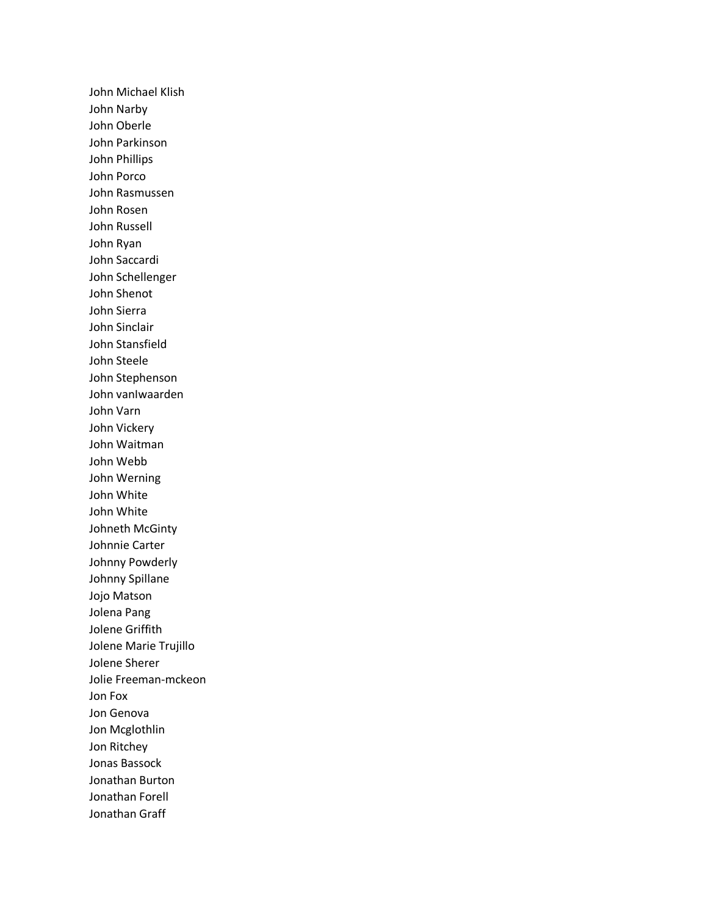John Michael Klish
John Narby
John Oberle
John Parkinson
John Phillips
John Porco
John Rasmussen
John Rosen
John Russell
John Ryan
John Saccardi
John Schellenger
John Shenot
John Sierra
John Sinclair
John Stansfield
John Steele
John Stephenson
John vanIwaarden
John Varn
John Vickery
John Waitman
John Webb
John Werning
John White
John White
Johneth McGinty
Johnnie Carter
Johnny Powderly
Johnny Spillane
Jojo Matson
Jolena Pang
Jolene Griffith
Jolene Marie Trujillo
Jolene Sherer
Jolie Freeman-mckeon
Jon Fox
Jon Genova
Jon Mcglothlin
Jon Ritchey
Jonas Bassock
Jonathan Burton
Jonathan Forell
Jonathan Graff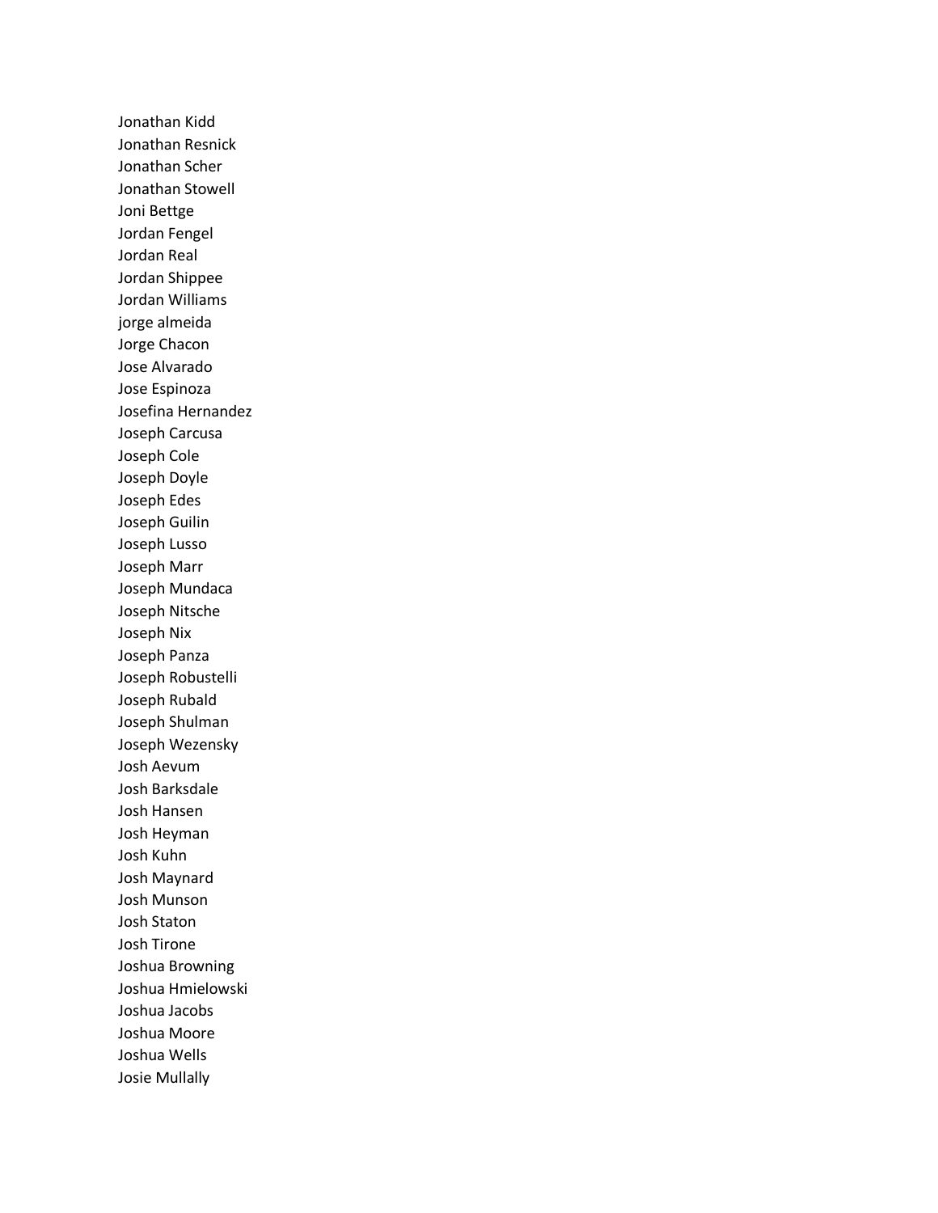Jonathan Kidd
Jonathan Resnick
Jonathan Scher
Jonathan Stowell
Joni Bettge
Jordan Fengel
Jordan Real
Jordan Shippee
Jordan Williams
jorge almeida
Jorge Chacon
Jose Alvarado
Jose Espinoza
Josefina Hernandez
Joseph Carcusa
Joseph Cole
Joseph Doyle
Joseph Edes
Joseph Guilin
Joseph Lusso
Joseph Marr
Joseph Mundaca
Joseph Nitsche
Joseph Nix
Joseph Panza
Joseph Robustelli
Joseph Rubald
Joseph Shulman
Joseph Wezensky
Josh Aevum
Josh Barksdale
Josh Hansen
Josh Heyman
Josh Kuhn
Josh Maynard
Josh Munson
Josh Staton
Josh Tirone
Joshua Browning
Joshua Hmielowski
Joshua Jacobs
Joshua Moore
Joshua Wells
Josie Mullally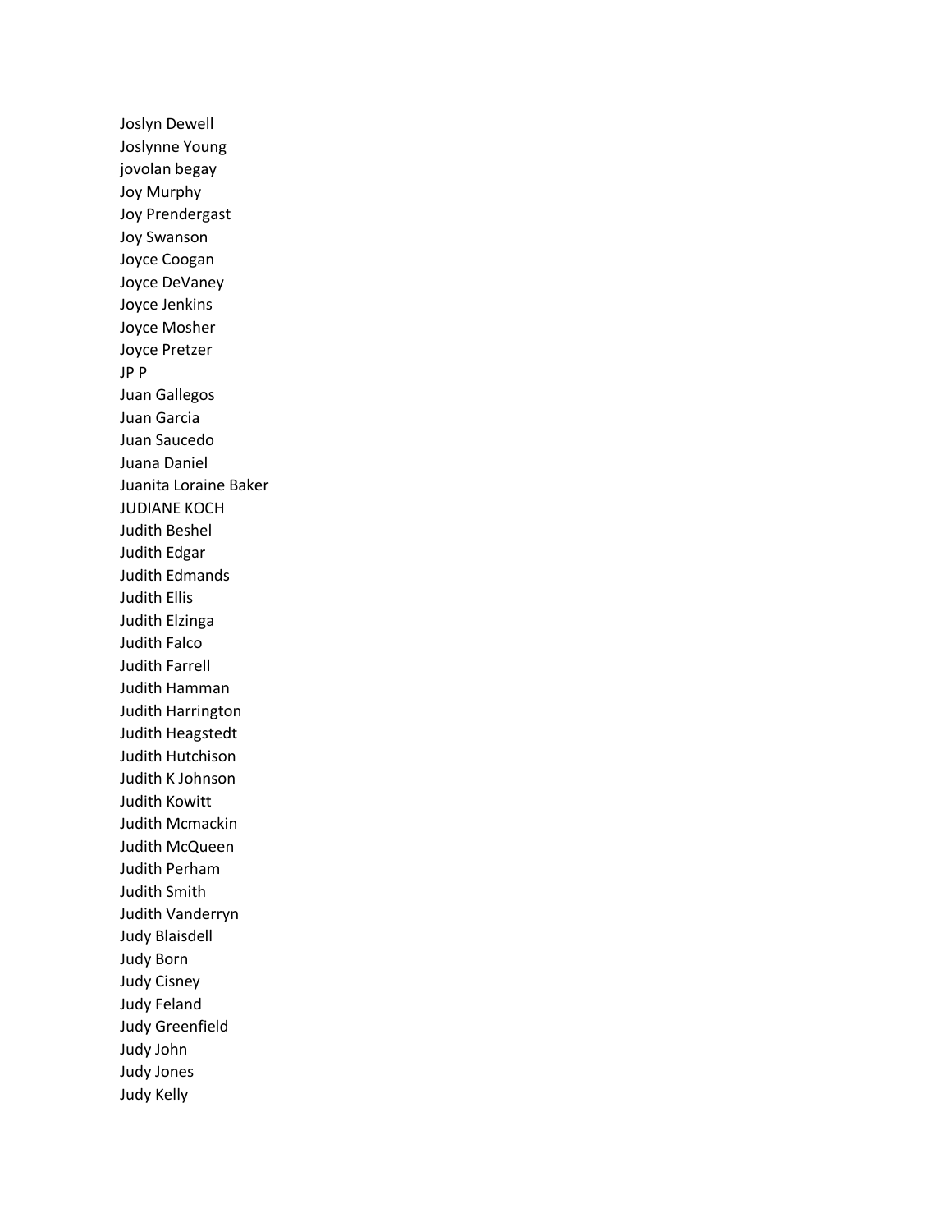Joslyn Dewell
Joslynne Young
jovolan begay
Joy Murphy
Joy Prendergast
Joy Swanson
Joyce Coogan
Joyce DeVaney
Joyce Jenkins
Joyce Mosher
Joyce Pretzer
JP P
Juan Gallegos
Juan Garcia
Juan Saucedo
Juana Daniel
Juanita Loraine Baker
JUDIANE KOCH
Judith Beshel
Judith Edgar
Judith Edmands
Judith Ellis
Judith Elzinga
Judith Falco
Judith Farrell
Judith Hamman
Judith Harrington
Judith Heagstedt
Judith Hutchison
Judith K Johnson
Judith Kowitt
Judith Mcmackin
Judith McQueen
Judith Perham
Judith Smith
Judith Vanderryn
Judy Blaisdell
Judy Born
Judy Cisney
Judy Feland
Judy Greenfield
Judy John
Judy Jones
Judy Kelly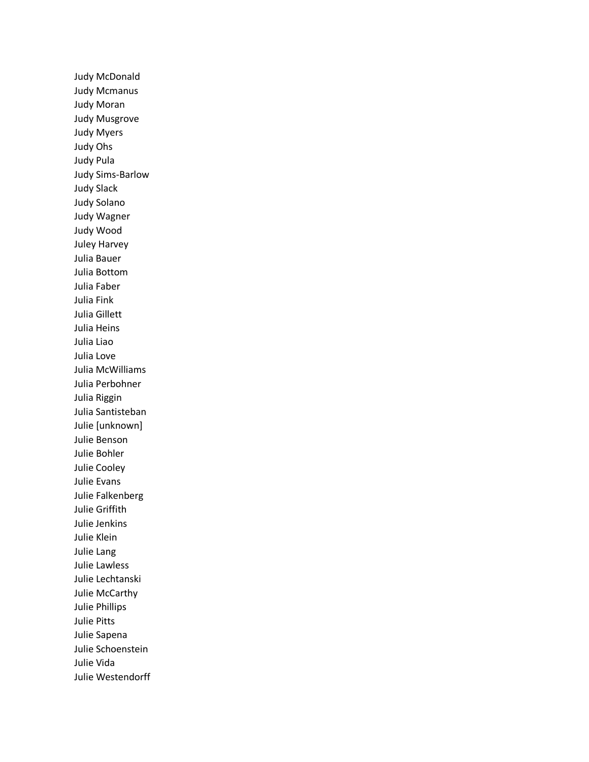Judy McDonald
Judy Mcmanus
Judy Moran
Judy Musgrove
Judy Myers
Judy Ohs
Judy Pula
Judy Sims-Barlow
Judy Slack
Judy Solano
Judy Wagner
Judy Wood
Juley Harvey
Julia Bauer
Julia Bottom
Julia Faber
Julia Fink
Julia Gillett
Julia Heins
Julia Liao
Julia Love
Julia McWilliams
Julia Perbohner
Julia Riggin
Julia Santisteban
Julie [unknown]
Julie Benson
Julie Bohler
Julie Cooley
Julie Evans
Julie Falkenberg
Julie Griffith
Julie Jenkins
Julie Klein
Julie Lang
Julie Lawless
Julie Lechtanski
Julie McCarthy
Julie Phillips
Julie Pitts
Julie Sapena
Julie Schoenstein
Julie Vida
Julie Westendorff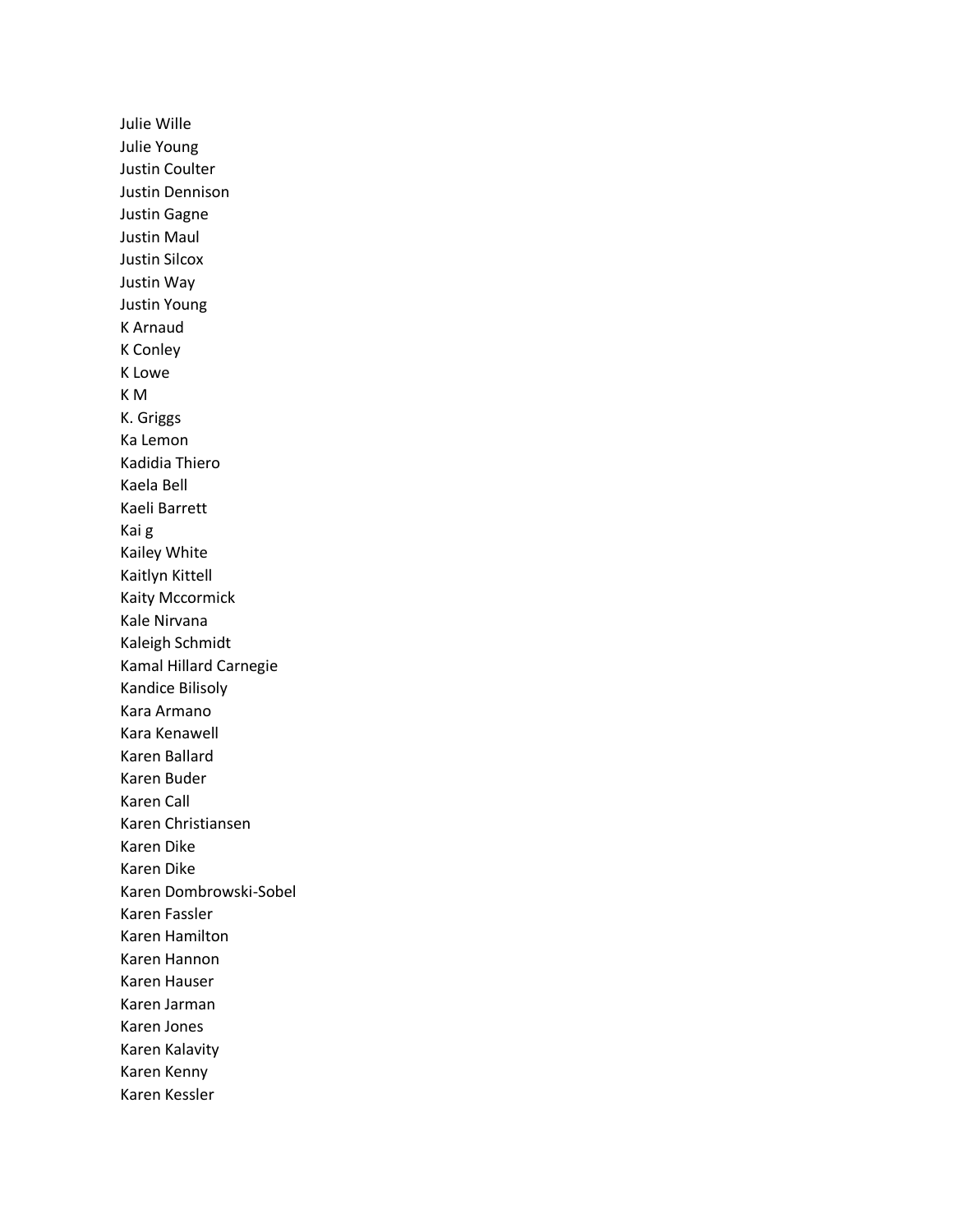Julie Wille
Julie Young
Justin Coulter
Justin Dennison
Justin Gagne
Justin Maul
Justin Silcox
Justin Way
Justin Young
K Arnaud
K Conley
K Lowe
K M
K. Griggs
Ka Lemon
Kadidia Thiero
Kaela Bell
Kaeli Barrett
Kai g
Kailey White
Kaitlyn Kittell
Kaity Mccormick
Kale Nirvana
Kaleigh Schmidt
Kamal Hillard Carnegie
Kandice Bilisoly
Kara Armano
Kara Kenawell
Karen Ballard
Karen Buder
Karen Call
Karen Christiansen
Karen Dike
Karen Dike
Karen Dombrowski-Sobel
Karen Fassler
Karen Hamilton
Karen Hannon
Karen Hauser
Karen Jarman
Karen Jones
Karen Kalavity
Karen Kenny
Karen Kessler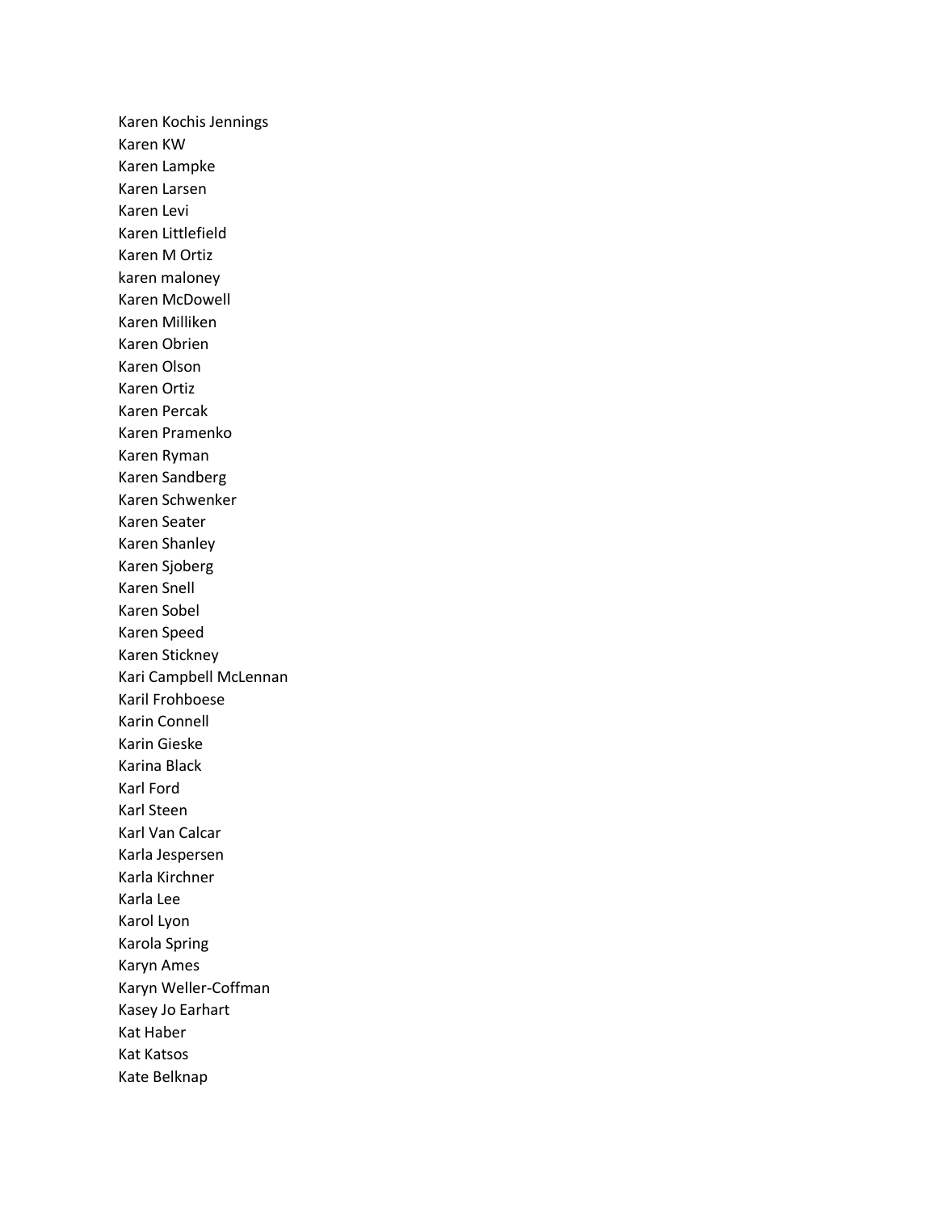Karen Kochis Jennings
Karen KW
Karen Lampke
Karen Larsen
Karen Levi
Karen Littlefield
Karen M Ortiz
karen maloney
Karen McDowell
Karen Milliken
Karen Obrien
Karen Olson
Karen Ortiz
Karen Percak
Karen Pramenko
Karen Ryman
Karen Sandberg
Karen Schwenker
Karen Seater
Karen Shanley
Karen Sjoberg
Karen Snell
Karen Sobel
Karen Speed
Karen Stickney
Kari Campbell McLennan
Karil Frohboese
Karin Connell
Karin Gieske
Karina Black
Karl Ford
Karl Steen
Karl Van Calcar
Karla Jespersen
Karla Kirchner
Karla Lee
Karol Lyon
Karola Spring
Karyn Ames
Karyn Weller-Coffman
Kasey Jo Earhart
Kat Haber
Kat Katsos
Kate Belknap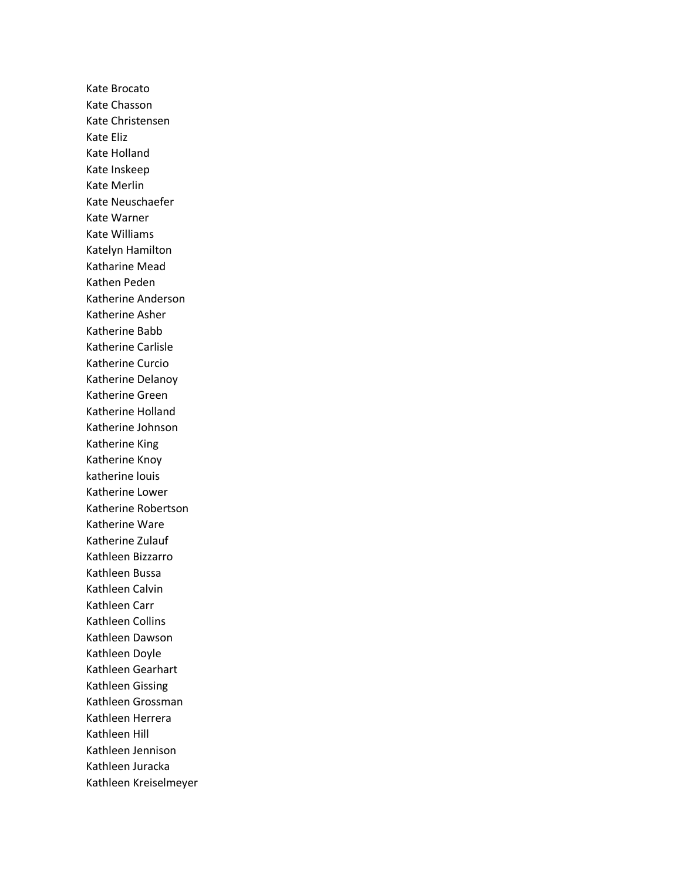Kate Brocato
Kate Chasson
Kate Christensen
Kate Eliz
Kate Holland
Kate Inskeep
Kate Merlin
Kate Neuschaefer
Kate Warner
Kate Williams
Katelyn Hamilton
Katharine Mead
Kathen Peden
Katherine Anderson
Katherine Asher
Katherine Babb
Katherine Carlisle
Katherine Curcio
Katherine Delanoy
Katherine Green
Katherine Holland
Katherine Johnson
Katherine King
Katherine Knoy
katherine louis
Katherine Lower
Katherine Robertson
Katherine Ware
Katherine Zulauf
Kathleen Bizzarro
Kathleen Bussa
Kathleen Calvin
Kathleen Carr
Kathleen Collins
Kathleen Dawson
Kathleen Doyle
Kathleen Gearhart
Kathleen Gissing
Kathleen Grossman
Kathleen Herrera
Kathleen Hill
Kathleen Jennison
Kathleen Juracka
Kathleen Kreiselmeyer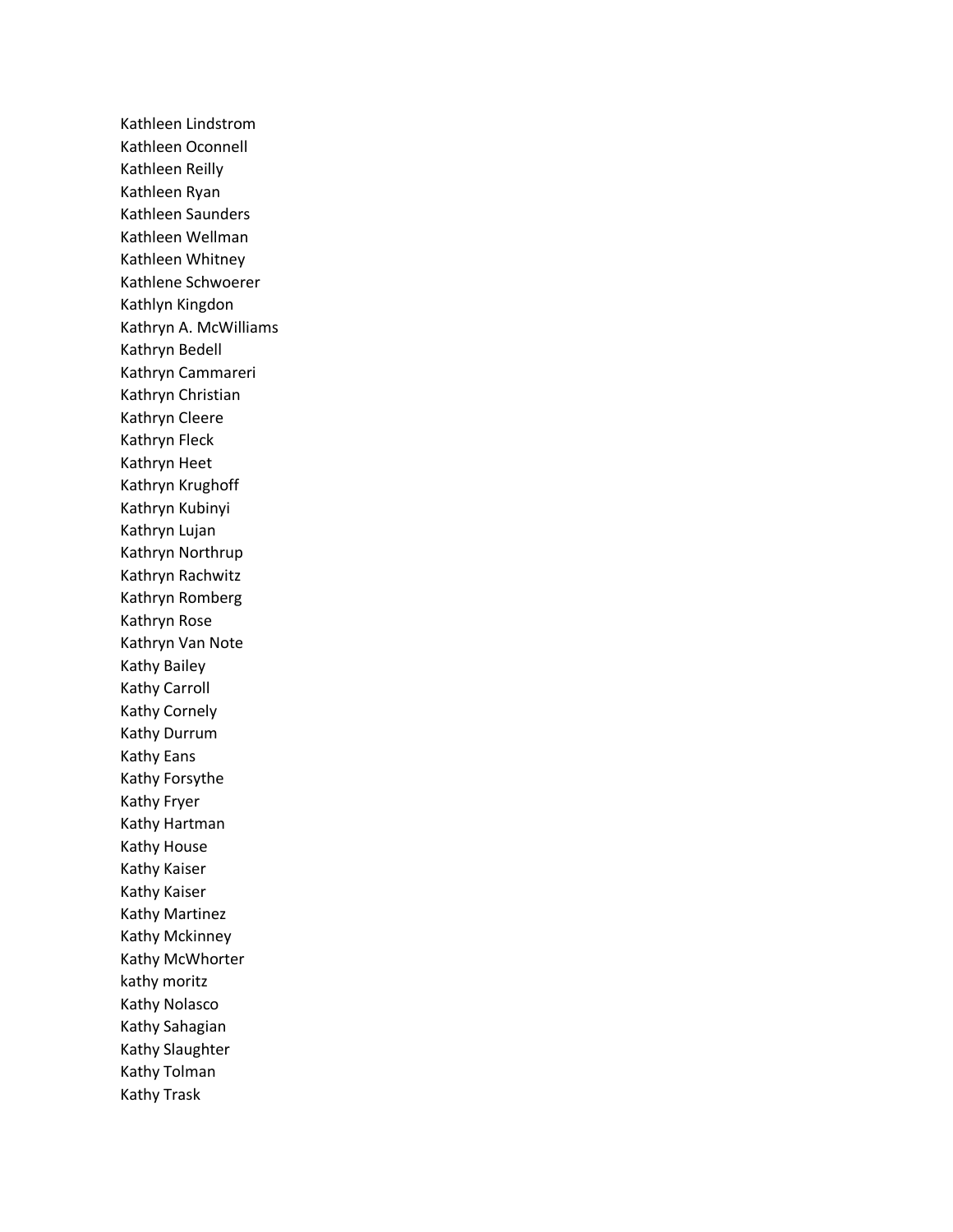Kathleen Lindstrom
Kathleen Oconnell
Kathleen Reilly
Kathleen Ryan
Kathleen Saunders
Kathleen Wellman
Kathleen Whitney
Kathlene Schwoerer
Kathlyn Kingdon
Kathryn A. McWilliams
Kathryn Bedell
Kathryn Cammareri
Kathryn Christian
Kathryn Cleere
Kathryn Fleck
Kathryn Heet
Kathryn Krughoff
Kathryn Kubinyi
Kathryn Lujan
Kathryn Northrup
Kathryn Rachwitz
Kathryn Romberg
Kathryn Rose
Kathryn Van Note
Kathy Bailey
Kathy Carroll
Kathy Cornely
Kathy Durrum
Kathy Eans
Kathy Forsythe
Kathy Fryer
Kathy Hartman
Kathy House
Kathy Kaiser
Kathy Kaiser
Kathy Martinez
Kathy Mckinney
Kathy McWhorter
kathy moritz
Kathy Nolasco
Kathy Sahagian
Kathy Slaughter
Kathy Tolman
Kathy Trask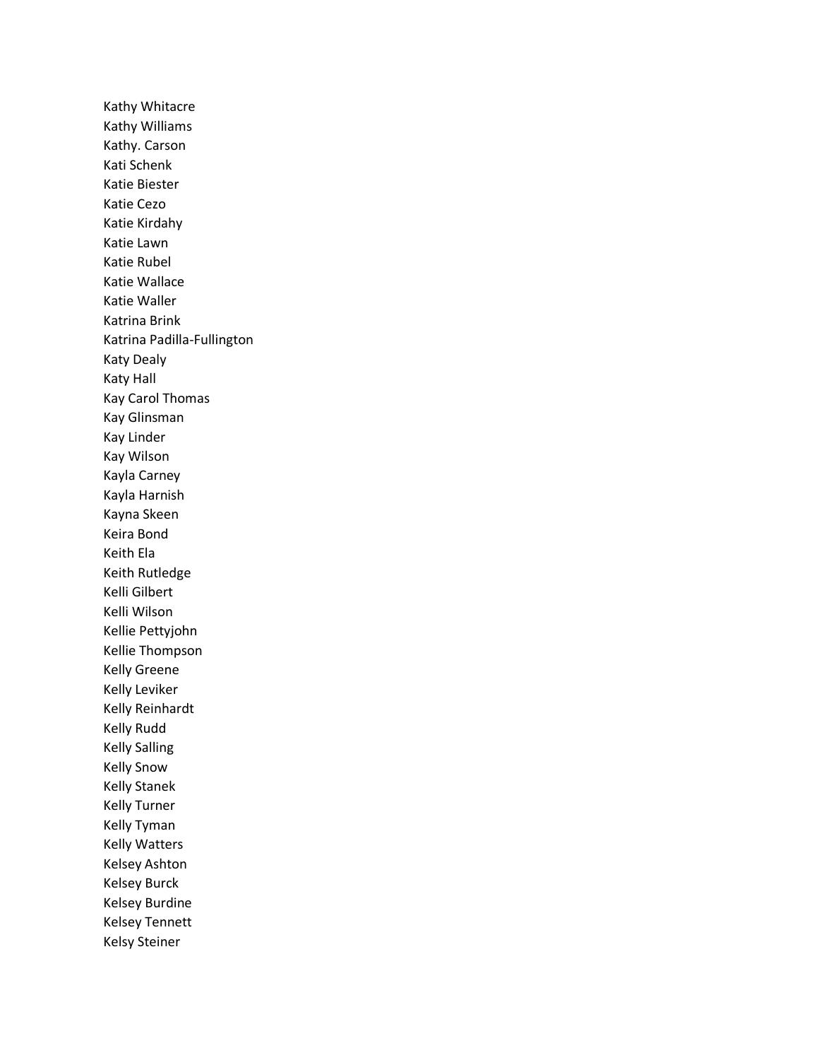Kathy Whitacre
Kathy Williams
Kathy. Carson
Kati Schenk
Katie Biester
Katie Cezo
Katie Kirdahy
Katie Lawn
Katie Rubel
Katie Wallace
Katie Waller
Katrina Brink
Katrina Padilla-Fullington
Katy Dealy
Katy Hall
Kay Carol Thomas
Kay Glinsman
Kay Linder
Kay Wilson
Kayla Carney
Kayla Harnish
Kayna Skeen
Keira Bond
Keith Ela
Keith Rutledge
Kelli Gilbert
Kelli Wilson
Kellie Pettyjohn
Kellie Thompson
Kelly Greene
Kelly Leviker
Kelly Reinhardt
Kelly Rudd
Kelly Salling
Kelly Snow
Kelly Stanek
Kelly Turner
Kelly Tyman
Kelly Watters
Kelsey Ashton
Kelsey Burck
Kelsey Burdine
Kelsey Tennett
Kelsy Steiner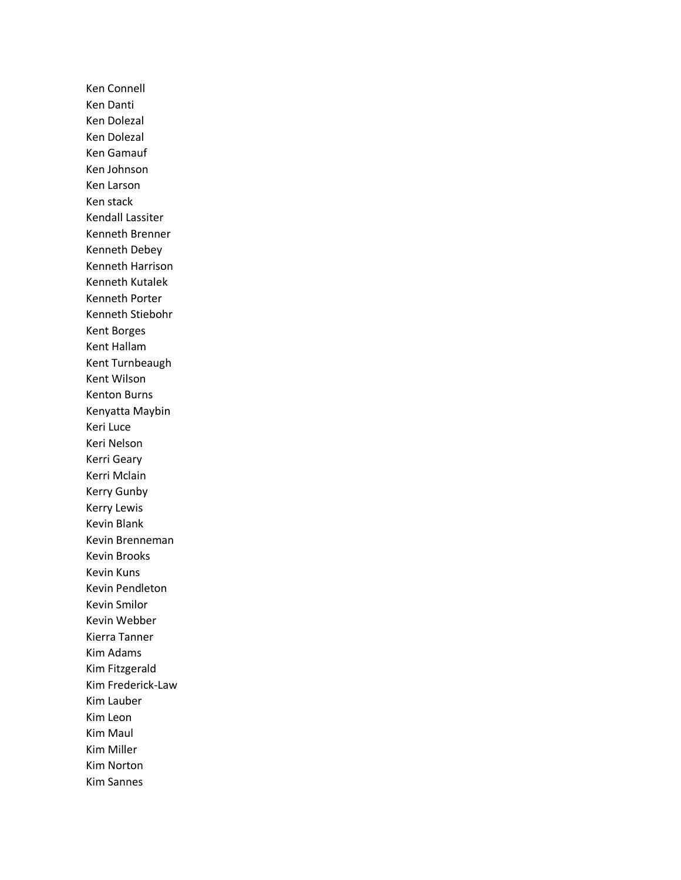Ken Connell
Ken Danti
Ken Dolezal
Ken Dolezal
Ken Gamauf
Ken Johnson
Ken Larson
Ken stack
Kendall Lassiter
Kenneth Brenner
Kenneth Debey
Kenneth Harrison
Kenneth Kutalek
Kenneth Porter
Kenneth Stiebohr
Kent Borges
Kent Hallam
Kent Turnbeaugh
Kent Wilson
Kenton Burns
Kenyatta Maybin
Keri Luce
Keri Nelson
Kerri Geary
Kerri Mclain
Kerry Gunby
Kerry Lewis
Kevin Blank
Kevin Brenneman
Kevin Brooks
Kevin Kuns
Kevin Pendleton
Kevin Smilor
Kevin Webber
Kierra Tanner
Kim Adams
Kim Fitzgerald
Kim Frederick-Law
Kim Lauber
Kim Leon
Kim Maul
Kim Miller
Kim Norton
Kim Sannes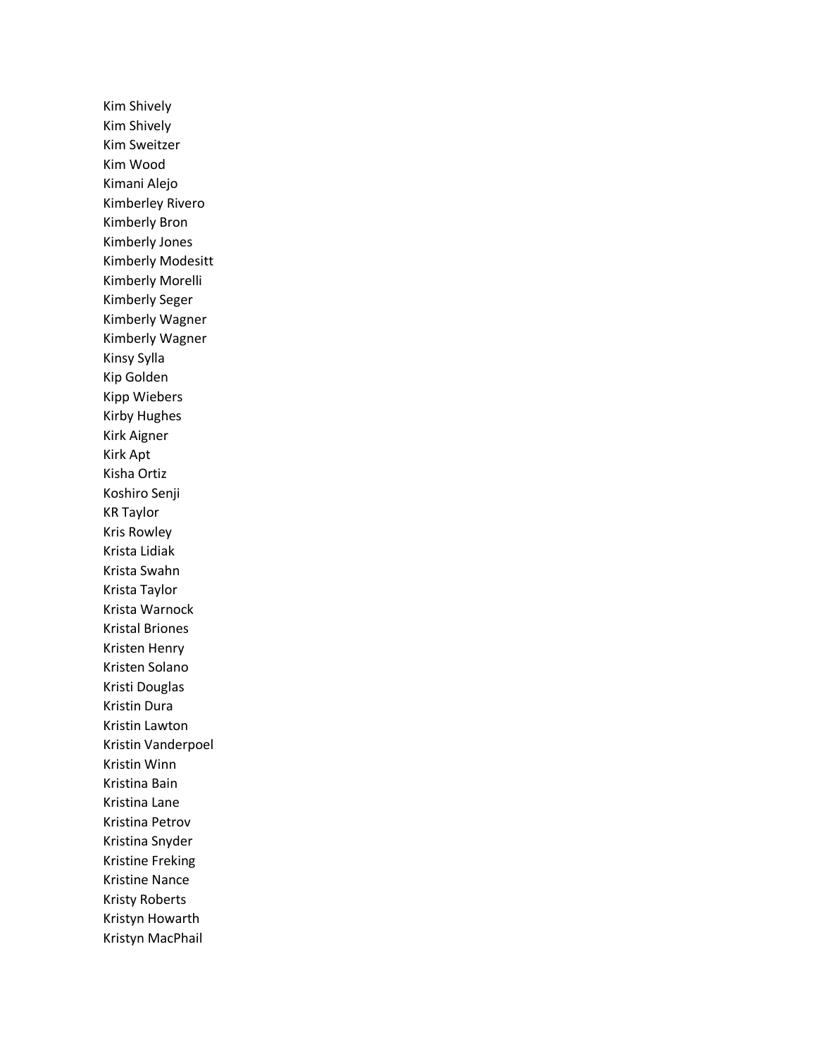Kim Shively
Kim Shively
Kim Sweitzer
Kim Wood
Kimani Alejo
Kimberley Rivero
Kimberly Bron
Kimberly Jones
Kimberly Modesitt
Kimberly Morelli
Kimberly Seger
Kimberly Wagner
Kimberly Wagner
Kinsy Sylla
Kip Golden
Kipp Wiebers
Kirby Hughes
Kirk Aigner
Kirk Apt
Kisha Ortiz
Koshiro Senji
KR Taylor
Kris Rowley
Krista Lidiak
Krista Swahn
Krista Taylor
Krista Warnock
Kristal Briones
Kristen Henry
Kristen Solano
Kristi Douglas
Kristin Dura
Kristin Lawton
Kristin Vanderpoel
Kristin Winn
Kristina Bain
Kristina Lane
Kristina Petrov
Kristina Snyder
Kristine Freking
Kristine Nance
Kristy Roberts
Kristyn Howarth
Kristyn MacPhail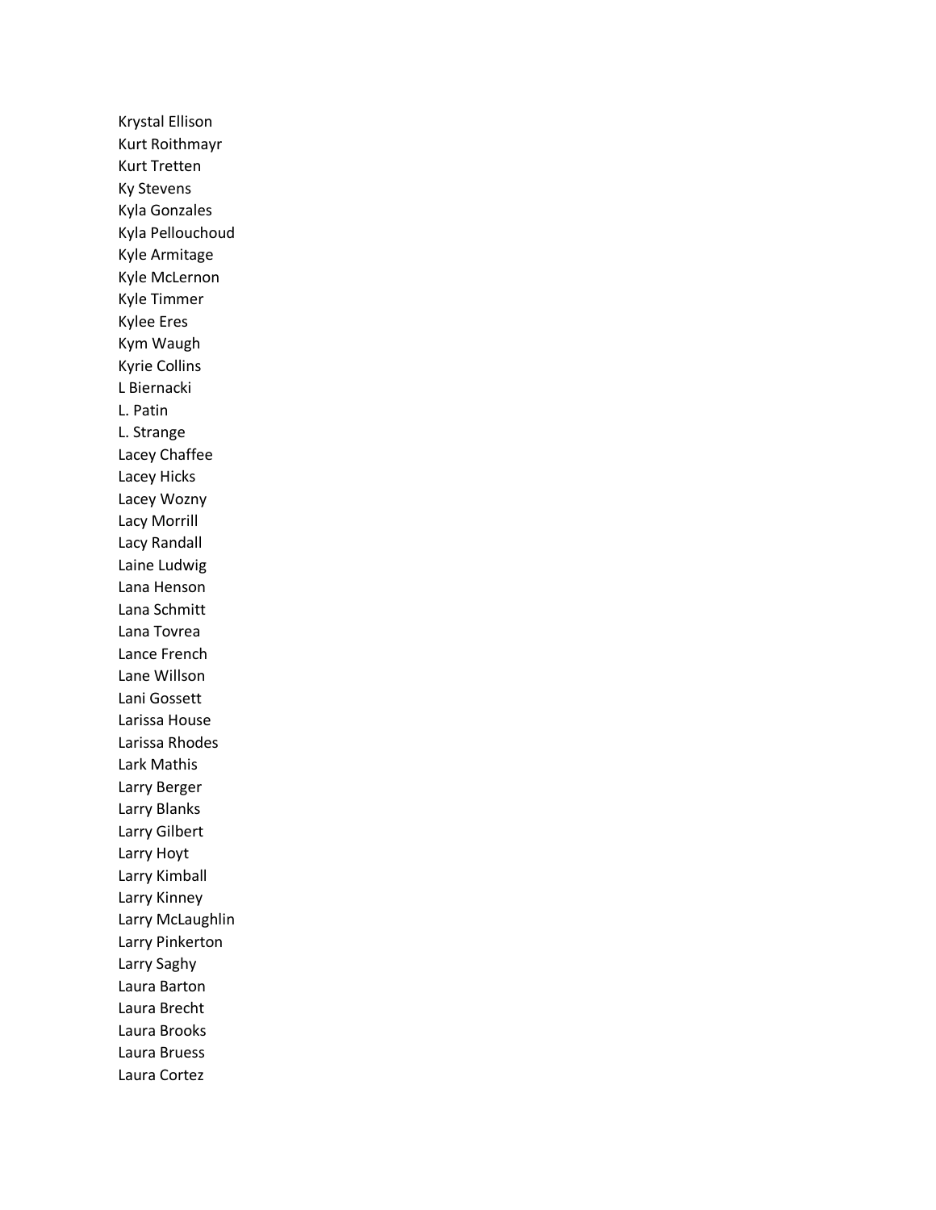Krystal Ellison
Kurt Roithmayr
Kurt Tretten
Ky Stevens
Kyla Gonzales
Kyla Pellouchoud
Kyle Armitage
Kyle McLernon
Kyle Timmer
Kylee Eres
Kym Waugh
Kyrie Collins
L Biernacki
L. Patin
L. Strange
Lacey Chaffee
Lacey Hicks
Lacey Wozny
Lacy Morrill
Lacy Randall
Laine Ludwig
Lana Henson
Lana Schmitt
Lana Tovrea
Lance French
Lane Willson
Lani Gossett
Larissa House
Larissa Rhodes
Lark Mathis
Larry Berger
Larry Blanks
Larry Gilbert
Larry Hoyt
Larry Kimball
Larry Kinney
Larry McLaughlin
Larry Pinkerton
Larry Saghy
Laura Barton
Laura Brecht
Laura Brooks
Laura Bruess
Laura Cortez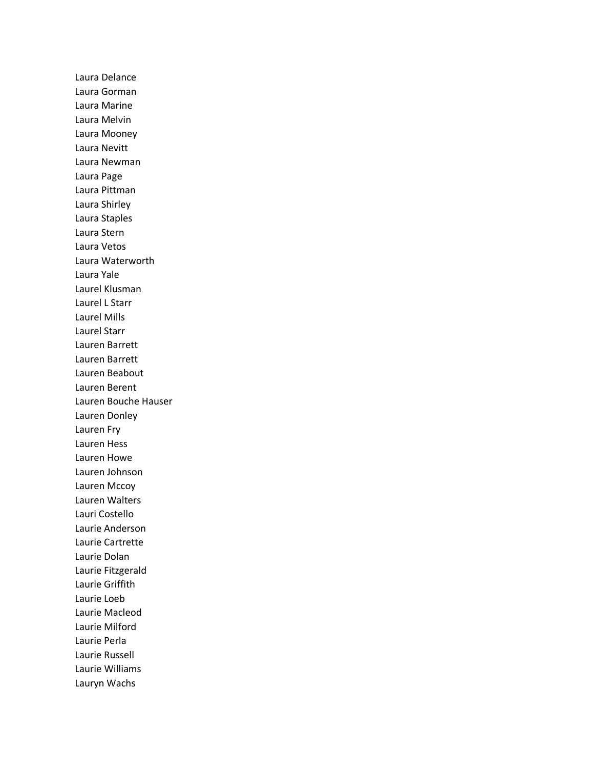Laura Delance
Laura Gorman
Laura Marine
Laura Melvin
Laura Mooney
Laura Nevitt
Laura Newman
Laura Page
Laura Pittman
Laura Shirley
Laura Staples
Laura Stern
Laura Vetos
Laura Waterworth
Laura Yale
Laurel Klusman
Laurel L Starr
Laurel Mills
Laurel Starr
Lauren Barrett
Lauren Barrett
Lauren Beabout
Lauren Berent
Lauren Bouche Hauser
Lauren Donley
Lauren Fry
Lauren Hess
Lauren Howe
Lauren Johnson
Lauren Mccoy
Lauren Walters
Lauri Costello
Laurie Anderson
Laurie Cartrette
Laurie Dolan
Laurie Fitzgerald
Laurie Griffith
Laurie Loeb
Laurie Macleod
Laurie Milford
Laurie Perla
Laurie Russell
Laurie Williams
Lauryn Wachs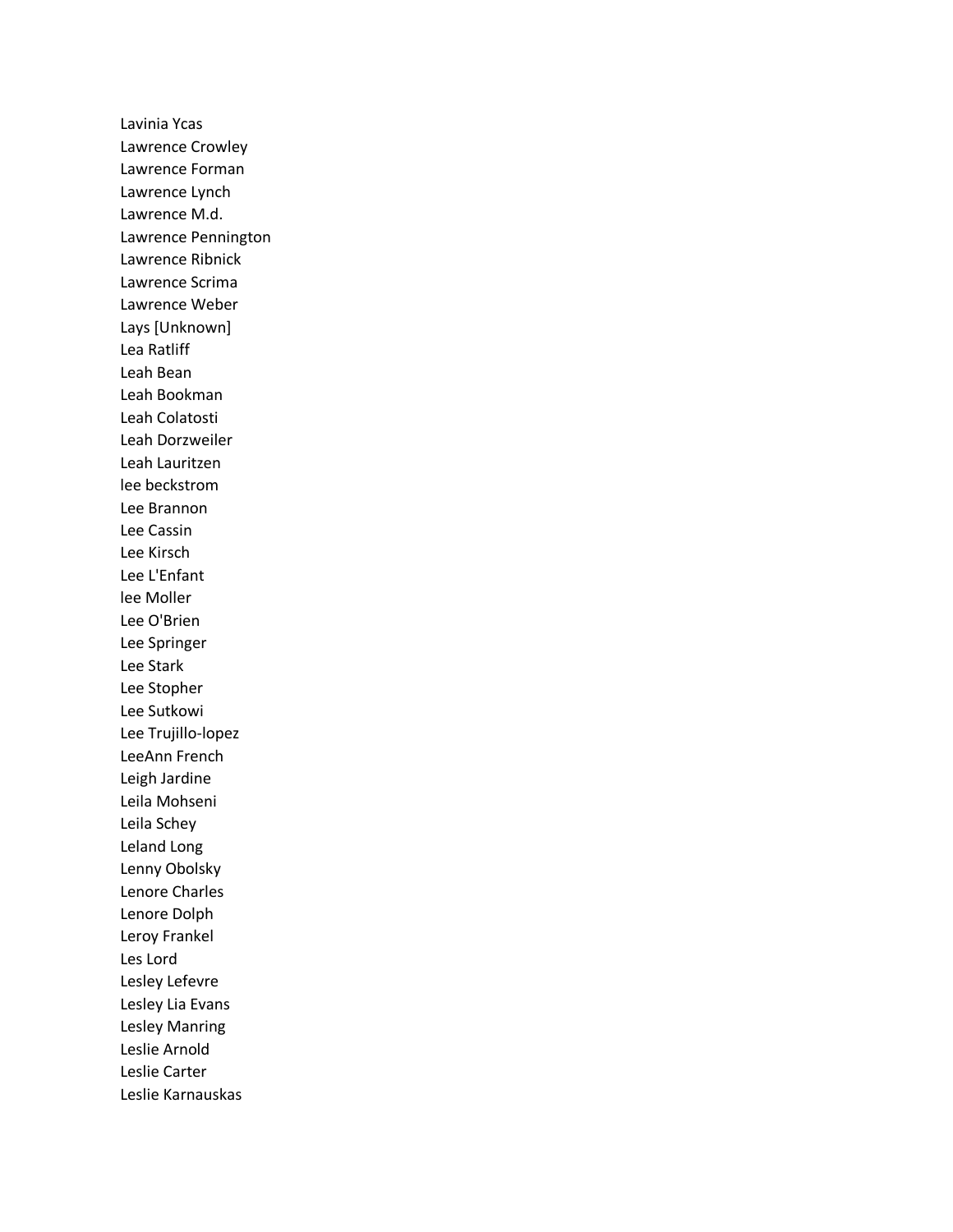Lavinia Ycas
Lawrence Crowley
Lawrence Forman
Lawrence Lynch
Lawrence M.d.
Lawrence Pennington
Lawrence Ribnick
Lawrence Scrima
Lawrence Weber
Lays [Unknown]
Lea Ratliff
Leah Bean
Leah Bookman
Leah Colatosti
Leah Dorzweiler
Leah Lauritzen
lee beckstrom
Lee Brannon
Lee Cassin
Lee Kirsch
Lee L'Enfant
lee Moller
Lee O'Brien
Lee Springer
Lee Stark
Lee Stopher
Lee Sutkowi
Lee Trujillo-lopez
LeeAnn French
Leigh Jardine
Leila Mohseni
Leila Schey
Leland Long
Lenny Obolsky
Lenore Charles
Lenore Dolph
Leroy Frankel
Les Lord
Lesley Lefevre
Lesley Lia Evans
Lesley Manring
Leslie Arnold
Leslie Carter
Leslie Karnauskas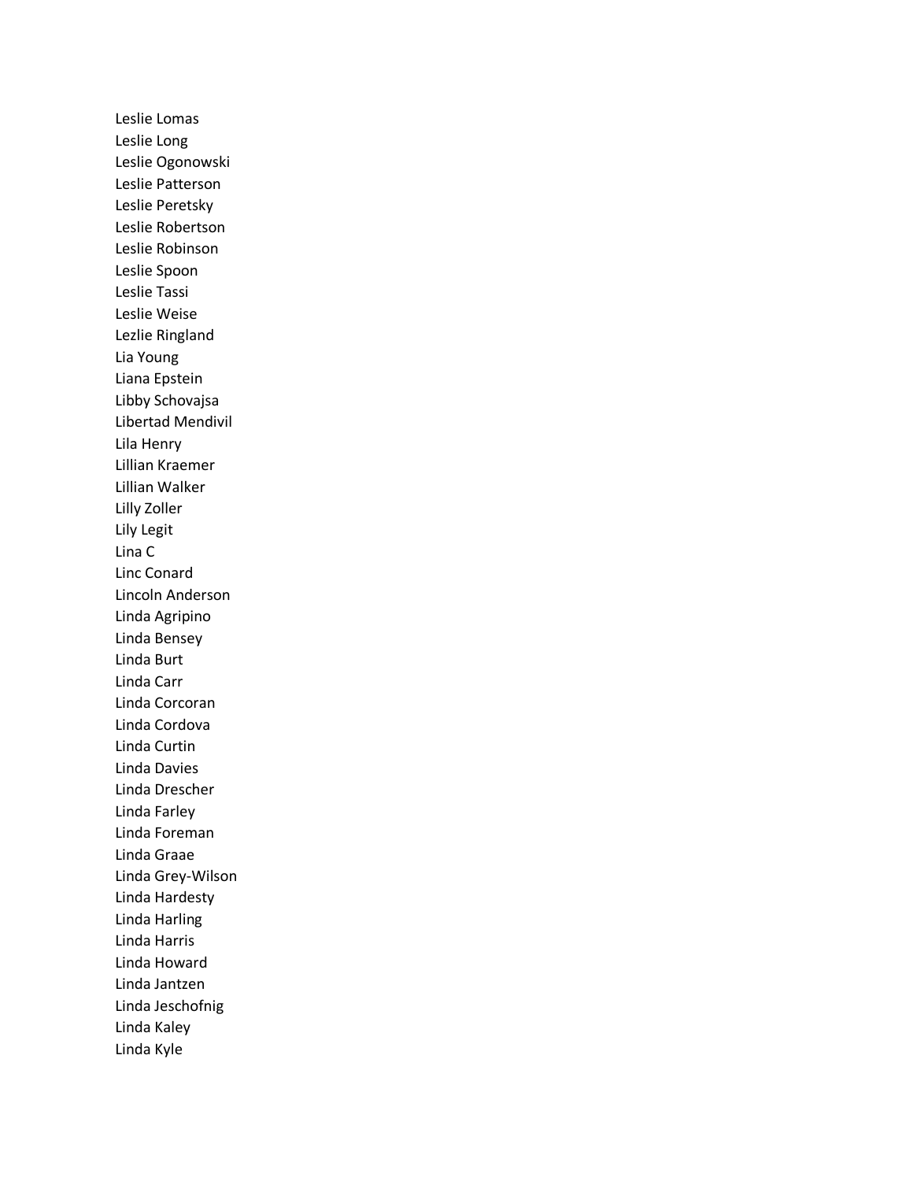Leslie Lomas
Leslie Long
Leslie Ogonowski
Leslie Patterson
Leslie Peretsky
Leslie Robertson
Leslie Robinson
Leslie Spoon
Leslie Tassi
Leslie Weise
Lezlie Ringland
Lia Young
Liana Epstein
Libby Schovajsa
Libertad Mendivil
Lila Henry
Lillian Kraemer
Lillian Walker
Lilly Zoller
Lily Legit
Lina C
Linc Conard
Lincoln Anderson
Linda Agripino
Linda Bensey
Linda Burt
Linda Carr
Linda Corcoran
Linda Cordova
Linda Curtin
Linda Davies
Linda Drescher
Linda Farley
Linda Foreman
Linda Graae
Linda Grey-Wilson
Linda Hardesty
Linda Harling
Linda Harris
Linda Howard
Linda Jantzen
Linda Jeschofnig
Linda Kaley
Linda Kyle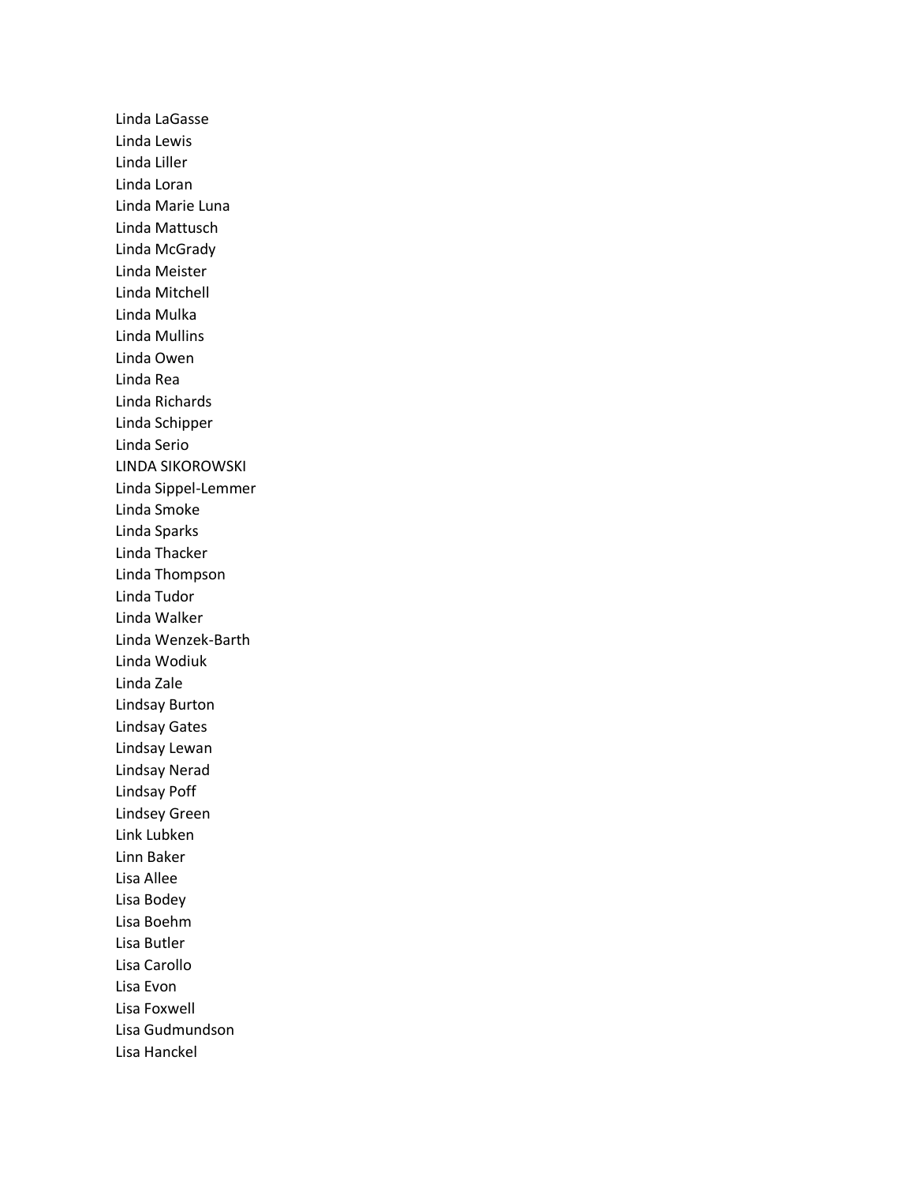Linda LaGasse
Linda Lewis
Linda Liller
Linda Loran
Linda Marie Luna
Linda Mattusch
Linda McGrady
Linda Meister
Linda Mitchell
Linda Mulka
Linda Mullins
Linda Owen
Linda Rea
Linda Richards
Linda Schipper
Linda Serio
LINDA SIKOROWSKI
Linda Sippel-Lemmer
Linda Smoke
Linda Sparks
Linda Thacker
Linda Thompson
Linda Tudor
Linda Walker
Linda Wenzek-Barth
Linda Wodiuk
Linda Zale
Lindsay Burton
Lindsay Gates
Lindsay Lewan
Lindsay Nerad
Lindsay Poff
Lindsey Green
Link Lubken
Linn Baker
Lisa Allee
Lisa Bodey
Lisa Boehm
Lisa Butler
Lisa Carollo
Lisa Evon
Lisa Foxwell
Lisa Gudmundson
Lisa Hanckel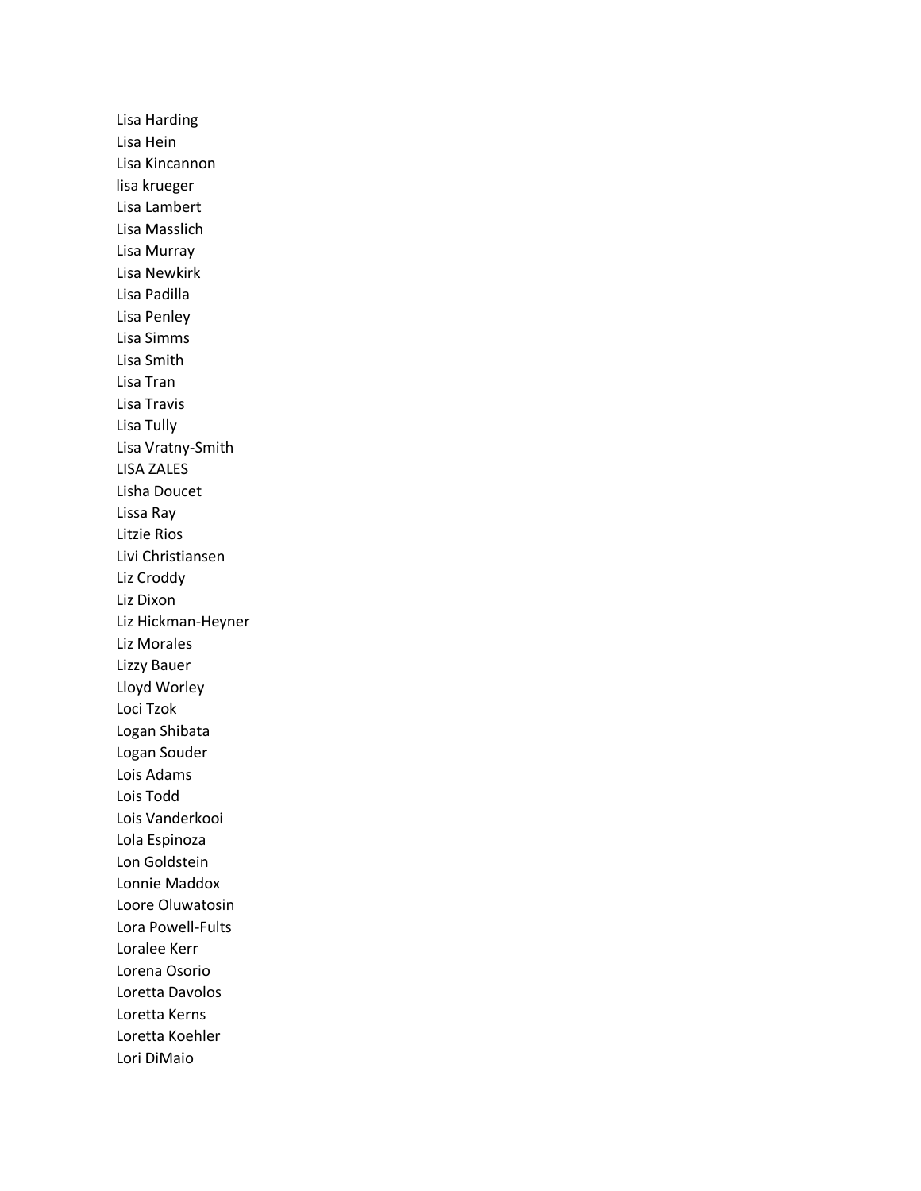Lisa Harding
Lisa Hein
Lisa Kincannon
lisa krueger
Lisa Lambert
Lisa Masslich
Lisa Murray
Lisa Newkirk
Lisa Padilla
Lisa Penley
Lisa Simms
Lisa Smith
Lisa Tran
Lisa Travis
Lisa Tully
Lisa Vratny-Smith
LISA ZALES
Lisha Doucet
Lissa Ray
Litzie Rios
Livi Christiansen
Liz Croddy
Liz Dixon
Liz Hickman-Heyner
Liz Morales
Lizzy Bauer
Lloyd Worley
Loci Tzok
Logan Shibata
Logan Souder
Lois Adams
Lois Todd
Lois Vanderkooi
Lola Espinoza
Lon Goldstein
Lonnie Maddox
Loore Oluwatosin
Lora Powell-Fults
Loralee Kerr
Lorena Osorio
Loretta Davolos
Loretta Kerns
Loretta Koehler
Lori DiMaio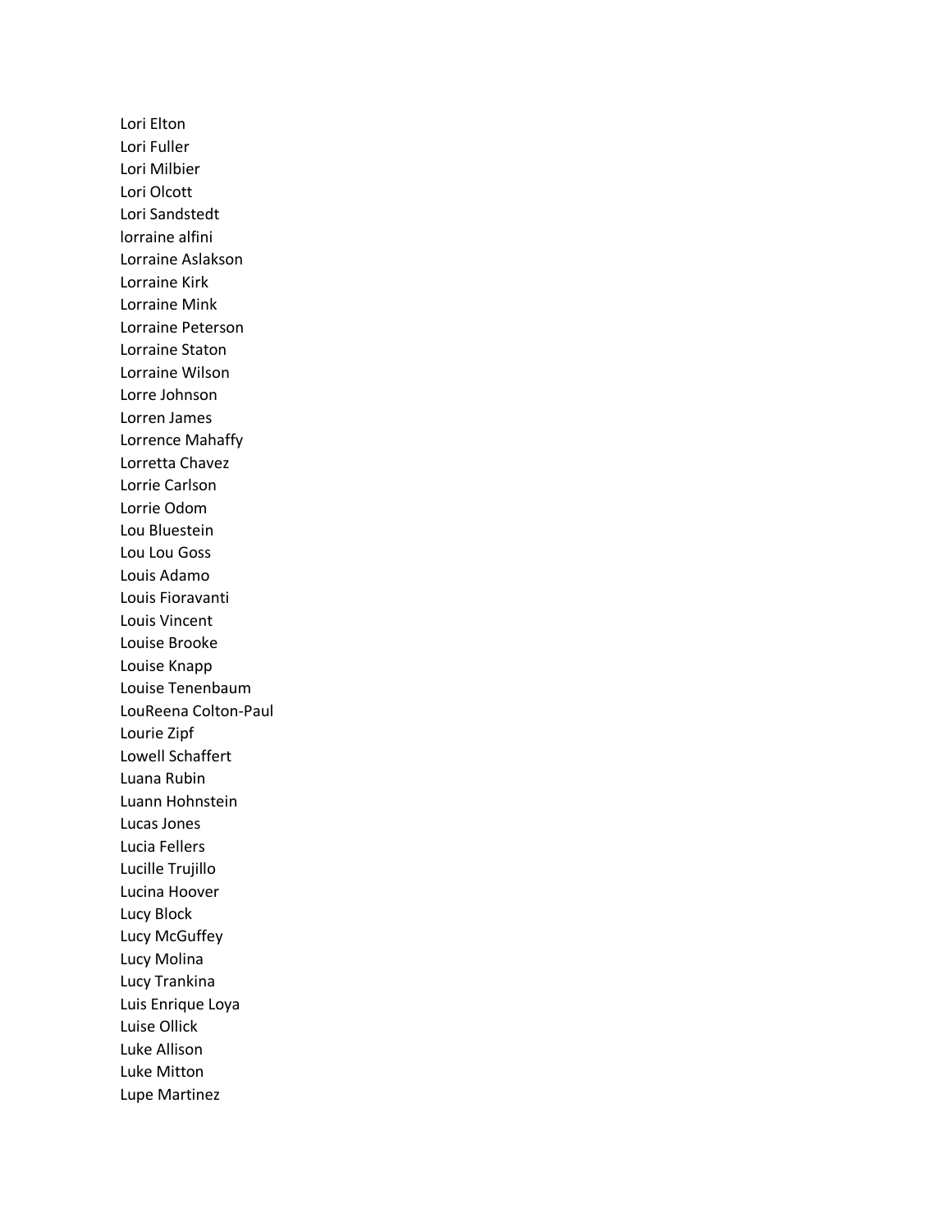Lori Elton
Lori Fuller
Lori Milbier
Lori Olcott
Lori Sandstedt
lorraine alfini
Lorraine Aslakson
Lorraine Kirk
Lorraine Mink
Lorraine Peterson
Lorraine Staton
Lorraine Wilson
Lorre Johnson
Lorren James
Lorrence Mahaffy
Lorretta Chavez
Lorrie Carlson
Lorrie Odom
Lou Bluestein
Lou Lou Goss
Louis Adamo
Louis Fioravanti
Louis Vincent
Louise Brooke
Louise Knapp
Louise Tenenbaum
LouReena Colton-Paul
Lourie Zipf
Lowell Schaffert
Luana Rubin
Luann Hohnstein
Lucas Jones
Lucia Fellers
Lucille Trujillo
Lucina Hoover
Lucy Block
Lucy McGuffey
Lucy Molina
Lucy Trankina
Luis Enrique Loya
Luise Ollick
Luke Allison
Luke Mitton
Lupe Martinez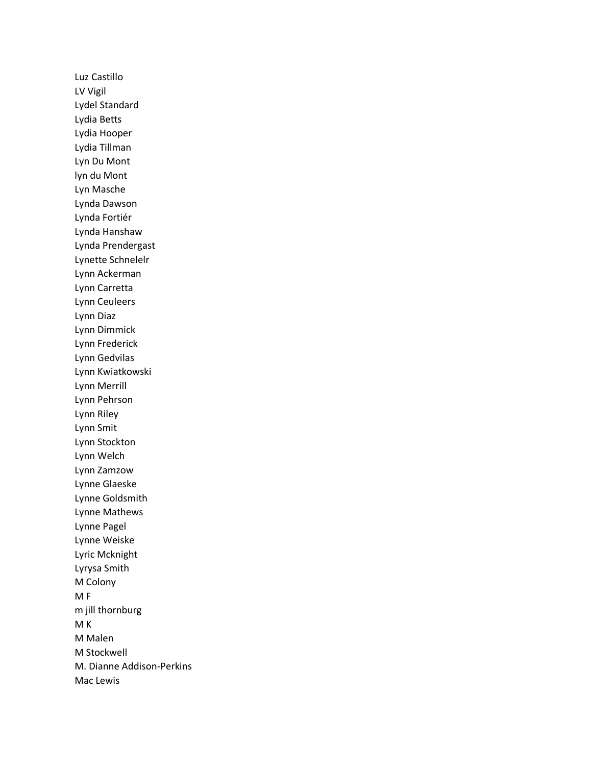Luz Castillo
LV Vigil
Lydel Standard
Lydia Betts
Lydia Hooper
Lydia Tillman
Lyn Du Mont
lyn du Mont
Lyn Masche
Lynda Dawson
Lynda Fortiér
Lynda Hanshaw
Lynda Prendergast
Lynette Schnelelr
Lynn Ackerman
Lynn Carretta
Lynn Ceuleers
Lynn Diaz
Lynn Dimmick
Lynn Frederick
Lynn Gedvilas
Lynn Kwiatkowski
Lynn Merrill
Lynn Pehrson
Lynn Riley
Lynn Smit
Lynn Stockton
Lynn Welch
Lynn Zamzow
Lynne Glaeske
Lynne Goldsmith
Lynne Mathews
Lynne Pagel
Lynne Weiske
Lyric Mcknight
Lyrysa Smith
M Colony
M F
m jill thornburg
M K
M Malen
M Stockwell
M. Dianne Addison-Perkins
Mac Lewis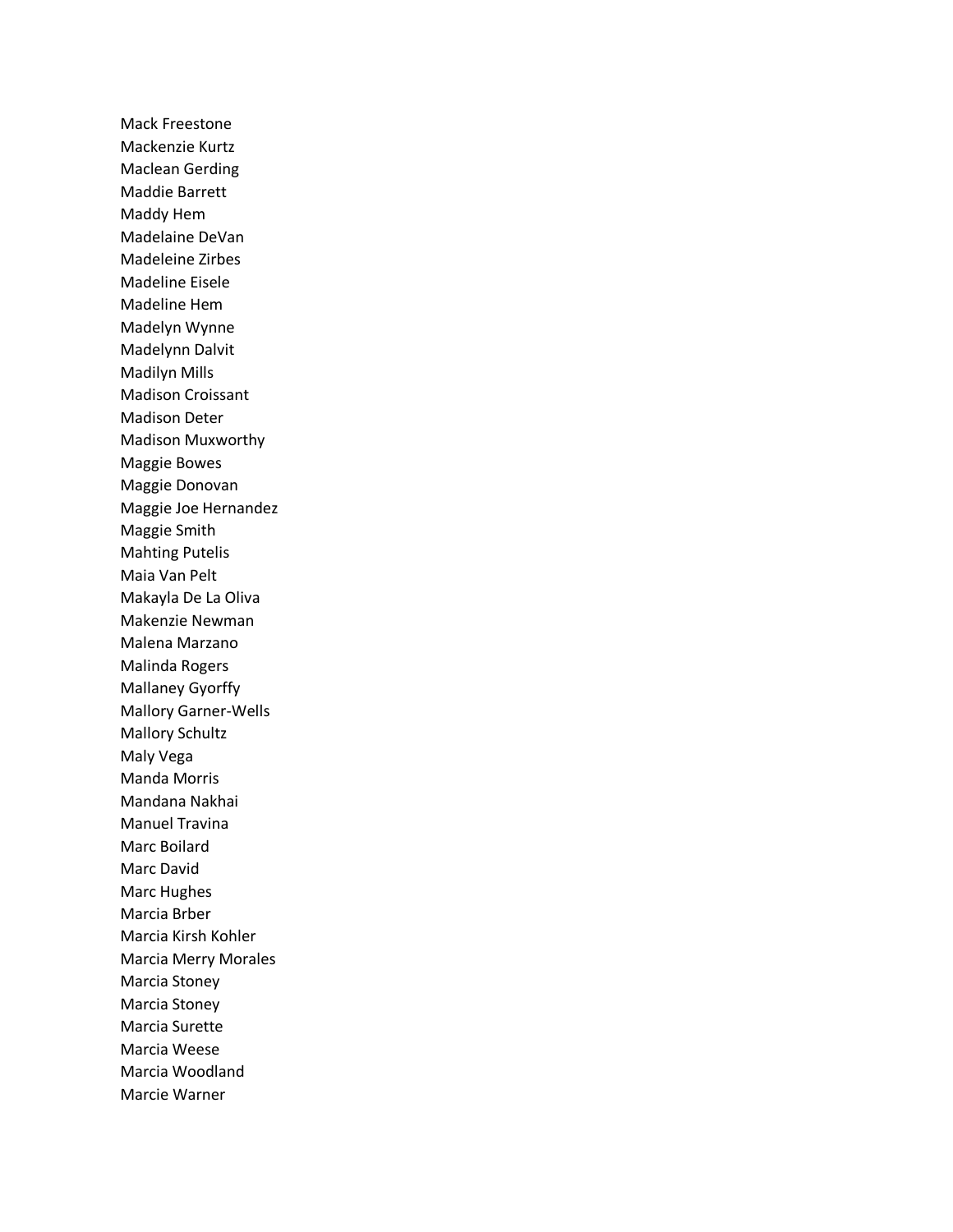Mack Freestone
Mackenzie Kurtz
Maclean Gerding
Maddie Barrett
Maddy Hem
Madelaine DeVan
Madeleine Zirbes
Madeline Eisele
Madeline Hem
Madelyn Wynne
Madelynn Dalvit
Madilyn Mills
Madison Croissant
Madison Deter
Madison Muxworthy
Maggie Bowes
Maggie Donovan
Maggie Joe Hernandez
Maggie Smith
Mahting Putelis
Maia Van Pelt
Makayla De La Oliva
Makenzie Newman
Malena Marzano
Malinda Rogers
Mallaney Gyorffy
Mallory Garner-Wells
Mallory Schultz
Maly Vega
Manda Morris
Mandana Nakhai
Manuel Travina
Marc Boilard
Marc David
Marc Hughes
Marcia Brber
Marcia Kirsh Kohler
Marcia Merry Morales
Marcia Stoney
Marcia Stoney
Marcia Surette
Marcia Weese
Marcia Woodland
Marcie Warner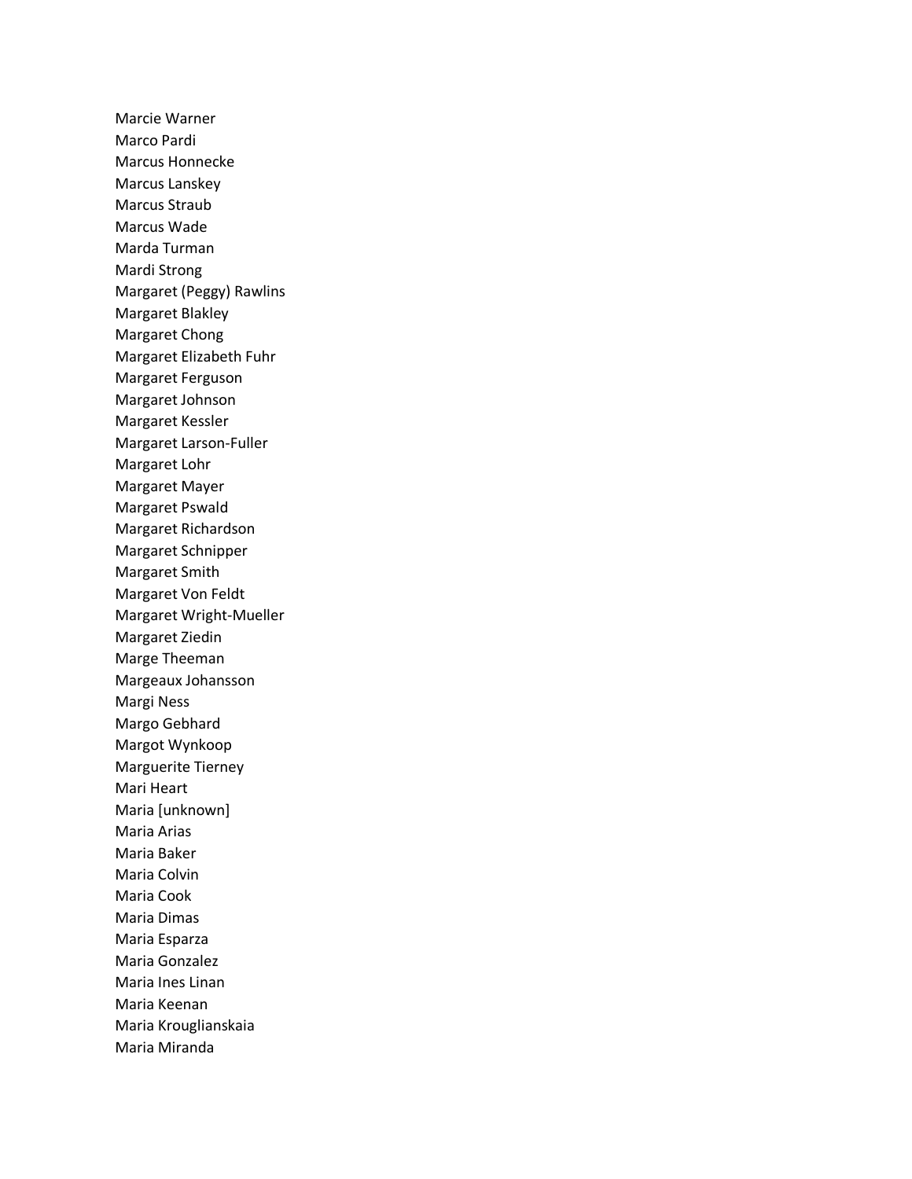Marcie Warner
Marco Pardi
Marcus Honnecke
Marcus Lanskey
Marcus Straub
Marcus Wade
Marda Turman
Mardi Strong
Margaret (Peggy) Rawlins
Margaret Blakley
Margaret Chong
Margaret Elizabeth Fuhr
Margaret Ferguson
Margaret Johnson
Margaret Kessler
Margaret Larson-Fuller
Margaret Lohr
Margaret Mayer
Margaret Pswald
Margaret Richardson
Margaret Schnipper
Margaret Smith
Margaret Von Feldt
Margaret Wright-Mueller
Margaret Ziedin
Marge Theeman
Margeaux Johansson
Margi Ness
Margo Gebhard
Margot Wynkoop
Marguerite Tierney
Mari Heart
Maria [unknown]
Maria Arias
Maria Baker
Maria Colvin
Maria Cook
Maria Dimas
Maria Esparza
Maria Gonzalez
Maria Ines Linan
Maria Keenan
Maria Krouglianskaia
Maria Miranda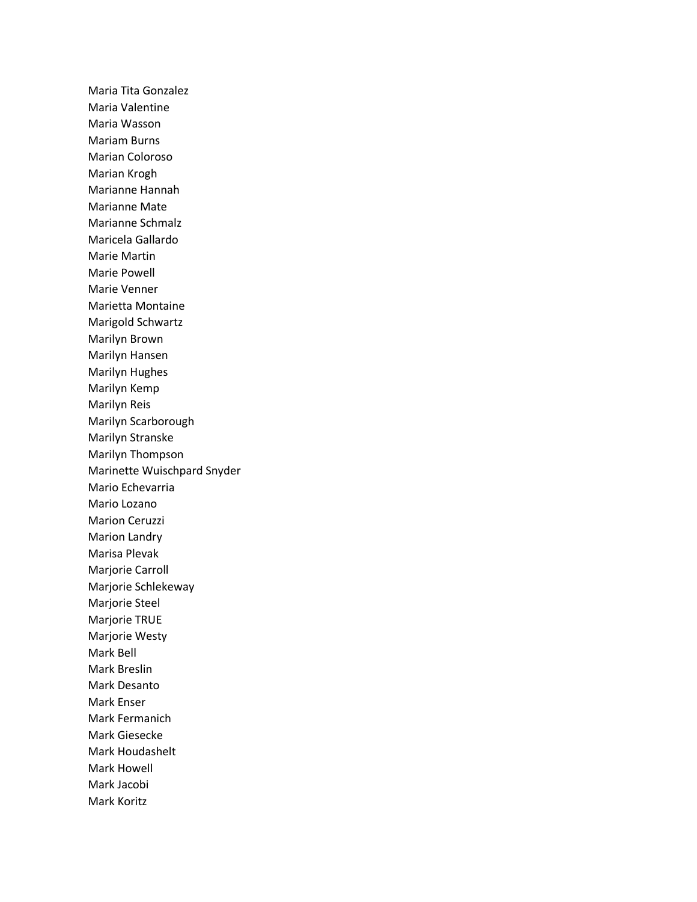Maria Tita Gonzalez
Maria Valentine
Maria Wasson
Mariam Burns
Marian Coloroso
Marian Krogh
Marianne Hannah
Marianne Mate
Marianne Schmalz
Maricela Gallardo
Marie Martin
Marie Powell
Marie Venner
Marietta Montaine
Marigold Schwartz
Marilyn Brown
Marilyn Hansen
Marilyn Hughes
Marilyn Kemp
Marilyn Reis
Marilyn Scarborough
Marilyn Stranske
Marilyn Thompson
Marinette Wuischpard Snyder
Mario Echevarria
Mario Lozano
Marion Ceruzzi
Marion Landry
Marisa Plevak
Marjorie Carroll
Marjorie Schlekeway
Marjorie Steel
Marjorie TRUE
Marjorie Westy
Mark Bell
Mark Breslin
Mark Desanto
Mark Enser
Mark Fermanich
Mark Giesecke
Mark Houdashelt
Mark Howell
Mark Jacobi
Mark Koritz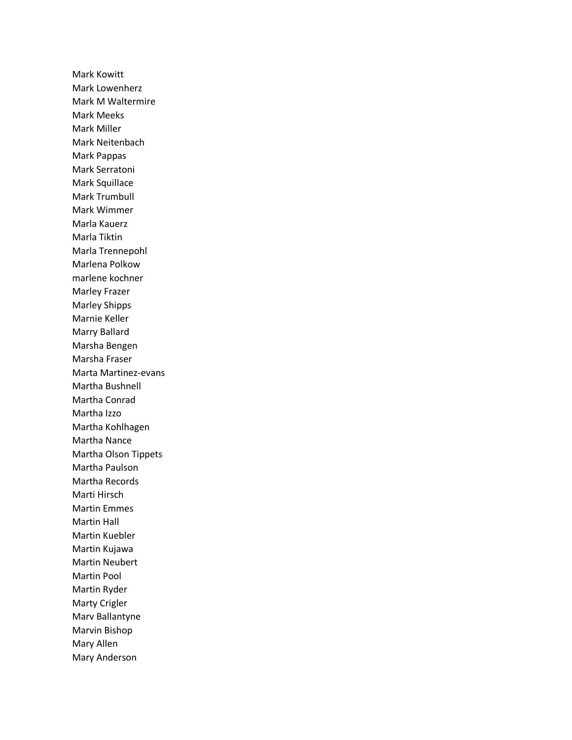Mark Kowitt
Mark Lowenherz
Mark M Waltermire
Mark Meeks
Mark Miller
Mark Neitenbach
Mark Pappas
Mark Serratoni
Mark Squillace
Mark Trumbull
Mark Wimmer
Marla Kauerz
Marla Tiktin
Marla Trennepohl
Marlena Polkow
marlene kochner
Marley Frazer
Marley Shipps
Marnie Keller
Marry Ballard
Marsha Bengen
Marsha Fraser
Marta Martinez-evans
Martha Bushnell
Martha Conrad
Martha Izzo
Martha Kohlhagen
Martha Nance
Martha Olson Tippets
Martha Paulson
Martha Records
Marti Hirsch
Martin Emmes
Martin Hall
Martin Kuebler
Martin Kujawa
Martin Neubert
Martin Pool
Martin Ryder
Marty Crigler
Marv Ballantyne
Marvin Bishop
Mary Allen
Mary Anderson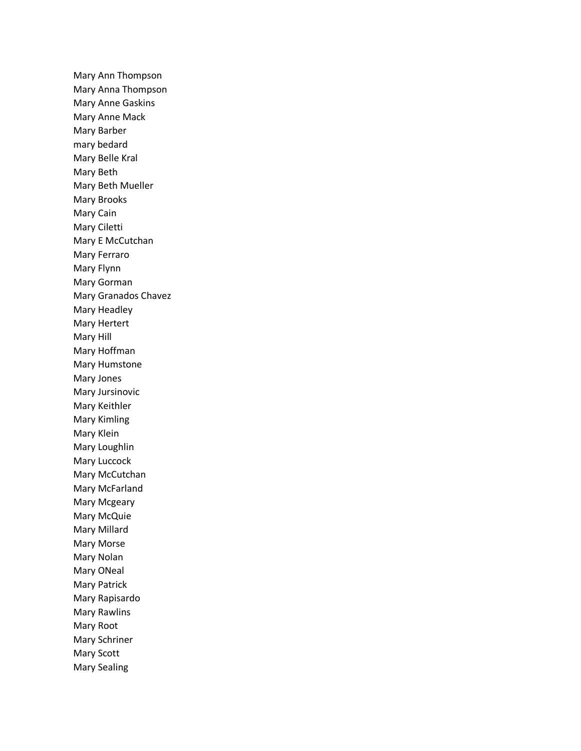Mary Ann Thompson
Mary Anna Thompson
Mary Anne Gaskins
Mary Anne Mack
Mary Barber
mary bedard
Mary Belle Kral
Mary Beth
Mary Beth Mueller
Mary Brooks
Mary Cain
Mary Ciletti
Mary E McCutchan
Mary Ferraro
Mary Flynn
Mary Gorman
Mary Granados Chavez
Mary Headley
Mary Hertert
Mary Hill
Mary Hoffman
Mary Humstone
Mary Jones
Mary Jursinovic
Mary Keithler
Mary Kimling
Mary Klein
Mary Loughlin
Mary Luccock
Mary McCutchan
Mary McFarland
Mary Mcgeary
Mary McQuie
Mary Millard
Mary Morse
Mary Nolan
Mary ONeal
Mary Patrick
Mary Rapisardo
Mary Rawlins
Mary Root
Mary Schriner
Mary Scott
Mary Sealing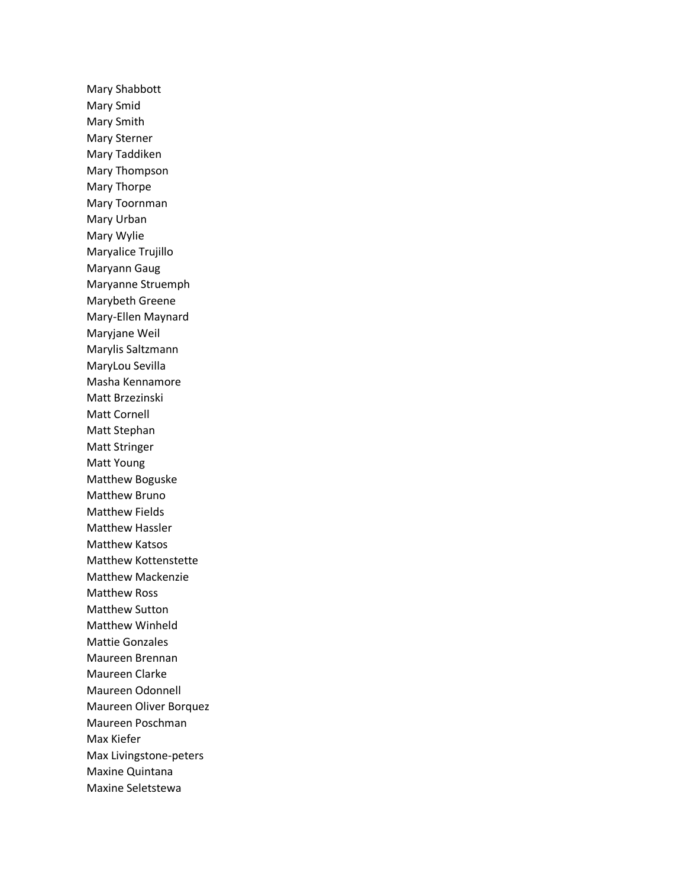Mary Shabbott
Mary Smid
Mary Smith
Mary Sterner
Mary Taddiken
Mary Thompson
Mary Thorpe
Mary Toornman
Mary Urban
Mary Wylie
Maryalice Trujillo
Maryann Gaug
Maryanne Struemph
Marybeth Greene
Mary-Ellen Maynard
Maryjane Weil
Marylis Saltzmann
MaryLou Sevilla
Masha Kennamore
Matt Brzezinski
Matt Cornell
Matt Stephan
Matt Stringer
Matt Young
Matthew Boguske
Matthew Bruno
Matthew Fields
Matthew Hassler
Matthew Katsos
Matthew Kottenstette
Matthew Mackenzie
Matthew Ross
Matthew Sutton
Matthew Winheld
Mattie Gonzales
Maureen Brennan
Maureen Clarke
Maureen Odonnell
Maureen Oliver Borquez
Maureen Poschman
Max Kiefer
Max Livingstone-peters
Maxine Quintana
Maxine Seletstewa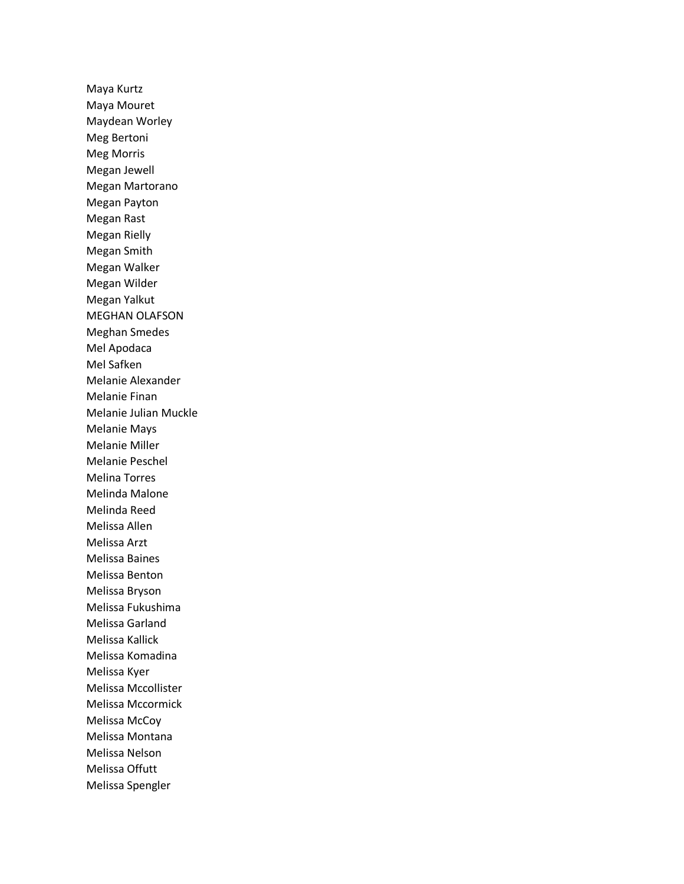Maya Kurtz
Maya Mouret
Maydean Worley
Meg Bertoni
Meg Morris
Megan Jewell
Megan Martorano
Megan Payton
Megan Rast
Megan Rielly
Megan Smith
Megan Walker
Megan Wilder
Megan Yalkut
MEGHAN OLAFSON
Meghan Smedes
Mel Apodaca
Mel Safken
Melanie Alexander
Melanie Finan
Melanie Julian Muckle
Melanie Mays
Melanie Miller
Melanie Peschel
Melina Torres
Melinda Malone
Melinda Reed
Melissa Allen
Melissa Arzt
Melissa Baines
Melissa Benton
Melissa Bryson
Melissa Fukushima
Melissa Garland
Melissa Kallick
Melissa Komadina
Melissa Kyer
Melissa Mccollister
Melissa Mccormick
Melissa McCoy
Melissa Montana
Melissa Nelson
Melissa Offutt
Melissa Spengler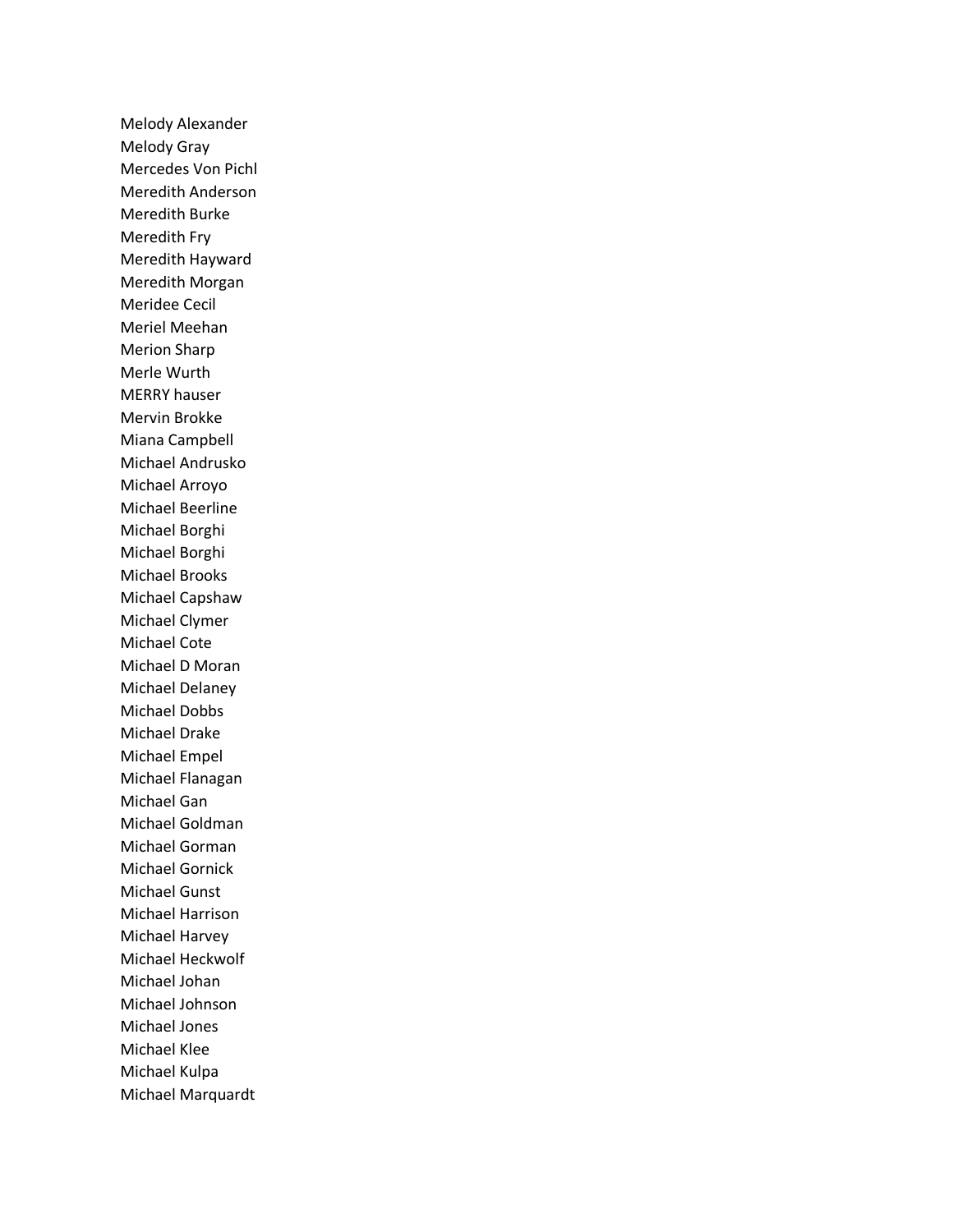Melody Alexander
Melody Gray
Mercedes Von Pichl
Meredith Anderson
Meredith Burke
Meredith Fry
Meredith Hayward
Meredith Morgan
Meridee Cecil
Meriel Meehan
Merion Sharp
Merle Wurth
MERRY hauser
Mervin Brokke
Miana Campbell
Michael Andrusko
Michael Arroyo
Michael Beerline
Michael Borghi
Michael Borghi
Michael Brooks
Michael Capshaw
Michael Clymer
Michael Cote
Michael D Moran
Michael Delaney
Michael Dobbs
Michael Drake
Michael Empel
Michael Flanagan
Michael Gan
Michael Goldman
Michael Gorman
Michael Gornick
Michael Gunst
Michael Harrison
Michael Harvey
Michael Heckwolf
Michael Johan
Michael Johnson
Michael Jones
Michael Klee
Michael Kulpa
Michael Marquardt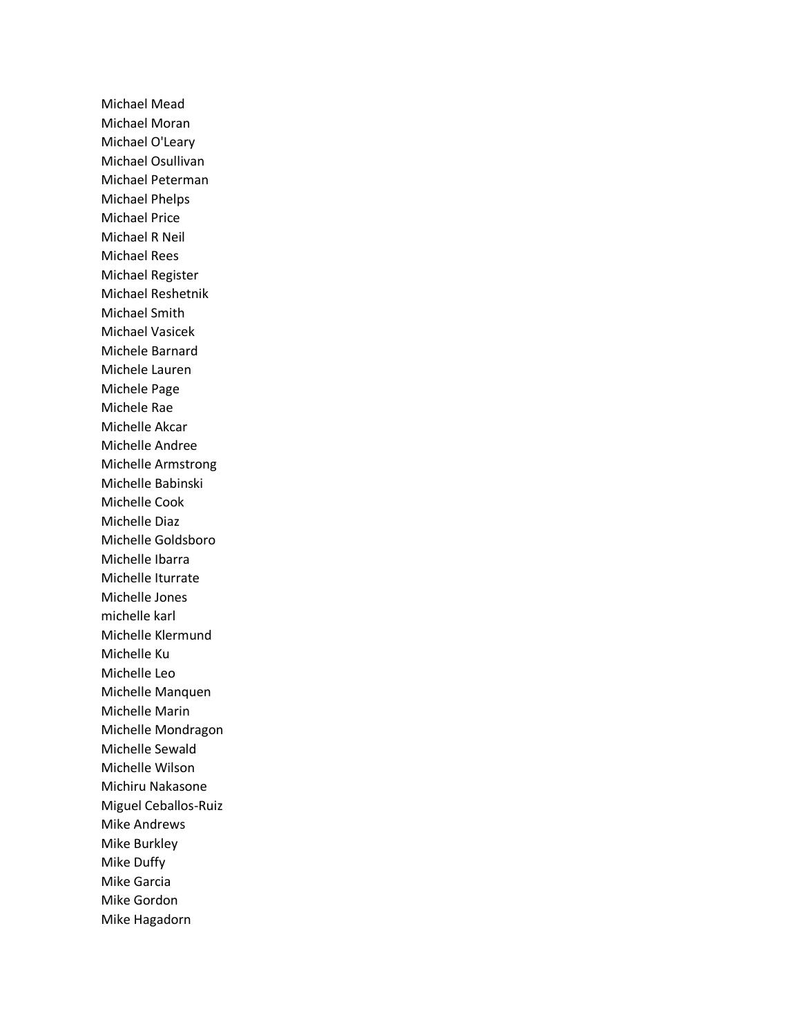Michael Mead
Michael Moran
Michael O'Leary
Michael Osullivan
Michael Peterman
Michael Phelps
Michael Price
Michael R Neil
Michael Rees
Michael Register
Michael Reshetnik
Michael Smith
Michael Vasicek
Michele Barnard
Michele Lauren
Michele Page
Michele Rae
Michelle Akcar
Michelle Andree
Michelle Armstrong
Michelle Babinski
Michelle Cook
Michelle Diaz
Michelle Goldsboro
Michelle Ibarra
Michelle Iturrate
Michelle Jones
michelle karl
Michelle Klermund
Michelle Ku
Michelle Leo
Michelle Manquen
Michelle Marin
Michelle Mondragon
Michelle Sewald
Michelle Wilson
Michiru Nakasone
Miguel Ceballos-Ruiz
Mike Andrews
Mike Burkley
Mike Duffy
Mike Garcia
Mike Gordon
Mike Hagadorn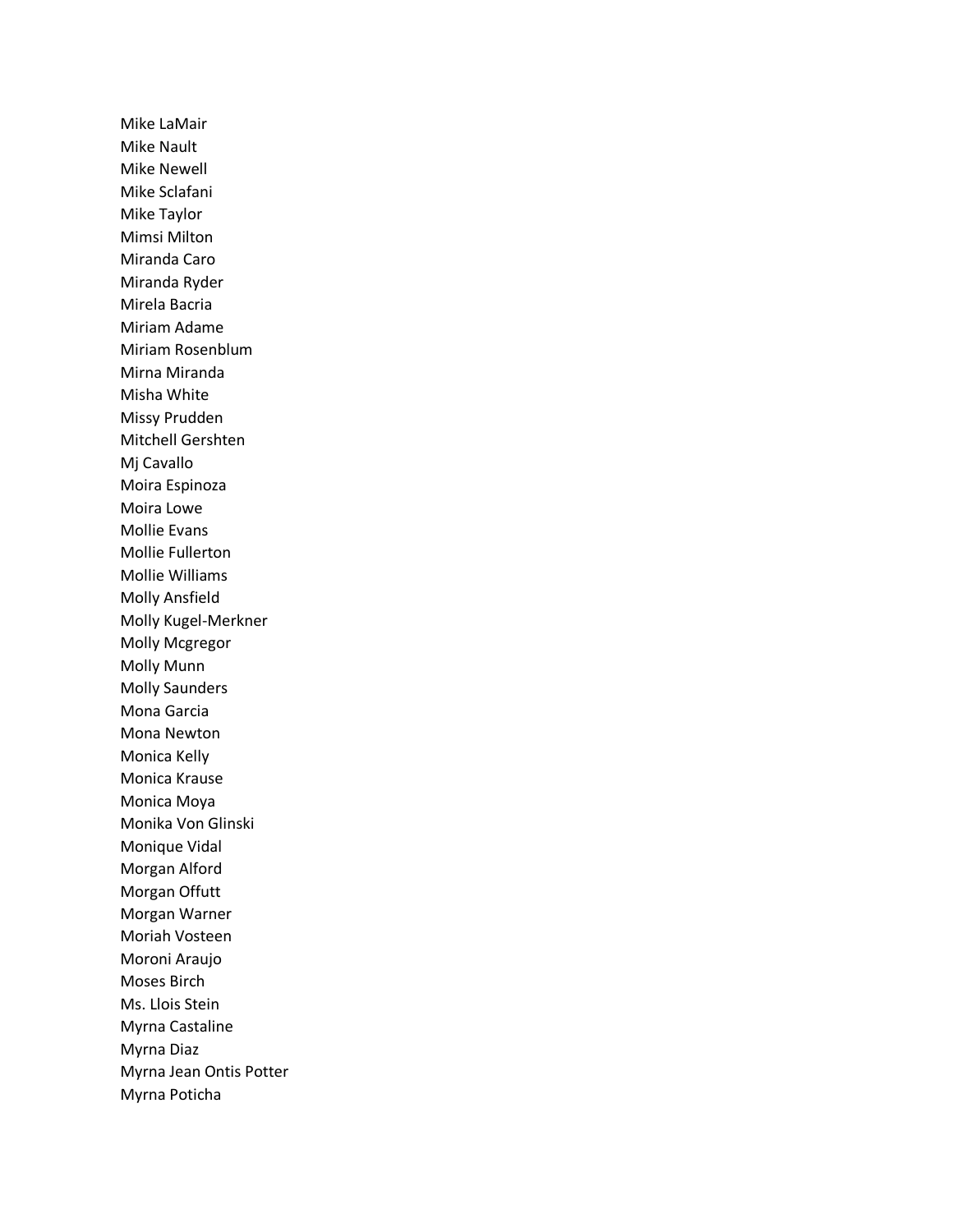Mike LaMair
Mike Nault
Mike Newell
Mike Sclafani
Mike Taylor
Mimsi Milton
Miranda Caro
Miranda Ryder
Mirela Bacria
Miriam Adame
Miriam Rosenblum
Mirna Miranda
Misha White
Missy Prudden
Mitchell Gershten
Mj Cavallo
Moira Espinoza
Moira Lowe
Mollie Evans
Mollie Fullerton
Mollie Williams
Molly Ansfield
Molly Kugel-Merkner
Molly Mcgregor
Molly Munn
Molly Saunders
Mona Garcia
Mona Newton
Monica Kelly
Monica Krause
Monica Moya
Monika Von Glinski
Monique Vidal
Morgan Alford
Morgan Offutt
Morgan Warner
Moriah Vosteen
Moroni Araujo
Moses Birch
Ms. Llois Stein
Myrna Castaline
Myrna Diaz
Myrna Jean Ontis Potter
Myrna Poticha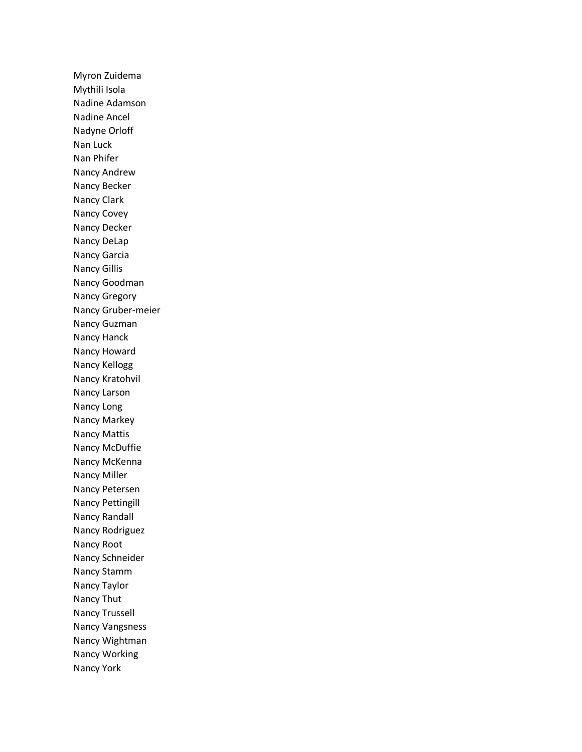Myron Zuidema
Mythili Isola
Nadine Adamson
Nadine Ancel
Nadyne Orloff
Nan Luck
Nan Phifer
Nancy Andrew
Nancy Becker
Nancy Clark
Nancy Covey
Nancy Decker
Nancy DeLap
Nancy Garcia
Nancy Gillis
Nancy Goodman
Nancy Gregory
Nancy Gruber-meier
Nancy Guzman
Nancy Hanck
Nancy Howard
Nancy Kellogg
Nancy Kratohvil
Nancy Larson
Nancy Long
Nancy Markey
Nancy Mattis
Nancy McDuffie
Nancy McKenna
Nancy Miller
Nancy Petersen
Nancy Pettingill
Nancy Randall
Nancy Rodriguez
Nancy Root
Nancy Schneider
Nancy Stamm
Nancy Taylor
Nancy Thut
Nancy Trussell
Nancy Vangsness
Nancy Wightman
Nancy Working
Nancy York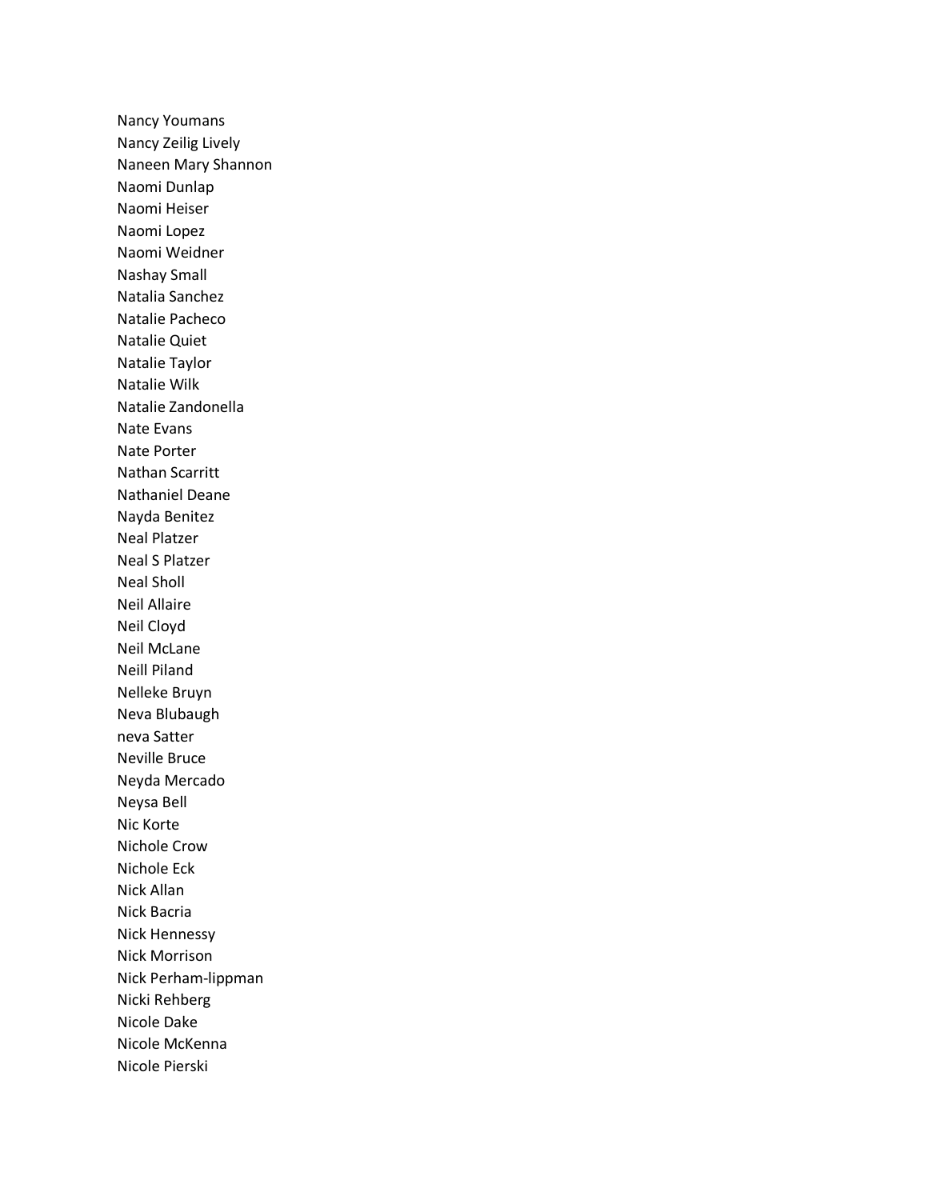Nancy Youmans
Nancy Zeilig Lively
Naneen Mary Shannon
Naomi Dunlap
Naomi Heiser
Naomi Lopez
Naomi Weidner
Nashay Small
Natalia Sanchez
Natalie Pacheco
Natalie Quiet
Natalie Taylor
Natalie Wilk
Natalie Zandonella
Nate Evans
Nate Porter
Nathan Scarritt
Nathaniel Deane
Nayda Benitez
Neal Platzer
Neal S Platzer
Neal Sholl
Neil Allaire
Neil Cloyd
Neil McLane
Neill Piland
Nelleke Bruyn
Neva Blubaugh
neva Satter
Neville Bruce
Neyda Mercado
Neysa Bell
Nic Korte
Nichole Crow
Nichole Eck
Nick Allan
Nick Bacria
Nick Hennessy
Nick Morrison
Nick Perham-lippman
Nicki Rehberg
Nicole Dake
Nicole McKenna
Nicole Pierski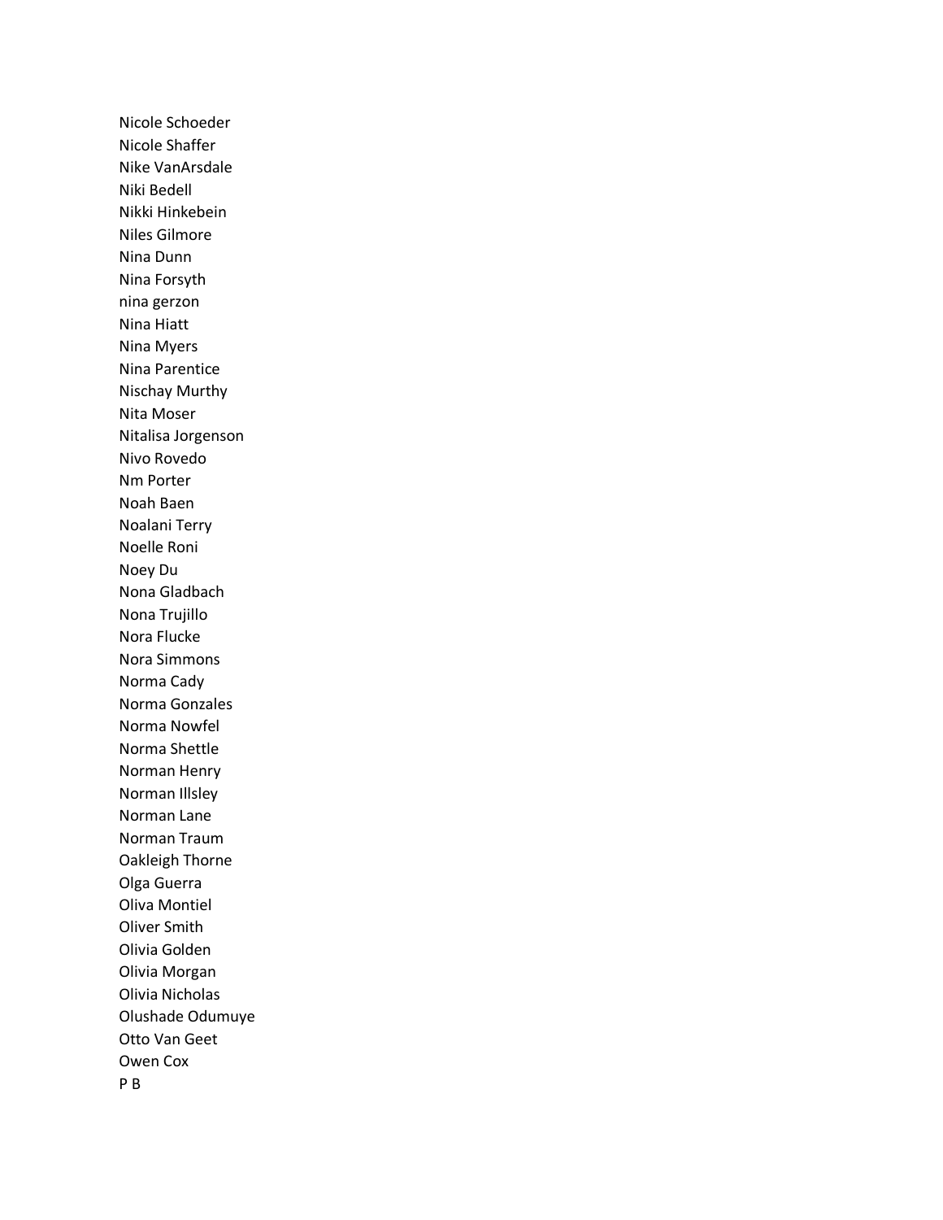Nicole Schoeder
Nicole Shaffer
Nike VanArsdale
Niki Bedell
Nikki Hinkebein
Niles Gilmore
Nina Dunn
Nina Forsyth
nina gerzon
Nina Hiatt
Nina Myers
Nina Parentice
Nischay Murthy
Nita Moser
Nitalisa Jorgenson
Nivo Rovedo
Nm Porter
Noah Baen
Noalani Terry
Noelle Roni
Noey Du
Nona Gladbach
Nona Trujillo
Nora Flucke
Nora Simmons
Norma Cady
Norma Gonzales
Norma Nowfel
Norma Shettle
Norman Henry
Norman Illsley
Norman Lane
Norman Traum
Oakleigh Thorne
Olga Guerra
Oliva Montiel
Oliver Smith
Olivia Golden
Olivia Morgan
Olivia Nicholas
Olushade Odumuye
Otto Van Geet
Owen Cox
P B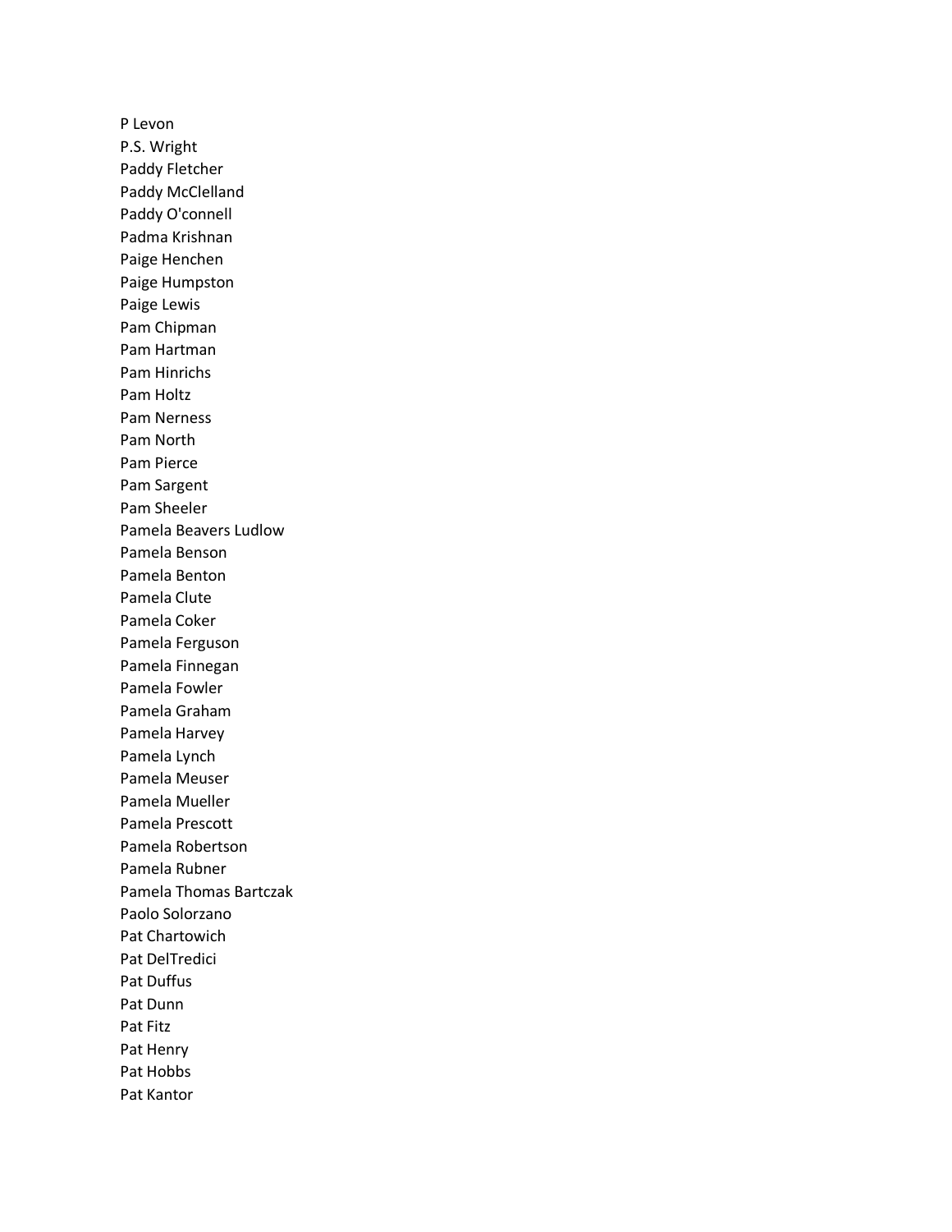P Levon
P.S. Wright
Paddy Fletcher
Paddy McClelland
Paddy O'connell
Padma Krishnan
Paige Henchen
Paige Humpston
Paige Lewis
Pam Chipman
Pam Hartman
Pam Hinrichs
Pam Holtz
Pam Nerness
Pam North
Pam Pierce
Pam Sargent
Pam Sheeler
Pamela Beavers Ludlow
Pamela Benson
Pamela Benton
Pamela Clute
Pamela Coker
Pamela Ferguson
Pamela Finnegan
Pamela Fowler
Pamela Graham
Pamela Harvey
Pamela Lynch
Pamela Meuser
Pamela Mueller
Pamela Prescott
Pamela Robertson
Pamela Rubner
Pamela Thomas Bartczak
Paolo Solorzano
Pat Chartowich
Pat DelTredici
Pat Duffus
Pat Dunn
Pat Fitz
Pat Henry
Pat Hobbs
Pat Kantor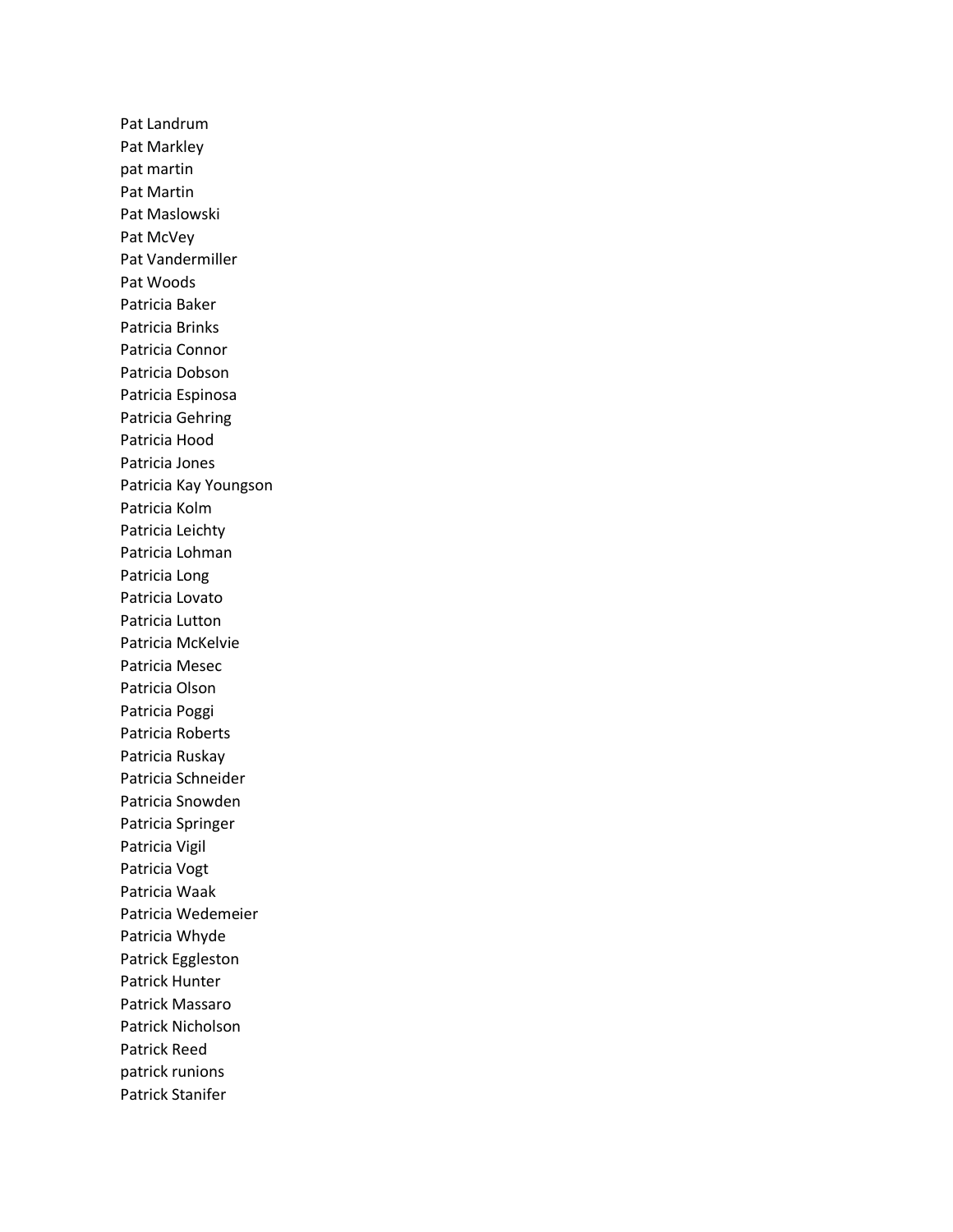Pat Landrum
Pat Markley
pat martin
Pat Martin
Pat Maslowski
Pat McVey
Pat Vandermiller
Pat Woods
Patricia Baker
Patricia Brinks
Patricia Connor
Patricia Dobson
Patricia Espinosa
Patricia Gehring
Patricia Hood
Patricia Jones
Patricia Kay Youngson
Patricia Kolm
Patricia Leichty
Patricia Lohman
Patricia Long
Patricia Lovato
Patricia Lutton
Patricia McKelvie
Patricia Mesec
Patricia Olson
Patricia Poggi
Patricia Roberts
Patricia Ruskay
Patricia Schneider
Patricia Snowden
Patricia Springer
Patricia Vigil
Patricia Vogt
Patricia Waak
Patricia Wedemeier
Patricia Whyde
Patrick Eggleston
Patrick Hunter
Patrick Massaro
Patrick Nicholson
Patrick Reed
patrick runions
Patrick Stanifer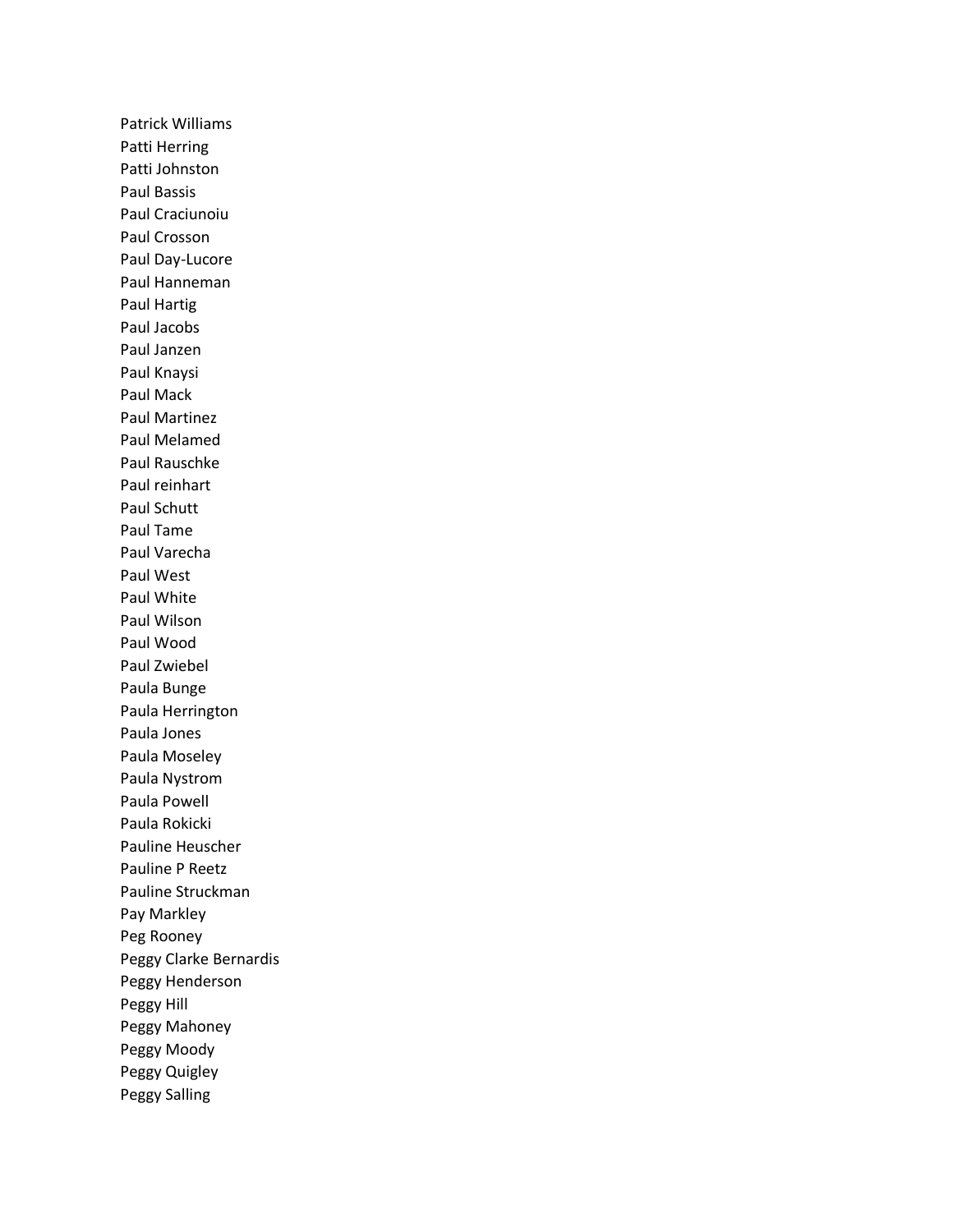Patrick Williams
Patti Herring
Patti Johnston
Paul Bassis
Paul Craciunoiu
Paul Crosson
Paul Day-Lucore
Paul Hanneman
Paul Hartig
Paul Jacobs
Paul Janzen
Paul Knaysi
Paul Mack
Paul Martinez
Paul Melamed
Paul Rauschke
Paul reinhart
Paul Schutt
Paul Tame
Paul Varecha
Paul West
Paul White
Paul Wilson
Paul Wood
Paul Zwiebel
Paula Bunge
Paula Herrington
Paula Jones
Paula Moseley
Paula Nystrom
Paula Powell
Paula Rokicki
Pauline Heuscher
Pauline P Reetz
Pauline Struckman
Pay Markley
Peg Rooney
Peggy Clarke Bernardis
Peggy Henderson
Peggy Hill
Peggy Mahoney
Peggy Moody
Peggy Quigley
Peggy Salling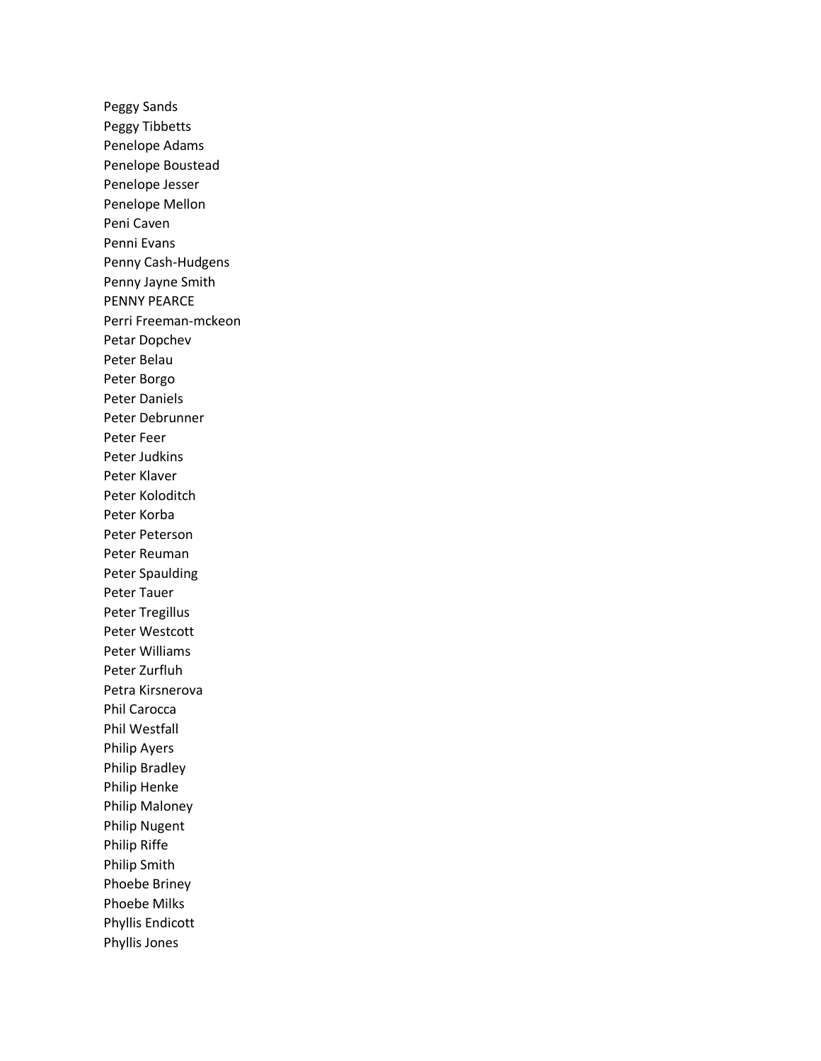Peggy Sands
Peggy Tibbetts
Penelope Adams
Penelope Boustead
Penelope Jesser
Penelope Mellon
Peni Caven
Penni Evans
Penny Cash-Hudgens
Penny Jayne Smith
PENNY PEARCE
Perri Freeman-mckeon
Petar Dopchev
Peter Belau
Peter Borgo
Peter Daniels
Peter Debrunner
Peter Feer
Peter Judkins
Peter Klaver
Peter Koloditch
Peter Korba
Peter Peterson
Peter Reuman
Peter Spaulding
Peter Tauer
Peter Tregillus
Peter Westcott
Peter Williams
Peter Zurfluh
Petra Kirsnerova
Phil Carocca
Phil Westfall
Philip Ayers
Philip Bradley
Philip Henke
Philip Maloney
Philip Nugent
Philip Riffe
Philip Smith
Phoebe Briney
Phoebe Milks
Phyllis Endicott
Phyllis Jones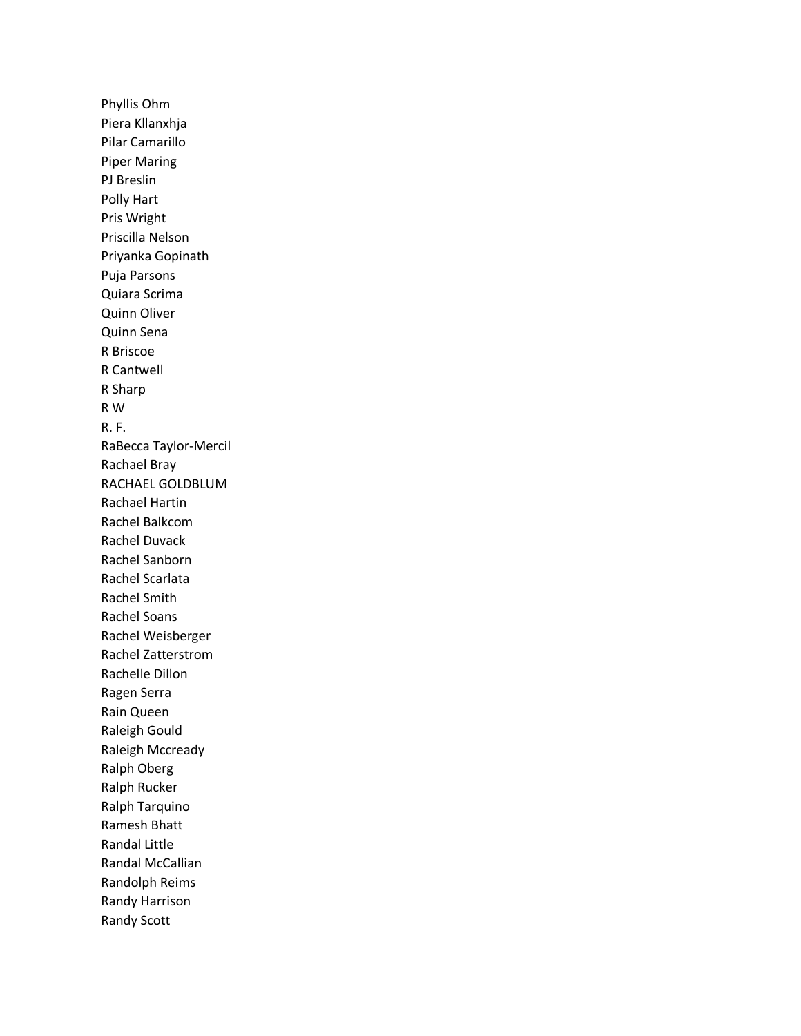Phyllis Ohm
Piera Kllanxhja
Pilar Camarillo
Piper Maring
PJ Breslin
Polly Hart
Pris Wright
Priscilla Nelson
Priyanka Gopinath
Puja Parsons
Quiara Scrima
Quinn Oliver
Quinn Sena
R Briscoe
R Cantwell
R Sharp
R W
R. F.
RaBecca Taylor-Mercil
Rachael Bray
RACHAEL GOLDBLUM
Rachael Hartin
Rachel Balkcom
Rachel Duvack
Rachel Sanborn
Rachel Scarlata
Rachel Smith
Rachel Soans
Rachel Weisberger
Rachel Zatterstrom
Rachelle Dillon
Ragen Serra
Rain Queen
Raleigh Gould
Raleigh Mccready
Ralph Oberg
Ralph Rucker
Ralph Tarquino
Ramesh Bhatt
Randal Little
Randal McCallian
Randolph Reims
Randy Harrison
Randy Scott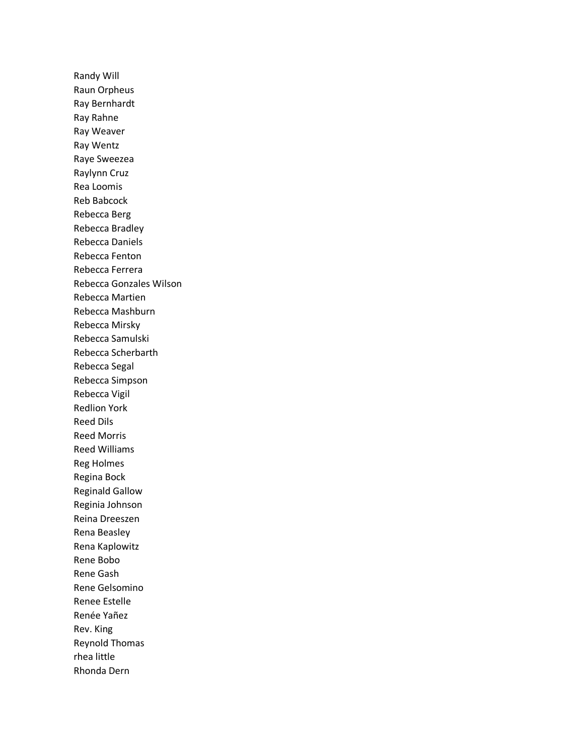Randy Will
Raun Orpheus
Ray Bernhardt
Ray Rahne
Ray Weaver
Ray Wentz
Raye Sweezea
Raylynn Cruz
Rea Loomis
Reb Babcock
Rebecca Berg
Rebecca Bradley
Rebecca Daniels
Rebecca Fenton
Rebecca Ferrera
Rebecca Gonzales Wilson
Rebecca Martien
Rebecca Mashburn
Rebecca Mirsky
Rebecca Samulski
Rebecca Scherbarth
Rebecca Segal
Rebecca Simpson
Rebecca Vigil
Redlion York
Reed Dils
Reed Morris
Reed Williams
Reg Holmes
Regina Bock
Reginald Gallow
Reginia Johnson
Reina Dreeszen
Rena Beasley
Rena Kaplowitz
Rene Bobo
Rene Gash
Rene Gelsomino
Renee Estelle
Renée Yañez
Rev. King
Reynold Thomas
rhea little
Rhonda Dern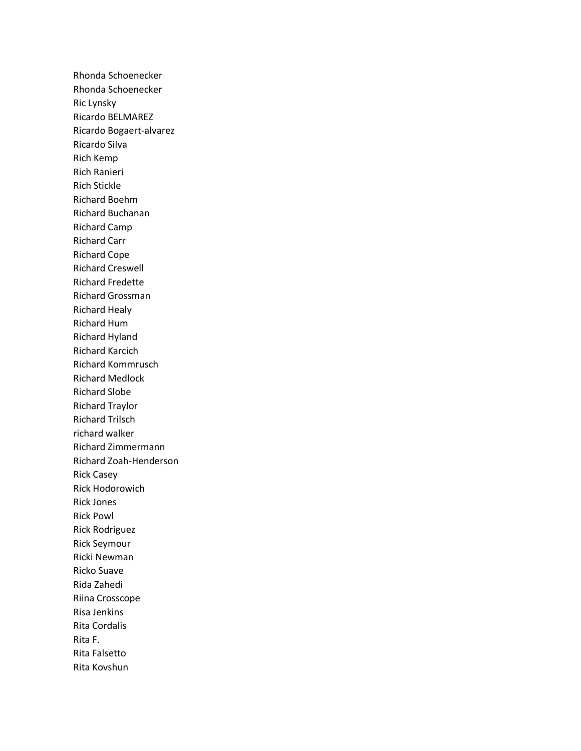Rhonda Schoenecker
Rhonda Schoenecker
Ric Lynsky
Ricardo BELMAREZ
Ricardo Bogaert-alvarez
Ricardo Silva
Rich Kemp
Rich Ranieri
Rich Stickle
Richard Boehm
Richard Buchanan
Richard Camp
Richard Carr
Richard Cope
Richard Creswell
Richard Fredette
Richard Grossman
Richard Healy
Richard Hum
Richard Hyland
Richard Karcich
Richard Kommrusch
Richard Medlock
Richard Slobe
Richard Traylor
Richard Trilsch
richard walker
Richard Zimmermann
Richard Zoah-Henderson
Rick Casey
Rick Hodorowich
Rick Jones
Rick Powl
Rick Rodriguez
Rick Seymour
Ricki Newman
Ricko Suave
Rida Zahedi
Riina Crosscope
Risa Jenkins
Rita Cordalis
Rita F.
Rita Falsetto
Rita Kovshun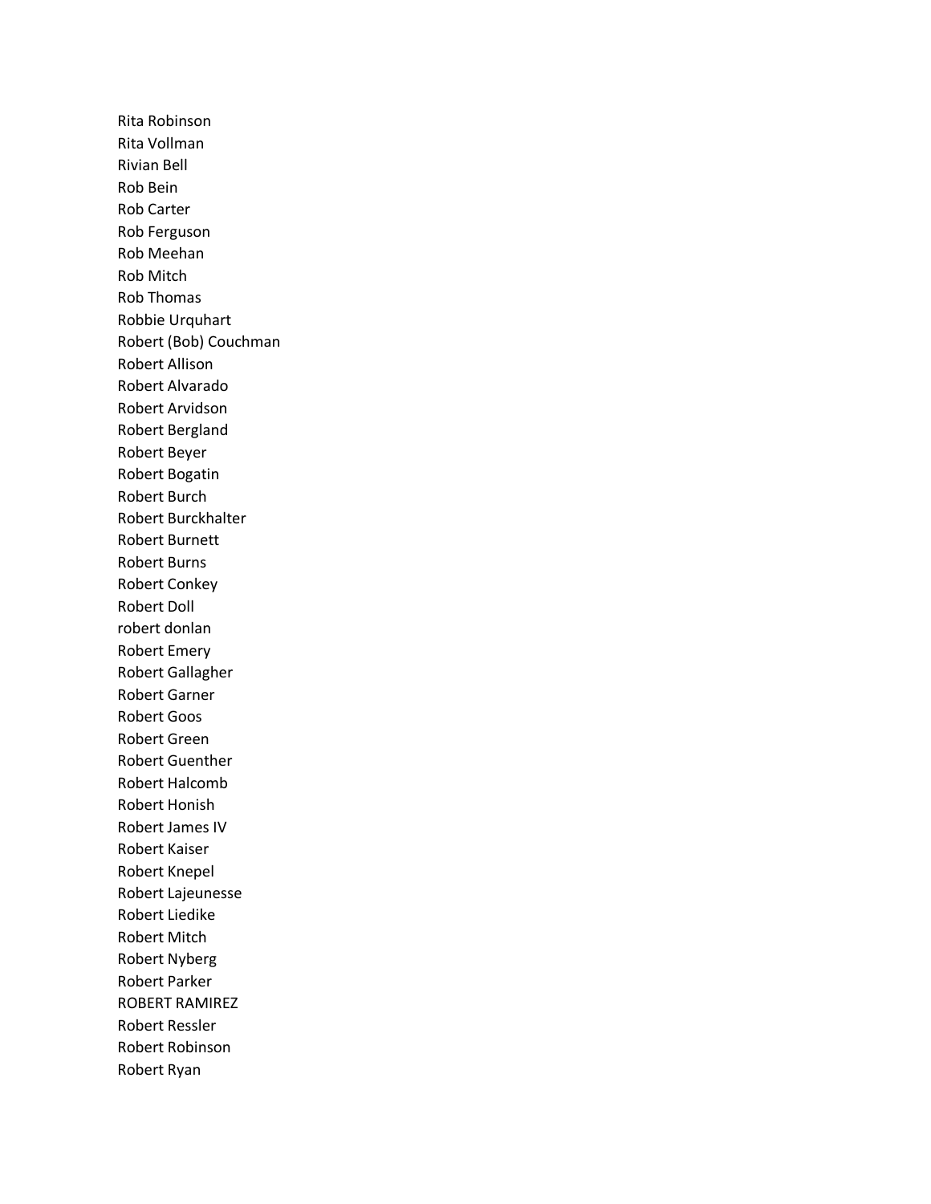Rita Robinson
Rita Vollman
Rivian Bell
Rob Bein
Rob Carter
Rob Ferguson
Rob Meehan
Rob Mitch
Rob Thomas
Robbie Urquhart
Robert (Bob) Couchman
Robert Allison
Robert Alvarado
Robert Arvidson
Robert Bergland
Robert Beyer
Robert Bogatin
Robert Burch
Robert Burckhalter
Robert Burnett
Robert Burns
Robert Conkey
Robert Doll
robert donlan
Robert Emery
Robert Gallagher
Robert Garner
Robert Goos
Robert Green
Robert Guenther
Robert Halcomb
Robert Honish
Robert James IV
Robert Kaiser
Robert Knepel
Robert Lajeunesse
Robert Liedike
Robert Mitch
Robert Nyberg
Robert Parker
ROBERT RAMIREZ
Robert Ressler
Robert Robinson
Robert Ryan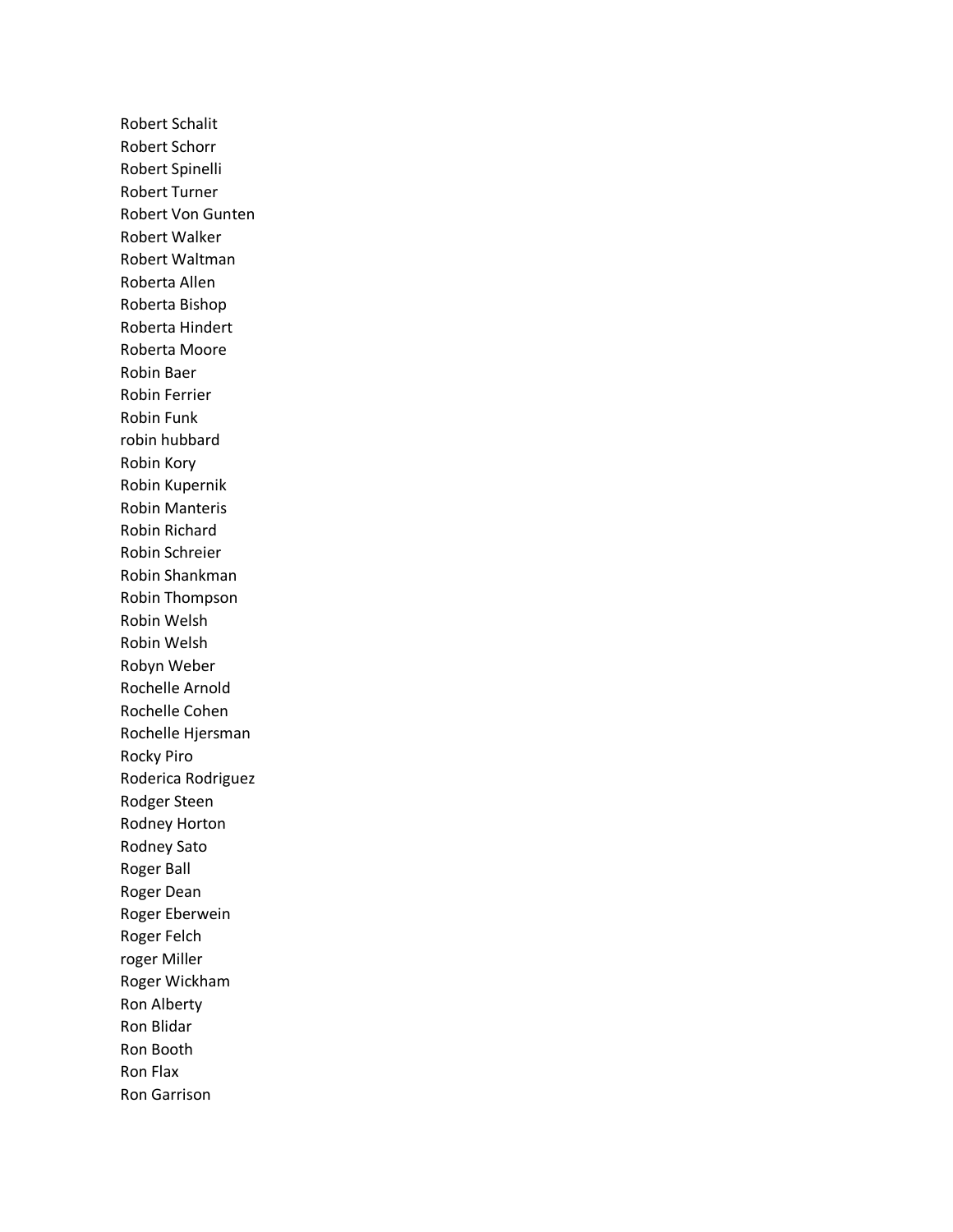Robert Schalit
Robert Schorr
Robert Spinelli
Robert Turner
Robert Von Gunten
Robert Walker
Robert Waltman
Roberta Allen
Roberta Bishop
Roberta Hindert
Roberta Moore
Robin Baer
Robin Ferrier
Robin Funk
robin hubbard
Robin Kory
Robin Kupernik
Robin Manteris
Robin Richard
Robin Schreier
Robin Shankman
Robin Thompson
Robin Welsh
Robin Welsh
Robyn Weber
Rochelle Arnold
Rochelle Cohen
Rochelle Hjersman
Rocky Piro
Roderica Rodriguez
Rodger Steen
Rodney Horton
Rodney Sato
Roger Ball
Roger Dean
Roger Eberwein
Roger Felch
roger Miller
Roger Wickham
Ron Alberty
Ron Blidar
Ron Booth
Ron Flax
Ron Garrison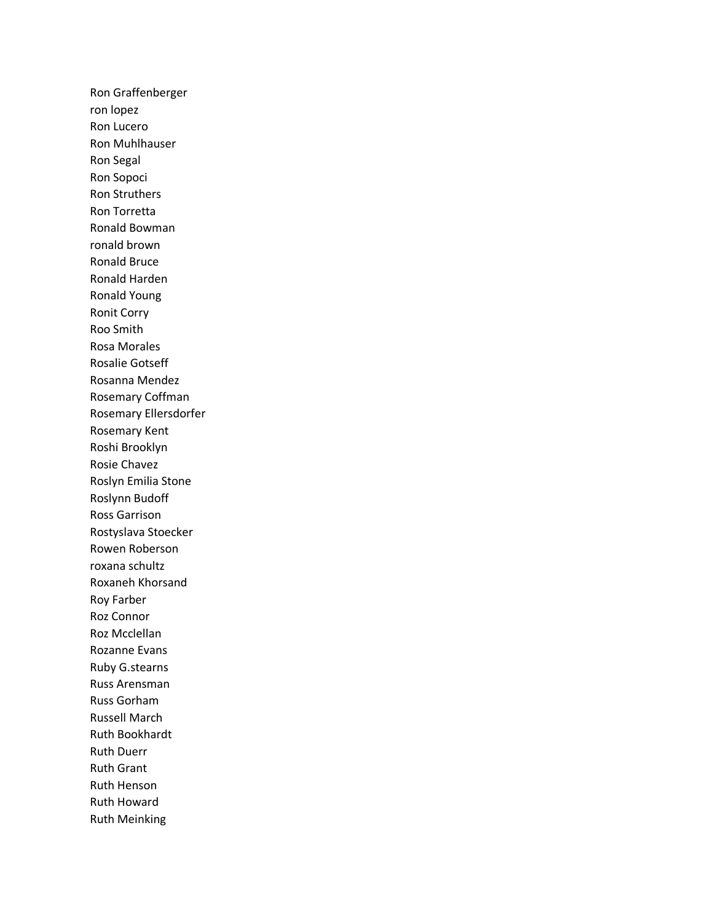Ron Graffenberger
ron lopez
Ron Lucero
Ron Muhlhauser
Ron Segal
Ron Sopoci
Ron Struthers
Ron Torretta
Ronald Bowman
ronald brown
Ronald Bruce
Ronald Harden
Ronald Young
Ronit Corry
Roo Smith
Rosa Morales
Rosalie Gotseff
Rosanna Mendez
Rosemary Coffman
Rosemary Ellersdorfer
Rosemary Kent
Roshi Brooklyn
Rosie Chavez
Roslyn Emilia Stone
Roslynn Budoff
Ross Garrison
Rostyslava Stoecker
Rowen Roberson
roxana schultz
Roxaneh Khorsand
Roy Farber
Roz Connor
Roz Mcclellan
Rozanne Evans
Ruby G.stearns
Russ Arensman
Russ Gorham
Russell March
Ruth Bookhardt
Ruth Duerr
Ruth Grant
Ruth Henson
Ruth Howard
Ruth Meinking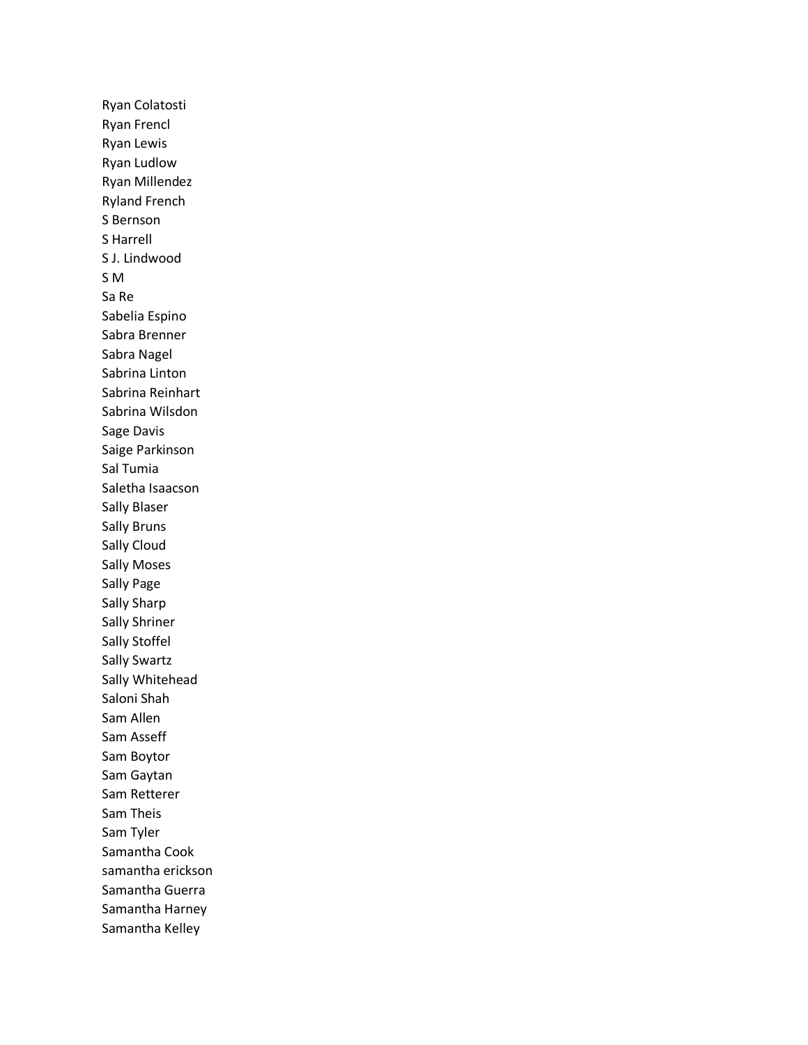Ryan Colatosti
Ryan Frencl
Ryan Lewis
Ryan Ludlow
Ryan Millendez
Ryland French
S Bernson
S Harrell
S J. Lindwood
S M
Sa Re
Sabelia Espino
Sabra Brenner
Sabra Nagel
Sabrina Linton
Sabrina Reinhart
Sabrina Wilsdon
Sage Davis
Saige Parkinson
Sal Tumia
Saletha Isaacson
Sally Blaser
Sally Bruns
Sally Cloud
Sally Moses
Sally Page
Sally Sharp
Sally Shriner
Sally Stoffel
Sally Swartz
Sally Whitehead
Saloni Shah
Sam Allen
Sam Asseff
Sam Boytor
Sam Gaytan
Sam Retterer
Sam Theis
Sam Tyler
Samantha Cook
samantha erickson
Samantha Guerra
Samantha Harney
Samantha Kelley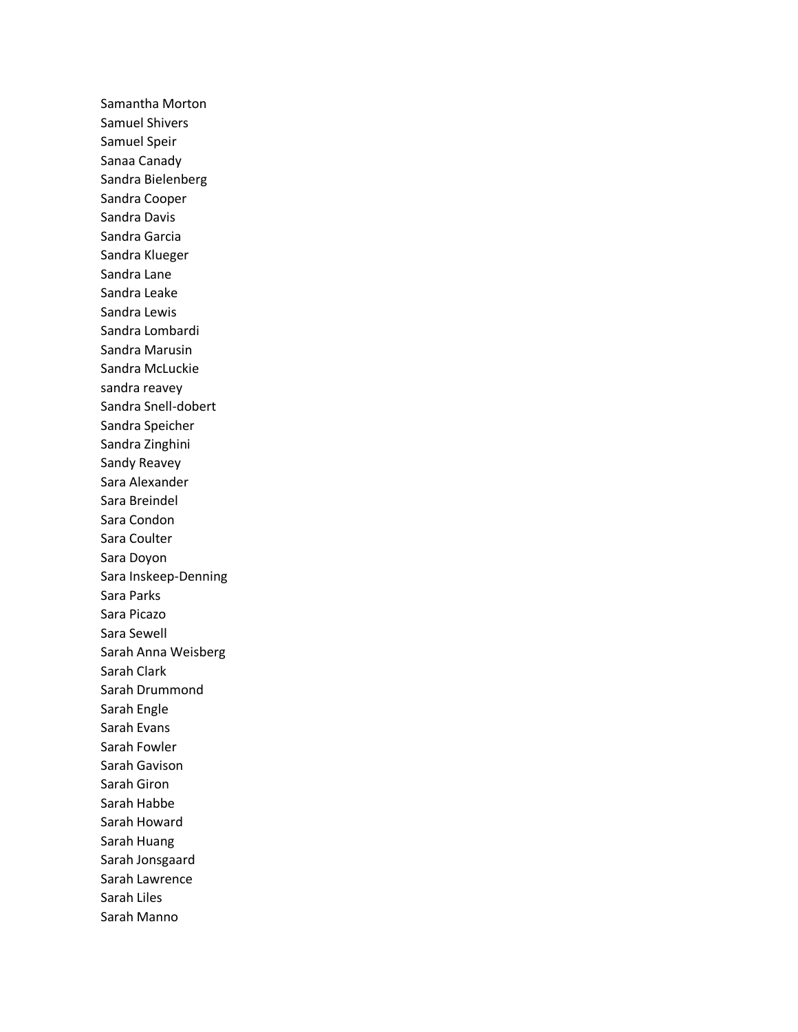Samantha Morton
Samuel Shivers
Samuel Speir
Sanaa Canady
Sandra Bielenberg
Sandra Cooper
Sandra Davis
Sandra Garcia
Sandra Klueger
Sandra Lane
Sandra Leake
Sandra Lewis
Sandra Lombardi
Sandra Marusin
Sandra McLuckie
sandra reavey
Sandra Snell-dobert
Sandra Speicher
Sandra Zinghini
Sandy Reavey
Sara Alexander
Sara Breindel
Sara Condon
Sara Coulter
Sara Doyon
Sara Inskeep-Denning
Sara Parks
Sara Picazo
Sara Sewell
Sarah Anna Weisberg
Sarah Clark
Sarah Drummond
Sarah Engle
Sarah Evans
Sarah Fowler
Sarah Gavison
Sarah Giron
Sarah Habbe
Sarah Howard
Sarah Huang
Sarah Jonsgaard
Sarah Lawrence
Sarah Liles
Sarah Manno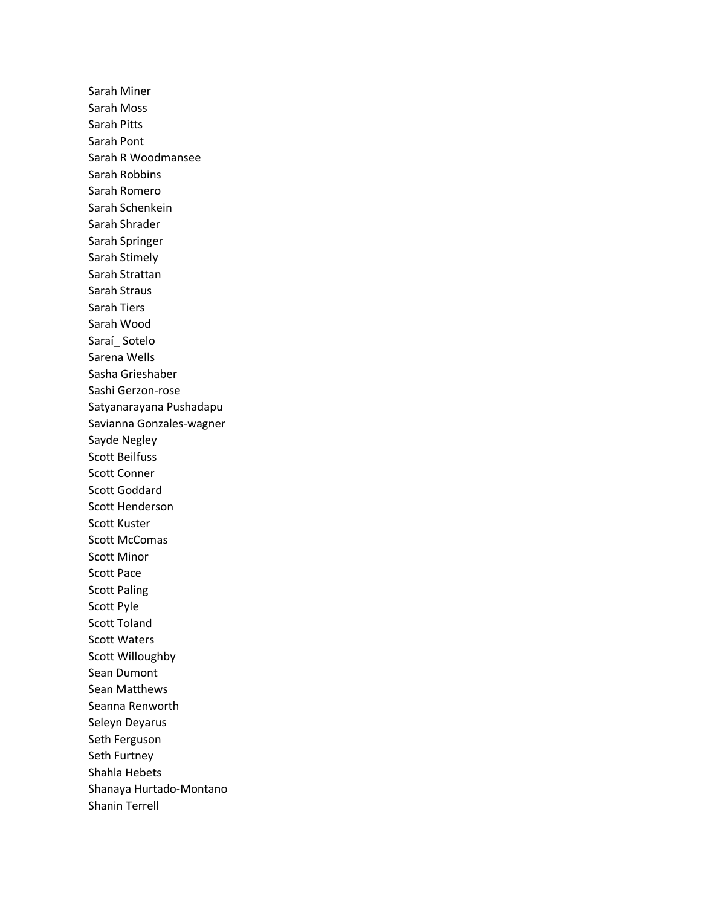Sarah Miner
Sarah Moss
Sarah Pitts
Sarah Pont
Sarah R Woodmansee
Sarah Robbins
Sarah Romero
Sarah Schenkein
Sarah Shrader
Sarah Springer
Sarah Stimely
Sarah Strattan
Sarah Straus
Sarah Tiers
Sarah Wood
Saraí_ Sotelo
Sarena Wells
Sasha Grieshaber
Sashi Gerzon-rose
Satyanarayana Pushadapu
Savianna Gonzales-wagner
Sayde Negley
Scott Beilfuss
Scott Conner
Scott Goddard
Scott Henderson
Scott Kuster
Scott McComas
Scott Minor
Scott Pace
Scott Paling
Scott Pyle
Scott Toland
Scott Waters
Scott Willoughby
Sean Dumont
Sean Matthews
Seanna Renworth
Seleyn Deyarus
Seth Ferguson
Seth Furtney
Shahla Hebets
Shanaya Hurtado-Montano
Shanin Terrell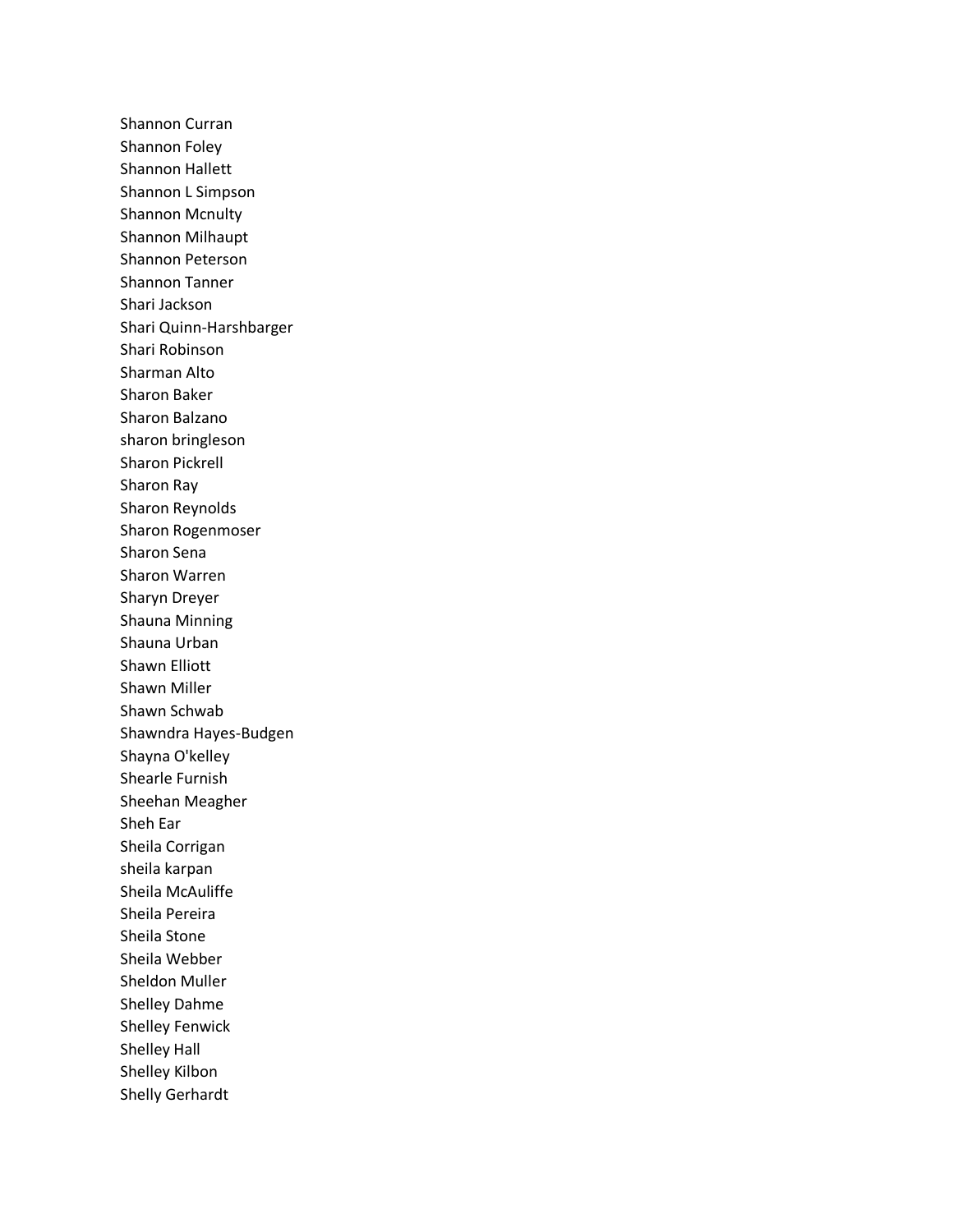Shannon Curran
Shannon Foley
Shannon Hallett
Shannon L Simpson
Shannon Mcnulty
Shannon Milhaupt
Shannon Peterson
Shannon Tanner
Shari Jackson
Shari Quinn-Harshbarger
Shari Robinson
Sharman Alto
Sharon Baker
Sharon Balzano
sharon bringleson
Sharon Pickrell
Sharon Ray
Sharon Reynolds
Sharon Rogenmoser
Sharon Sena
Sharon Warren
Sharyn Dreyer
Shauna Minning
Shauna Urban
Shawn Elliott
Shawn Miller
Shawn Schwab
Shawndra Hayes-Budgen
Shayna O'kelley
Shearle Furnish
Sheehan Meagher
Sheh Ear
Sheila Corrigan
sheila karpan
Sheila McAuliffe
Sheila Pereira
Sheila Stone
Sheila Webber
Sheldon Muller
Shelley Dahme
Shelley Fenwick
Shelley Hall
Shelley Kilbon
Shelly Gerhardt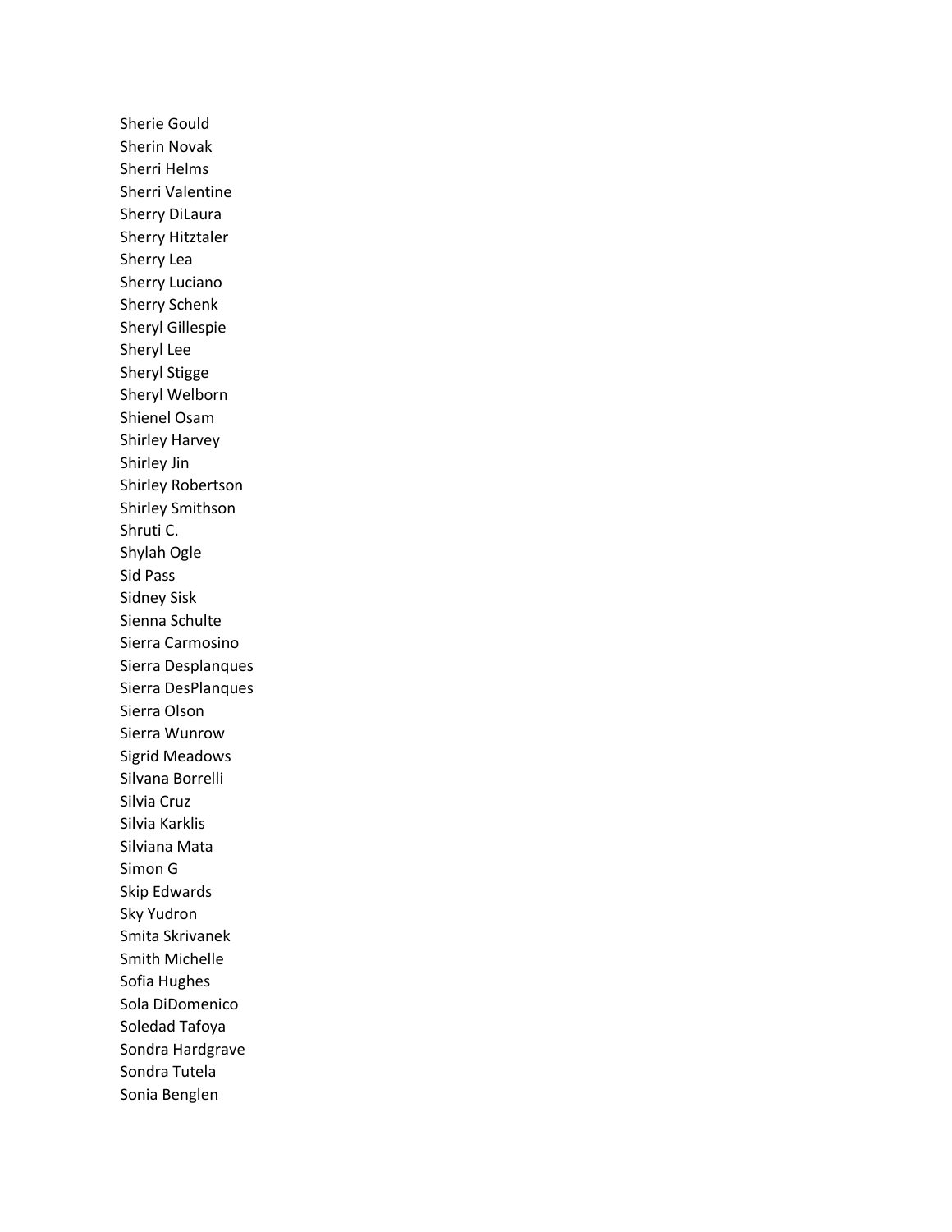Sherie Gould
Sherin Novak
Sherri Helms
Sherri Valentine
Sherry DiLaura
Sherry Hitztaler
Sherry Lea
Sherry Luciano
Sherry Schenk
Sheryl Gillespie
Sheryl Lee
Sheryl Stigge
Sheryl Welborn
Shienel Osam
Shirley Harvey
Shirley Jin
Shirley Robertson
Shirley Smithson
Shruti C.
Shylah Ogle
Sid Pass
Sidney Sisk
Sienna Schulte
Sierra Carmosino
Sierra Desplanques
Sierra DesPlanques
Sierra Olson
Sierra Wunrow
Sigrid Meadows
Silvana Borrelli
Silvia Cruz
Silvia Karklis
Silviana Mata
Simon G
Skip Edwards
Sky Yudron
Smita Skrivanek
Smith Michelle
Sofia Hughes
Sola DiDomenico
Soledad Tafoya
Sondra Hardgrave
Sondra Tutela
Sonia Benglen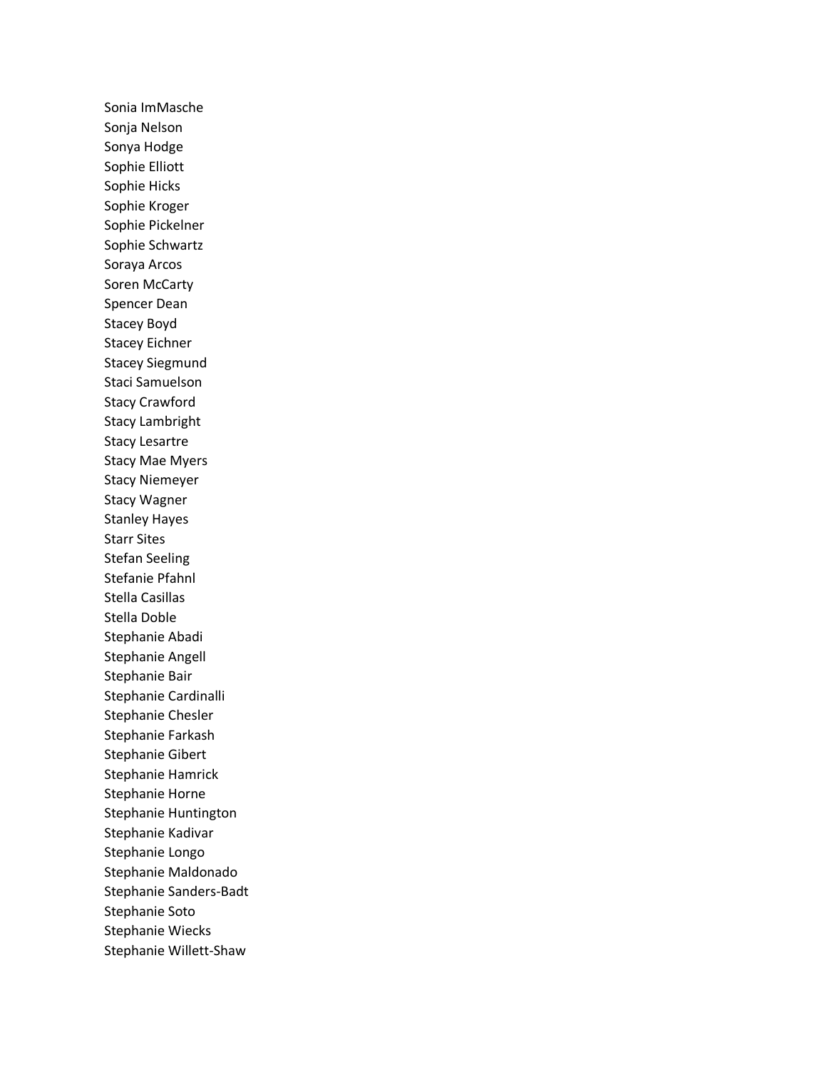Sonia ImMasche
Sonja Nelson
Sonya Hodge
Sophie Elliott
Sophie Hicks
Sophie Kroger
Sophie Pickelner
Sophie Schwartz
Soraya Arcos
Soren McCarty
Spencer Dean
Stacey Boyd
Stacey Eichner
Stacey Siegmund
Staci Samuelson
Stacy Crawford
Stacy Lambright
Stacy Lesartre
Stacy Mae Myers
Stacy Niemeyer
Stacy Wagner
Stanley Hayes
Starr Sites
Stefan Seeling
Stefanie Pfahnl
Stella Casillas
Stella Doble
Stephanie Abadi
Stephanie Angell
Stephanie Bair
Stephanie Cardinalli
Stephanie Chesler
Stephanie Farkash
Stephanie Gibert
Stephanie Hamrick
Stephanie Horne
Stephanie Huntington
Stephanie Kadivar
Stephanie Longo
Stephanie Maldonado
Stephanie Sanders-Badt
Stephanie Soto
Stephanie Wiecks
Stephanie Willett-Shaw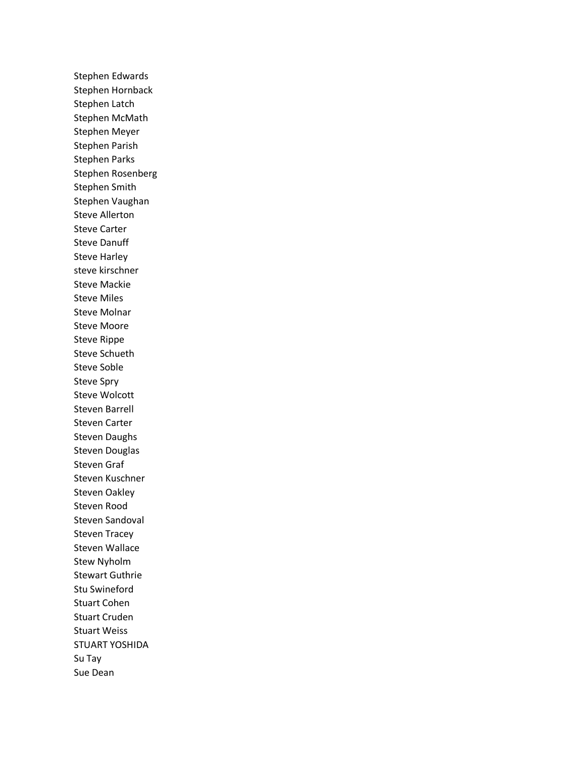Stephen Edwards
Stephen Hornback
Stephen Latch
Stephen McMath
Stephen Meyer
Stephen Parish
Stephen Parks
Stephen Rosenberg
Stephen Smith
Stephen Vaughan
Steve Allerton
Steve Carter
Steve Danuff
Steve Harley
steve kirschner
Steve Mackie
Steve Miles
Steve Molnar
Steve Moore
Steve Rippe
Steve Schueth
Steve Soble
Steve Spry
Steve Wolcott
Steven Barrell
Steven Carter
Steven Daughs
Steven Douglas
Steven Graf
Steven Kuschner
Steven Oakley
Steven Rood
Steven Sandoval
Steven Tracey
Steven Wallace
Stew Nyholm
Stewart Guthrie
Stu Swineford
Stuart Cohen
Stuart Cruden
Stuart Weiss
STUART YOSHIDA
Su Tay
Sue Dean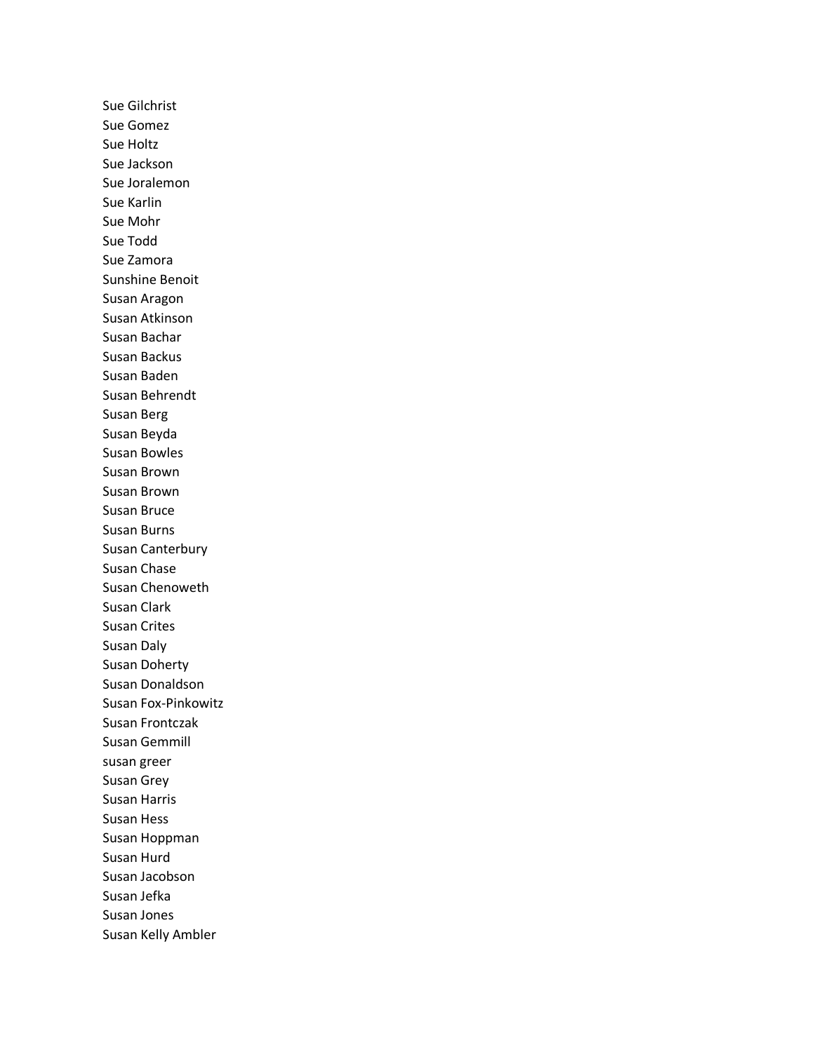Sue Gilchrist
Sue Gomez
Sue Holtz
Sue Jackson
Sue Joralemon
Sue Karlin
Sue Mohr
Sue Todd
Sue Zamora
Sunshine Benoit
Susan Aragon
Susan Atkinson
Susan Bachar
Susan Backus
Susan Baden
Susan Behrendt
Susan Berg
Susan Beyda
Susan Bowles
Susan Brown
Susan Brown
Susan Bruce
Susan Burns
Susan Canterbury
Susan Chase
Susan Chenoweth
Susan Clark
Susan Crites
Susan Daly
Susan Doherty
Susan Donaldson
Susan Fox-Pinkowitz
Susan Frontczak
Susan Gemmill
susan greer
Susan Grey
Susan Harris
Susan Hess
Susan Hoppman
Susan Hurd
Susan Jacobson
Susan Jefka
Susan Jones
Susan Kelly Ambler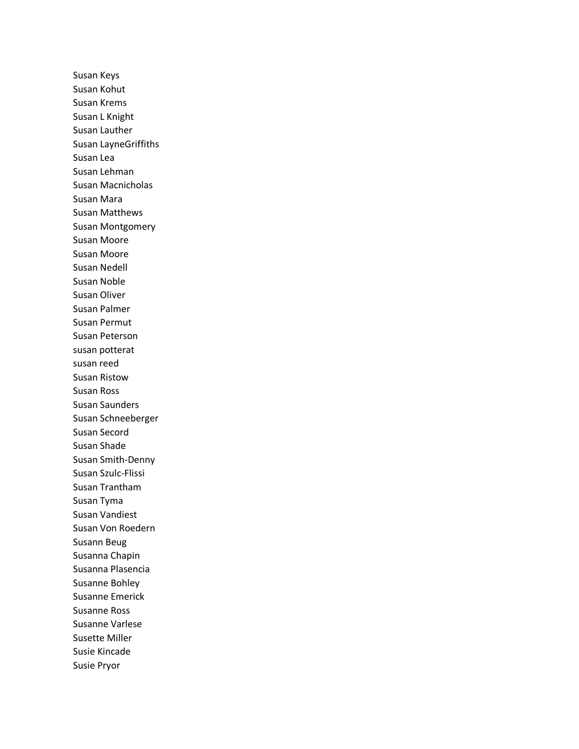Susan Keys
Susan Kohut
Susan Krems
Susan L Knight
Susan Lauther
Susan LayneGriffiths
Susan Lea
Susan Lehman
Susan Macnicholas
Susan Mara
Susan Matthews
Susan Montgomery
Susan Moore
Susan Moore
Susan Nedell
Susan Noble
Susan Oliver
Susan Palmer
Susan Permut
Susan Peterson
susan potterat
susan reed
Susan Ristow
Susan Ross
Susan Saunders
Susan Schneeberger
Susan Secord
Susan Shade
Susan Smith-Denny
Susan Szulc-Flissi
Susan Trantham
Susan Tyma
Susan Vandiest
Susan Von Roedern
Susann Beug
Susanna Chapin
Susanna Plasencia
Susanne Bohley
Susanne Emerick
Susanne Ross
Susanne Varlese
Susette Miller
Susie Kincade
Susie Pryor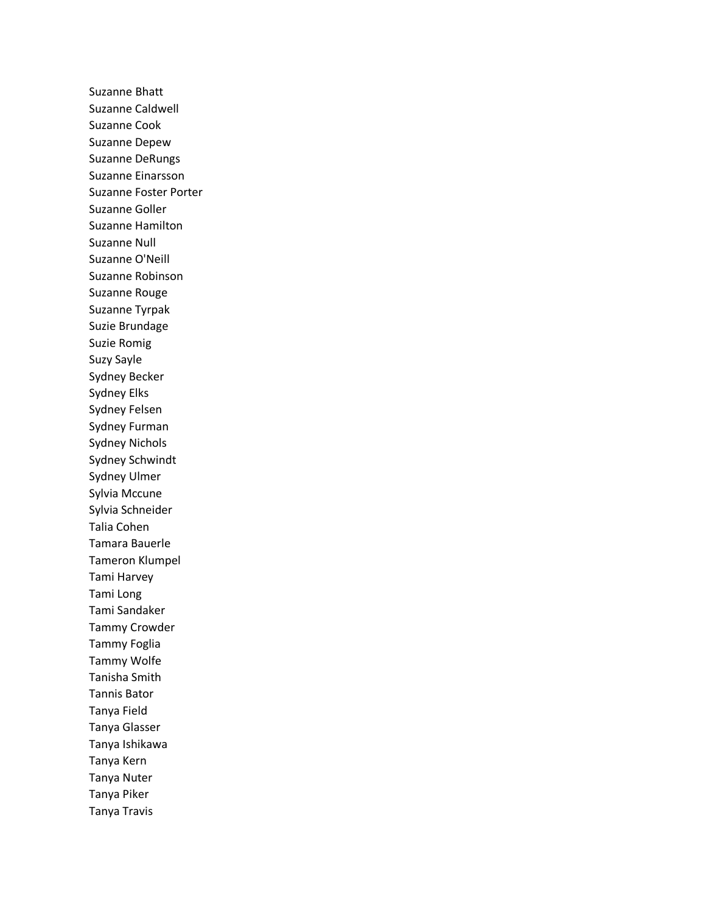Suzanne Bhatt
Suzanne Caldwell
Suzanne Cook
Suzanne Depew
Suzanne DeRungs
Suzanne Einarsson
Suzanne Foster Porter
Suzanne Goller
Suzanne Hamilton
Suzanne Null
Suzanne O'Neill
Suzanne Robinson
Suzanne Rouge
Suzanne Tyrpak
Suzie Brundage
Suzie Romig
Suzy Sayle
Sydney Becker
Sydney Elks
Sydney Felsen
Sydney Furman
Sydney Nichols
Sydney Schwindt
Sydney Ulmer
Sylvia Mccune
Sylvia Schneider
Talia Cohen
Tamara Bauerle
Tameron Klumpel
Tami Harvey
Tami Long
Tami Sandaker
Tammy Crowder
Tammy Foglia
Tammy Wolfe
Tanisha Smith
Tannis Bator
Tanya Field
Tanya Glasser
Tanya Ishikawa
Tanya Kern
Tanya Nuter
Tanya Piker
Tanya Travis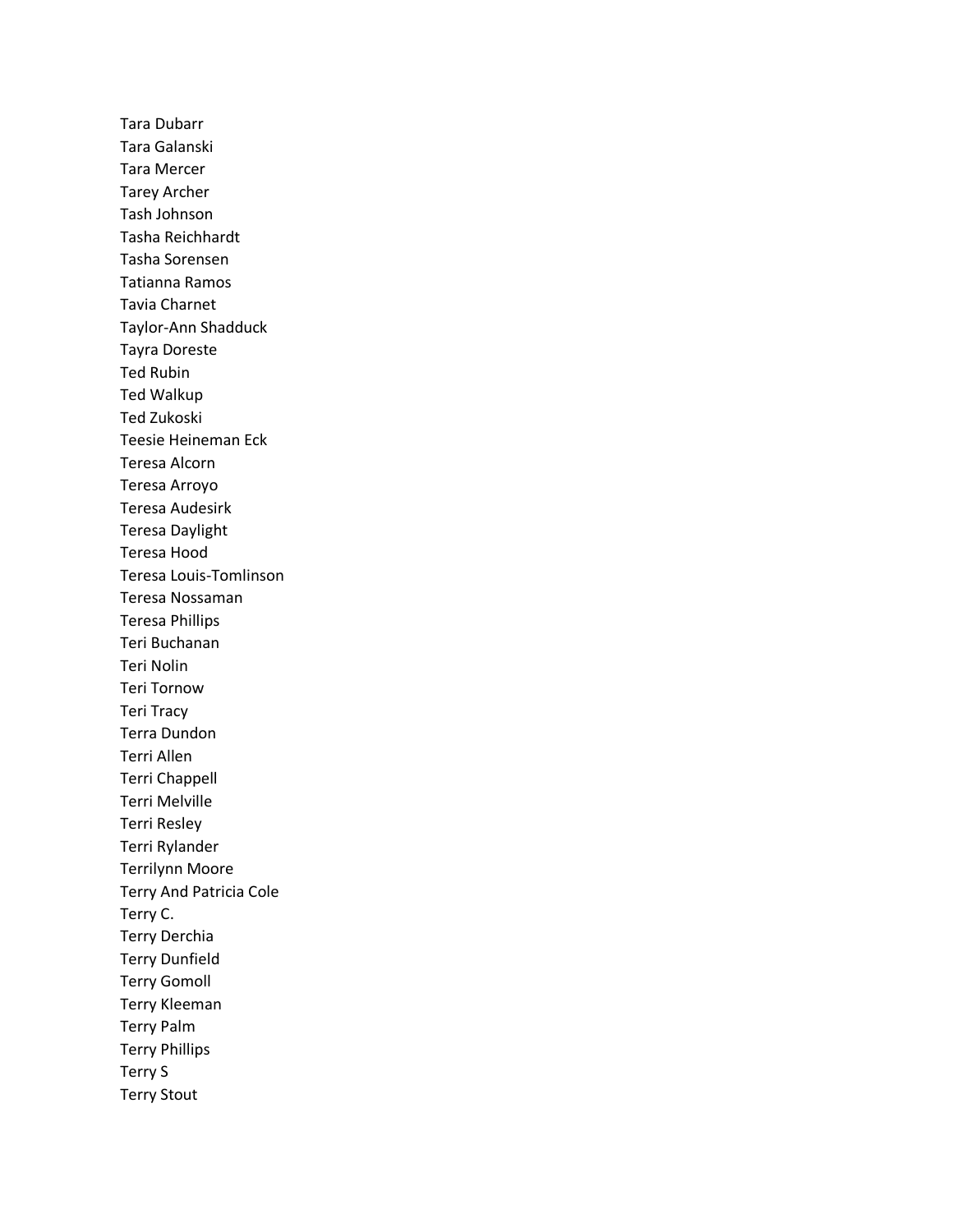Tara Dubarr
Tara Galanski
Tara Mercer
Tarey Archer
Tash Johnson
Tasha Reichhardt
Tasha Sorensen
Tatianna Ramos
Tavia Charnet
Taylor-Ann Shadduck
Tayra Doreste
Ted Rubin
Ted Walkup
Ted Zukoski
Teesie Heineman Eck
Teresa Alcorn
Teresa Arroyo
Teresa Audesirk
Teresa Daylight
Teresa Hood
Teresa Louis-Tomlinson
Teresa Nossaman
Teresa Phillips
Teri Buchanan
Teri Nolin
Teri Tornow
Teri Tracy
Terra Dundon
Terri Allen
Terri Chappell
Terri Melville
Terri Resley
Terri Rylander
Terrilynn Moore
Terry And Patricia Cole
Terry C.
Terry Derchia
Terry Dunfield
Terry Gomoll
Terry Kleeman
Terry Palm
Terry Phillips
Terry S
Terry Stout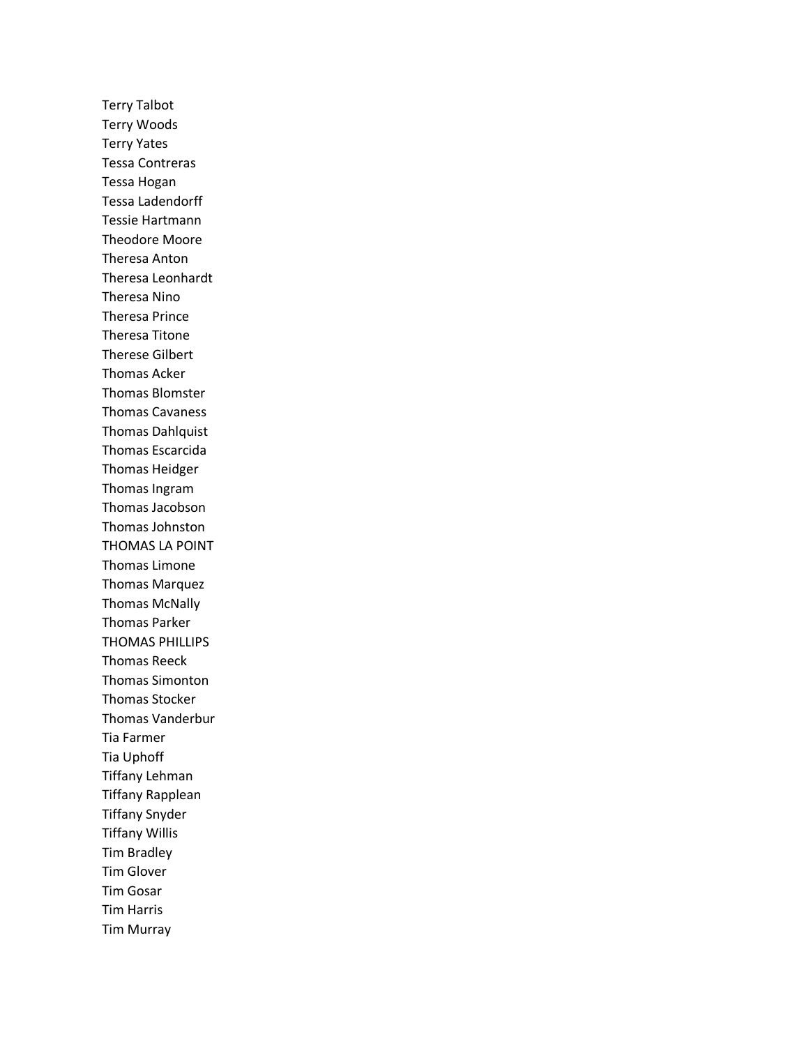Terry Talbot
Terry Woods
Terry Yates
Tessa Contreras
Tessa Hogan
Tessa Ladendorff
Tessie Hartmann
Theodore Moore
Theresa Anton
Theresa Leonhardt
Theresa Nino
Theresa Prince
Theresa Titone
Therese Gilbert
Thomas Acker
Thomas Blomster
Thomas Cavaness
Thomas Dahlquist
Thomas Escarcida
Thomas Heidger
Thomas Ingram
Thomas Jacobson
Thomas Johnston
THOMAS LA POINT
Thomas Limone
Thomas Marquez
Thomas McNally
Thomas Parker
THOMAS PHILLIPS
Thomas Reeck
Thomas Simonton
Thomas Stocker
Thomas Vanderbur
Tia Farmer
Tia Uphoff
Tiffany Lehman
Tiffany Rapplean
Tiffany Snyder
Tiffany Willis
Tim Bradley
Tim Glover
Tim Gosar
Tim Harris
Tim Murray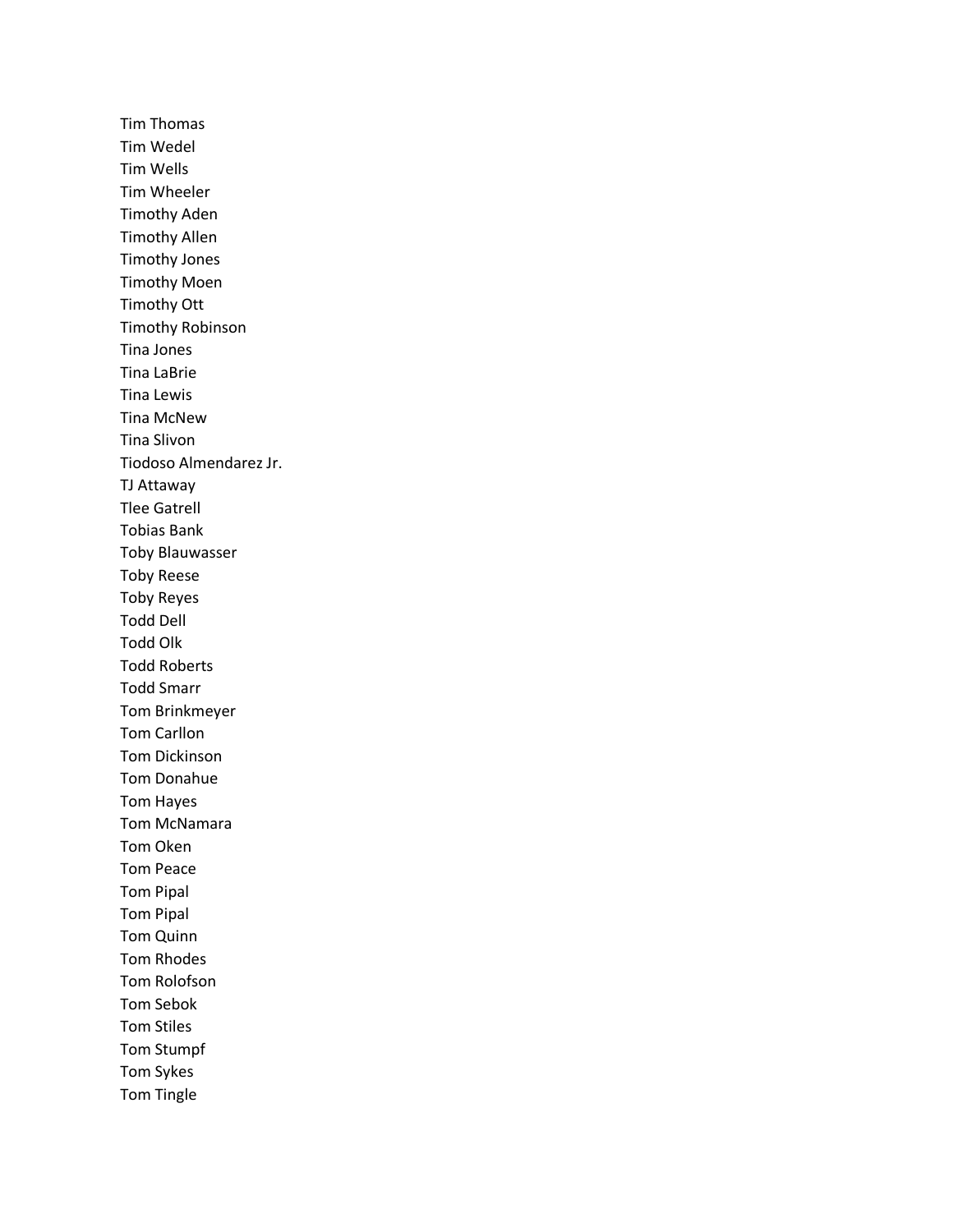Tim Thomas
Tim Wedel
Tim Wells
Tim Wheeler
Timothy Aden
Timothy Allen
Timothy Jones
Timothy Moen
Timothy Ott
Timothy Robinson
Tina Jones
Tina LaBrie
Tina Lewis
Tina McNew
Tina Slivon
Tiodoso Almendarez Jr.
TJ Attaway
Tlee Gatrell
Tobias Bank
Toby Blauwasser
Toby Reese
Toby Reyes
Todd Dell
Todd Olk
Todd Roberts
Todd Smarr
Tom Brinkmeyer
Tom Carllon
Tom Dickinson
Tom Donahue
Tom Hayes
Tom McNamara
Tom Oken
Tom Peace
Tom Pipal
Tom Pipal
Tom Quinn
Tom Rhodes
Tom Rolofson
Tom Sebok
Tom Stiles
Tom Stumpf
Tom Sykes
Tom Tingle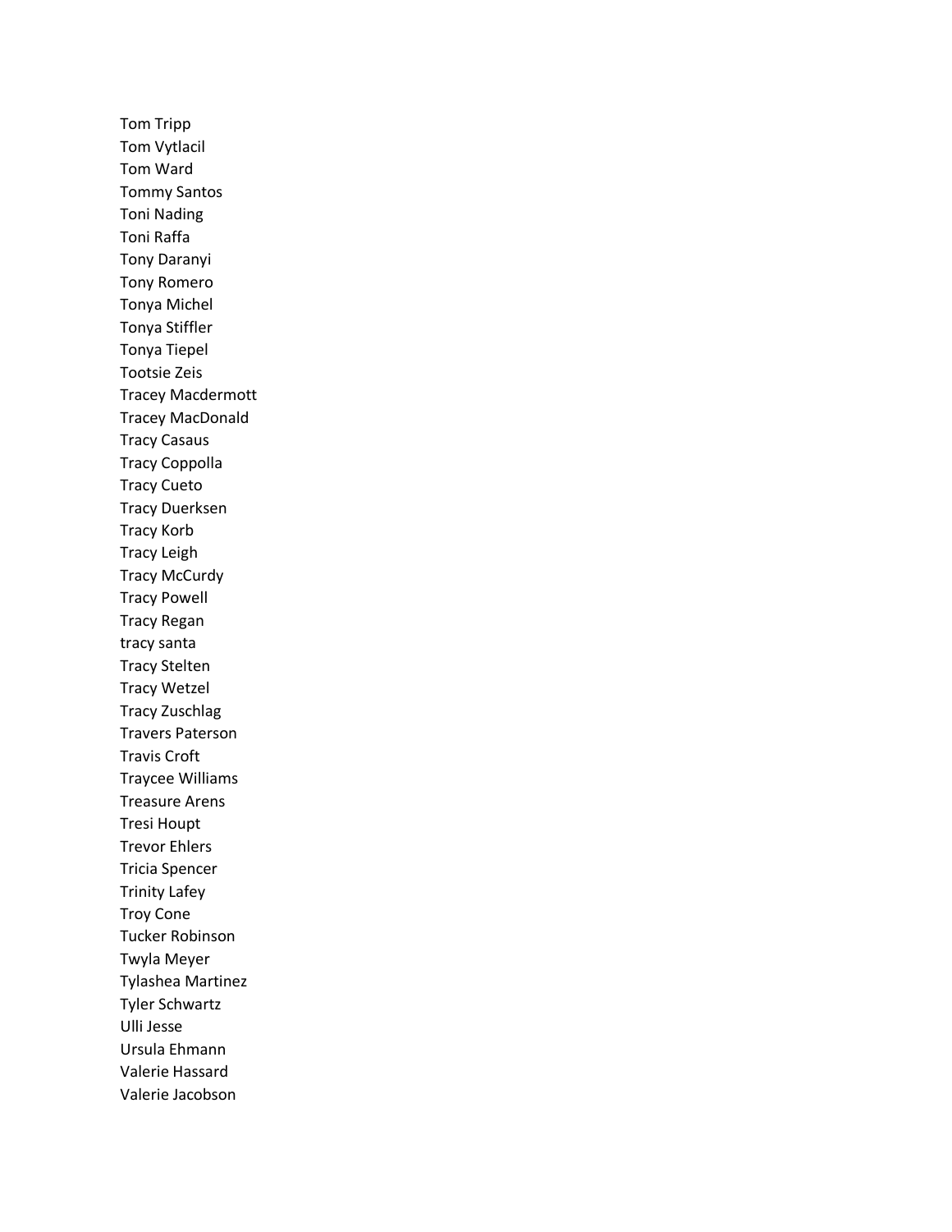Tom Tripp
Tom Vytlacil
Tom Ward
Tommy Santos
Toni Nading
Toni Raffa
Tony Daranyi
Tony Romero
Tonya Michel
Tonya Stiffler
Tonya Tiepel
Tootsie Zeis
Tracey Macdermott
Tracey MacDonald
Tracy Casaus
Tracy Coppolla
Tracy Cueto
Tracy Duerksen
Tracy Korb
Tracy Leigh
Tracy McCurdy
Tracy Powell
Tracy Regan
tracy santa
Tracy Stelten
Tracy Wetzel
Tracy Zuschlag
Travers Paterson
Travis Croft
Traycee Williams
Treasure Arens
Tresi Houpt
Trevor Ehlers
Tricia Spencer
Trinity Lafey
Troy Cone
Tucker Robinson
Twyla Meyer
Tylashea Martinez
Tyler Schwartz
Ulli Jesse
Ursula Ehmann
Valerie Hassard
Valerie Jacobson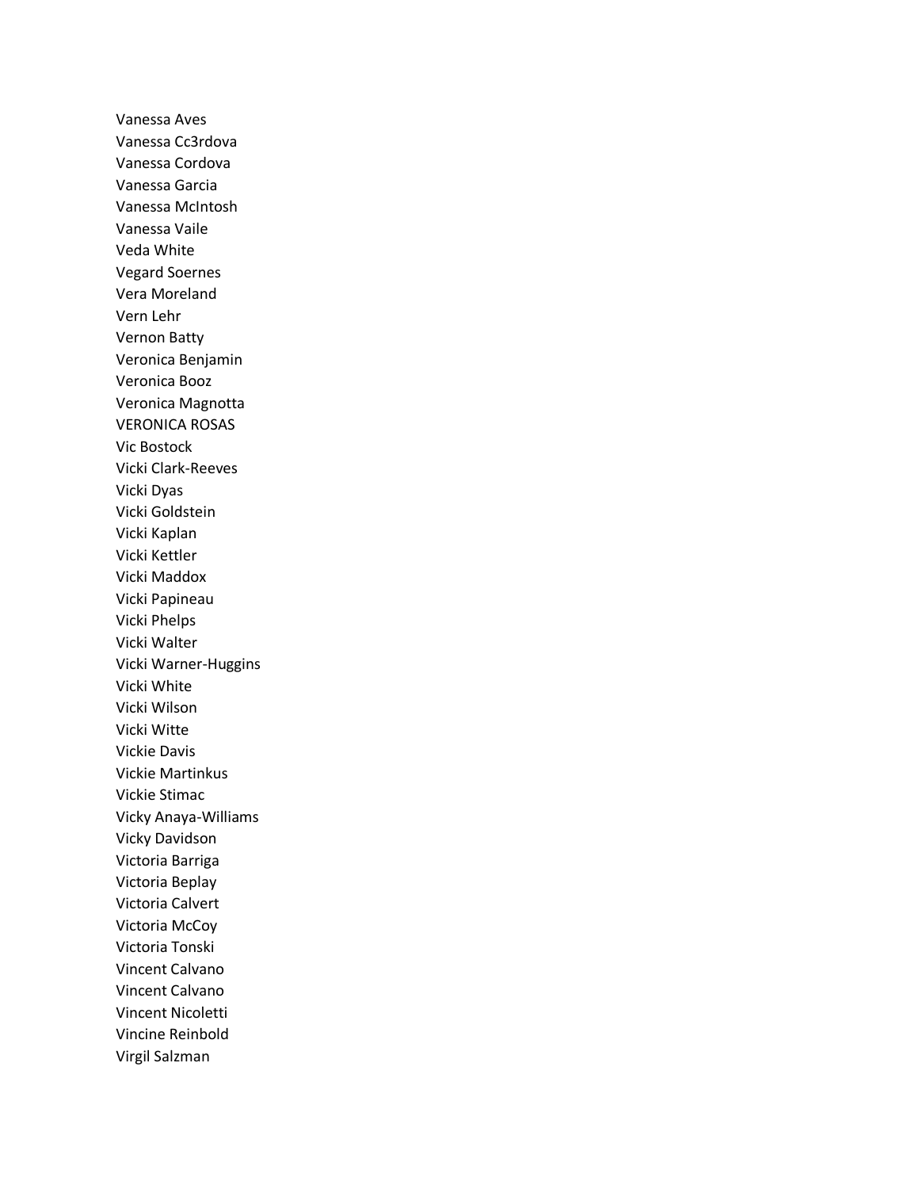Vanessa Aves
Vanessa Cc3rdova
Vanessa Cordova
Vanessa Garcia
Vanessa McIntosh
Vanessa Vaile
Veda White
Vegard Soernes
Vera Moreland
Vern Lehr
Vernon Batty
Veronica Benjamin
Veronica Booz
Veronica Magnotta
VERONICA ROSAS
Vic Bostock
Vicki Clark-Reeves
Vicki Dyas
Vicki Goldstein
Vicki Kaplan
Vicki Kettler
Vicki Maddox
Vicki Papineau
Vicki Phelps
Vicki Walter
Vicki Warner-Huggins
Vicki White
Vicki Wilson
Vicki Witte
Vickie Davis
Vickie Martinkus
Vickie Stimac
Vicky Anaya-Williams
Vicky Davidson
Victoria Barriga
Victoria Beplay
Victoria Calvert
Victoria McCoy
Victoria Tonski
Vincent Calvano
Vincent Calvano
Vincent Nicoletti
Vincine Reinbold
Virgil Salzman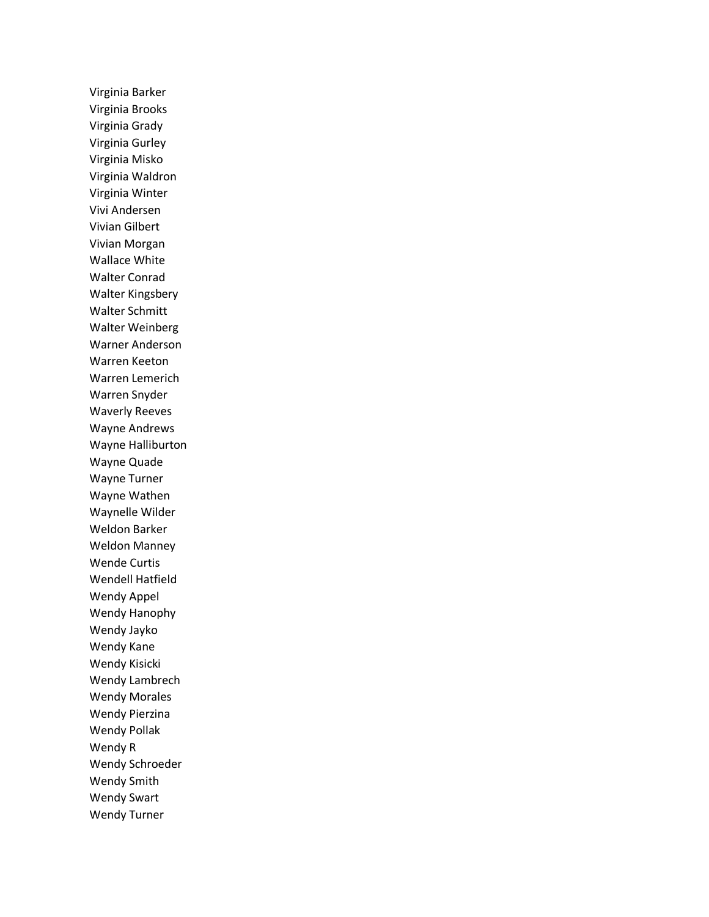Virginia Barker
Virginia Brooks
Virginia Grady
Virginia Gurley
Virginia Misko
Virginia Waldron
Virginia Winter
Vivi Andersen
Vivian Gilbert
Vivian Morgan
Wallace White
Walter Conrad
Walter Kingsbery
Walter Schmitt
Walter Weinberg
Warner Anderson
Warren Keeton
Warren Lemerich
Warren Snyder
Waverly Reeves
Wayne Andrews
Wayne Halliburton
Wayne Quade
Wayne Turner
Wayne Wathen
Waynelle Wilder
Weldon Barker
Weldon Manney
Wende Curtis
Wendell Hatfield
Wendy Appel
Wendy Hanophy
Wendy Jayko
Wendy Kane
Wendy Kisicki
Wendy Lambrech
Wendy Morales
Wendy Pierzina
Wendy Pollak
Wendy R
Wendy Schroeder
Wendy Smith
Wendy Swart
Wendy Turner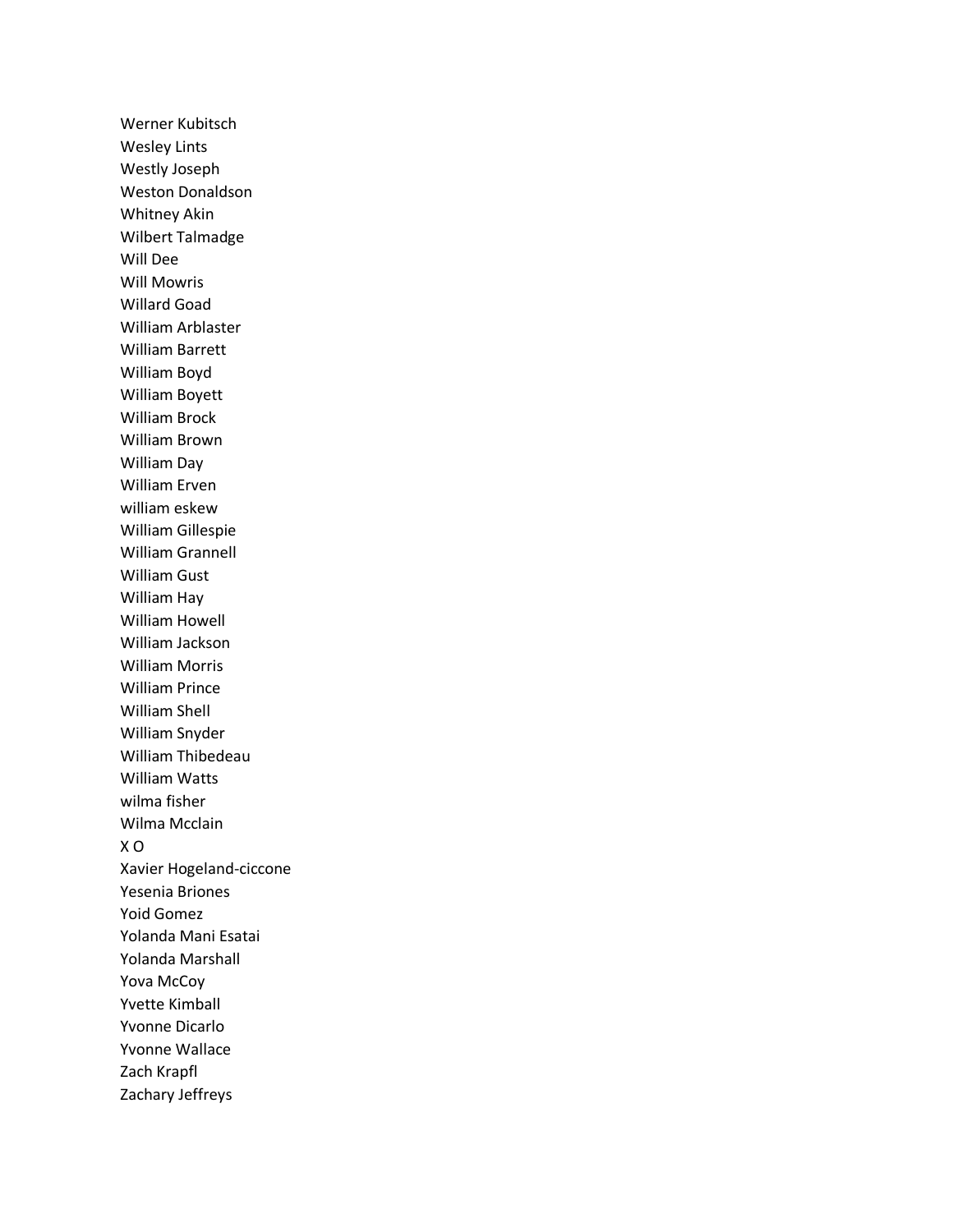Werner Kubitsch
Wesley Lints
Westly Joseph
Weston Donaldson
Whitney Akin
Wilbert Talmadge
Will Dee
Will Mowris
Willard Goad
William Arblaster
William Barrett
William Boyd
William Boyett
William Brock
William Brown
William Day
William Erven
william eskew
William Gillespie
William Grannell
William Gust
William Hay
William Howell
William Jackson
William Morris
William Prince
William Shell
William Snyder
William Thibedeau
William Watts
wilma fisher
Wilma Mcclain
X O
Xavier Hogeland-ciccone
Yesenia Briones
Yoid Gomez
Yolanda Mani Esatai
Yolanda Marshall
Yova McCoy
Yvette Kimball
Yvonne Dicarlo
Yvonne Wallace
Zach Krapfl
Zachary Jeffreys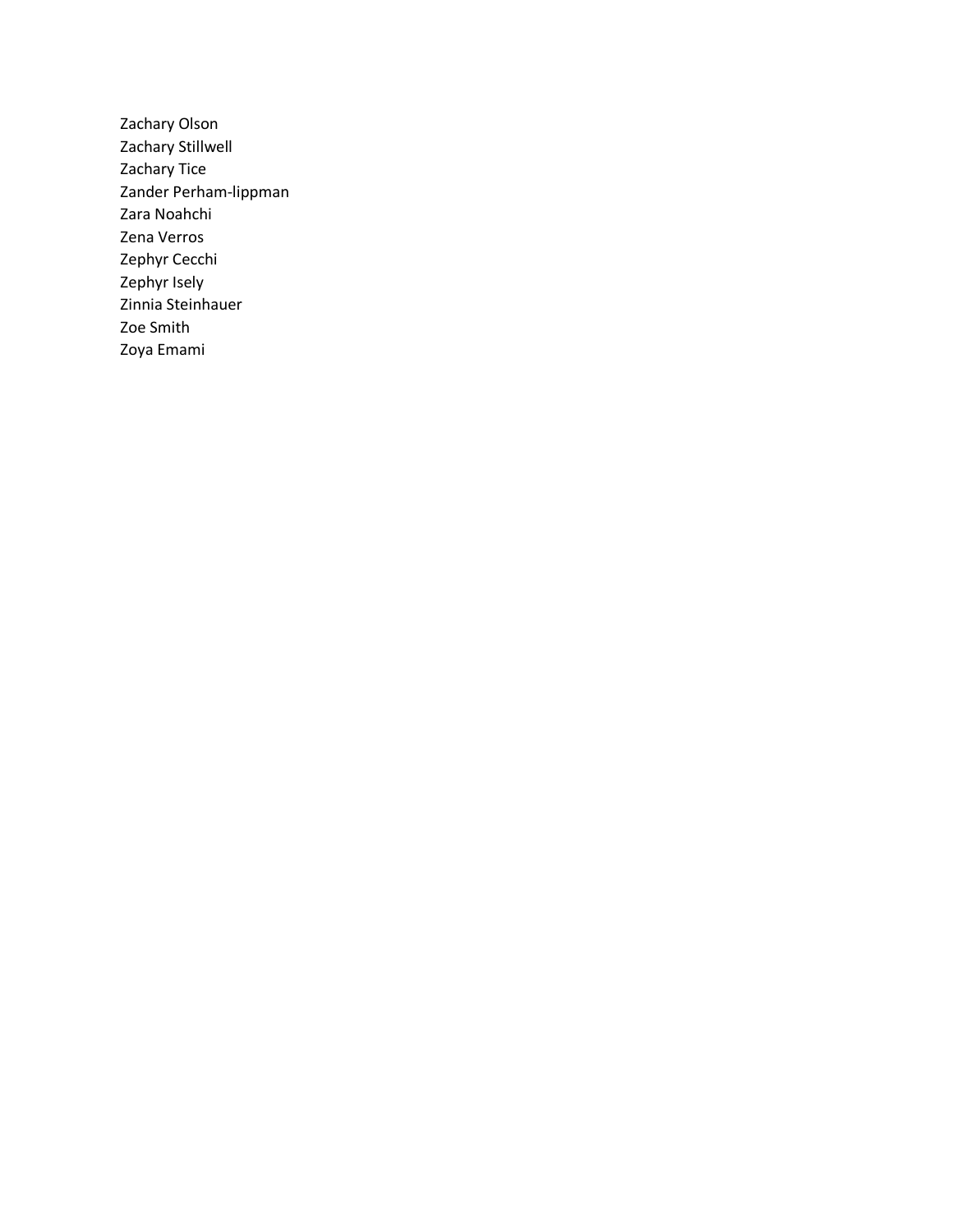Zachary Olson
Zachary Stillwell
Zachary Tice
Zander Perham-lippman
Zara Noahchi
Zena Verros
Zephyr Cecchi
Zephyr Isely
Zinnia Steinhauer
Zoe Smith
Zoya Emami